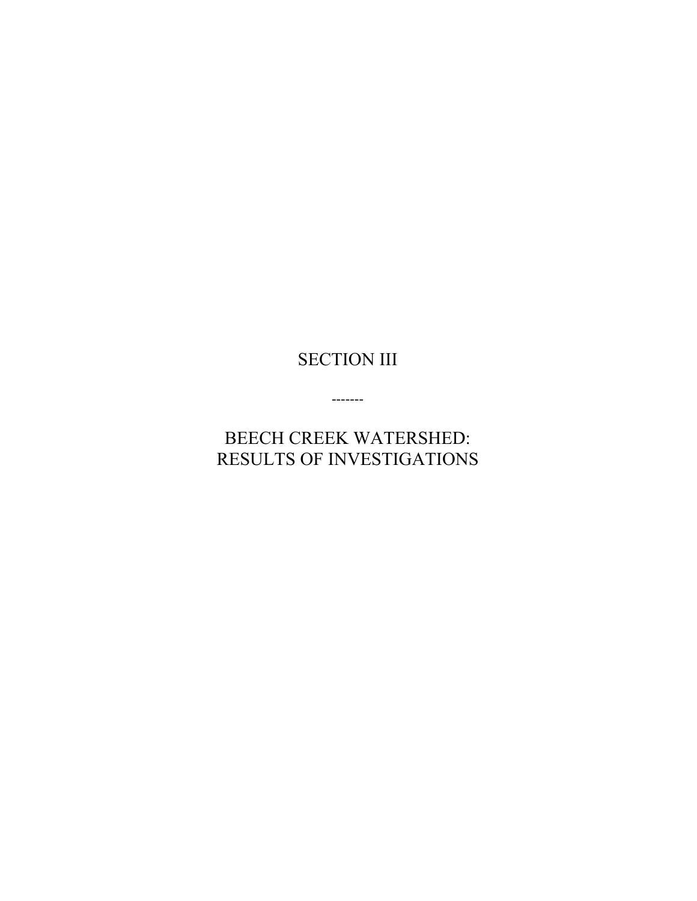# SECTION III

-------

# BEECH CREEK WATERSHED: RESULTS OF INVESTIGATIONS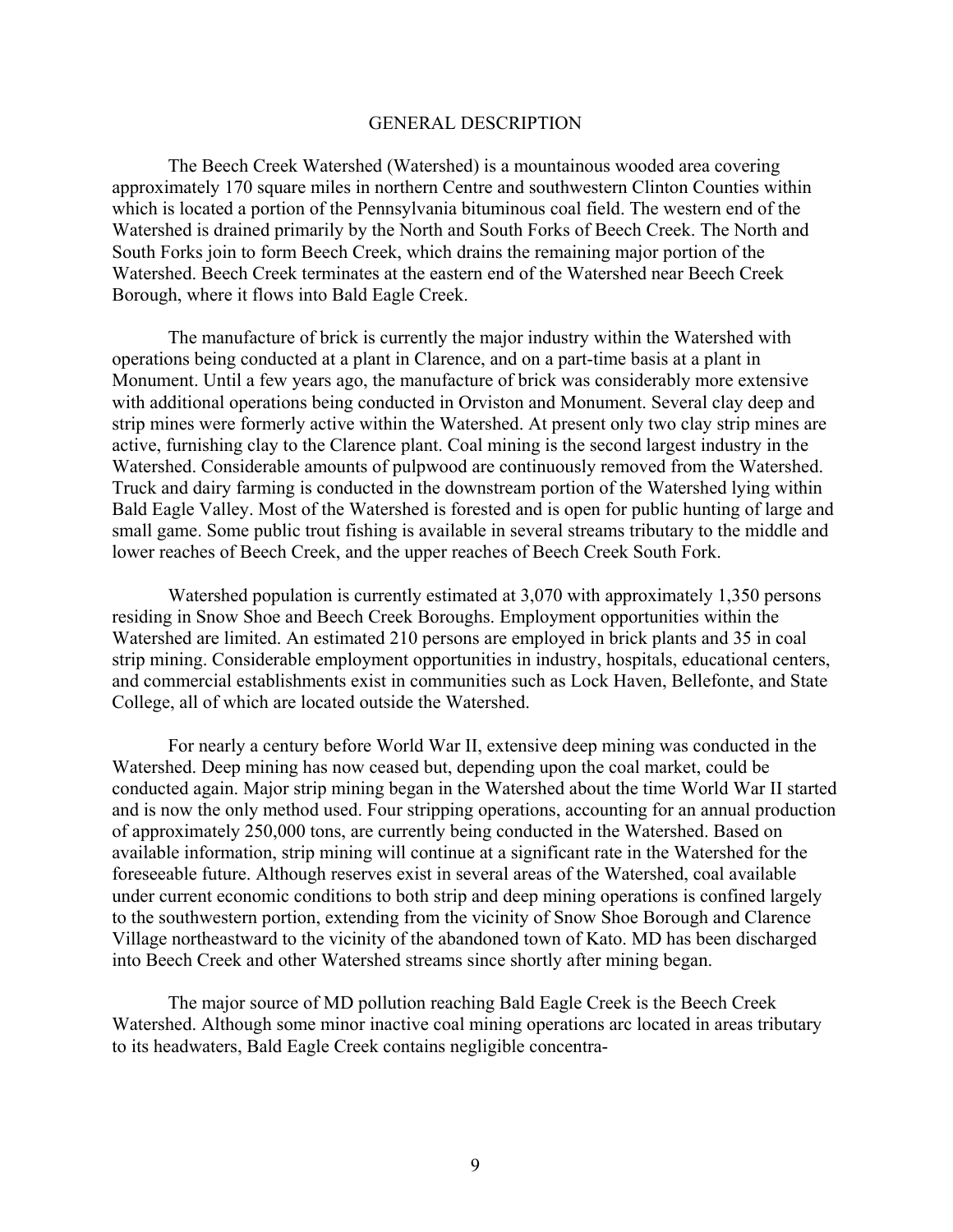# GENERAL DESCRIPTION

The Beech Creek Watershed (Watershed) is a mountainous wooded area covering approximately 170 square miles in northern Centre and southwestern Clinton Counties within which is located a portion of the Pennsylvania bituminous coal field. The western end of the Watershed is drained primarily by the North and South Forks of Beech Creek. The North and South Forks join to form Beech Creek, which drains the remaining major portion of the Watershed. Beech Creek terminates at the eastern end of the Watershed near Beech Creek Borough, where it flows into Bald Eagle Creek.

The manufacture of brick is currently the major industry within the Watershed with operations being conducted at a plant in Clarence, and on a part-time basis at a plant in Monument. Until a few years ago, the manufacture of brick was considerably more extensive with additional operations being conducted in Orviston and Monument. Several clay deep and strip mines were formerly active within the Watershed. At present only two clay strip mines are active, furnishing clay to the Clarence plant. Coal mining is the second largest industry in the Watershed. Considerable amounts of pulpwood are continuously removed from the Watershed. Truck and dairy farming is conducted in the downstream portion of the Watershed lying within Bald Eagle Valley. Most of the Watershed is forested and is open for public hunting of large and small game. Some public trout fishing is available in several streams tributary to the middle and lower reaches of Beech Creek, and the upper reaches of Beech Creek South Fork.

Watershed population is currently estimated at 3,070 with approximately 1,350 persons residing in Snow Shoe and Beech Creek Boroughs. Employment opportunities within the Watershed are limited. An estimated 210 persons are employed in brick plants and 35 in coal strip mining. Considerable employment opportunities in industry, hospitals, educational centers, and commercial establishments exist in communities such as Lock Haven, Bellefonte, and State College, all of which are located outside the Watershed.

For nearly a century before World War II, extensive deep mining was conducted in the Watershed. Deep mining has now ceased but, depending upon the coal market, could be conducted again. Major strip mining began in the Watershed about the time World War II started and is now the only method used. Four stripping operations, accounting for an annual production of approximately 250,000 tons, are currently being conducted in the Watershed. Based on available information, strip mining will continue at a significant rate in the Watershed for the foreseeable future. Although reserves exist in several areas of the Watershed, coal available under current economic conditions to both strip and deep mining operations is confined largely to the southwestern portion, extending from the vicinity of Snow Shoe Borough and Clarence Village northeastward to the vicinity of the abandoned town of Kato. MD has been discharged into Beech Creek and other Watershed streams since shortly after mining began.

The major source of MD pollution reaching Bald Eagle Creek is the Beech Creek Watershed. Although some minor inactive coal mining operations arc located in areas tributary to its headwaters, Bald Eagle Creek contains negligible concentra-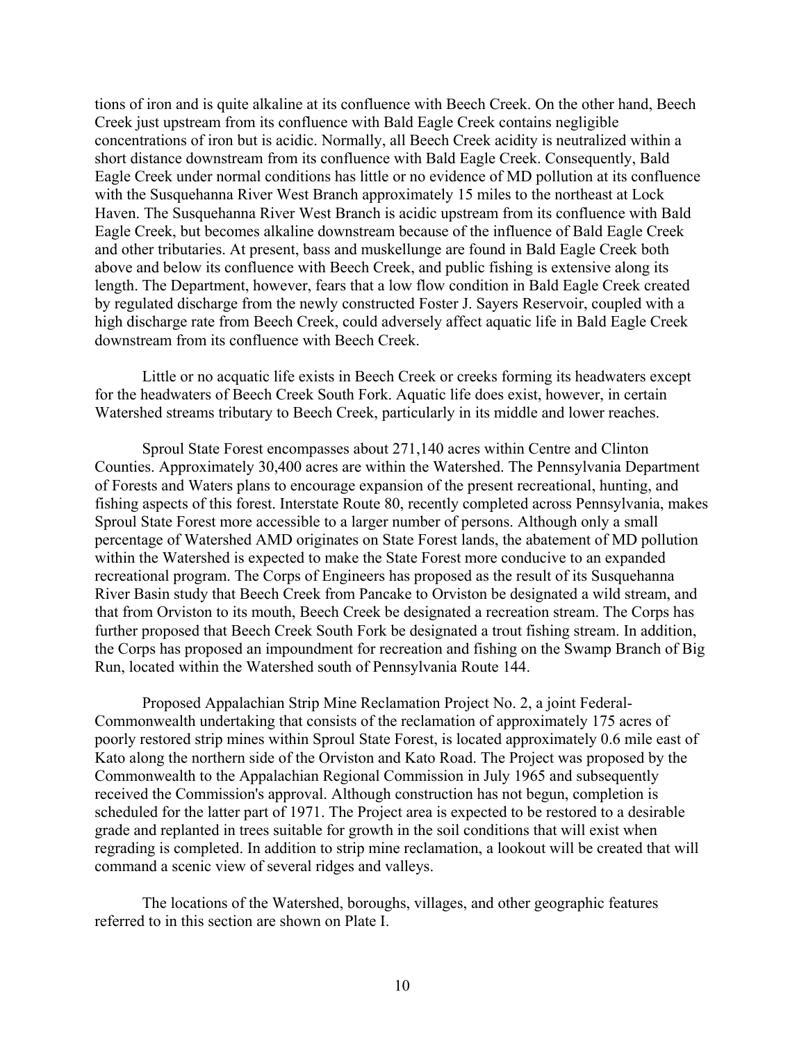tions of iron and is quite alkaline at its confluence with Beech Creek. On the other hand, Beech Creek just upstream from its confluence with Bald Eagle Creek contains negligible concentrations of iron but is acidic. Normally, all Beech Creek acidity is neutralized within a short distance downstream from its confluence with Bald Eagle Creek. Consequently, Bald Eagle Creek under normal conditions has little or no evidence of MD pollution at its confluence with the Susquehanna River West Branch approximately 15 miles to the northeast at Lock Haven. The Susquehanna River West Branch is acidic upstream from its confluence with Bald Eagle Creek, but becomes alkaline downstream because of the influence of Bald Eagle Creek and other tributaries. At present, bass and muskellunge are found in Bald Eagle Creek both above and below its confluence with Beech Creek, and public fishing is extensive along its length. The Department, however, fears that a low flow condition in Bald Eagle Creek created by regulated discharge from the newly constructed Foster J. Sayers Reservoir, coupled with a high discharge rate from Beech Creek, could adversely affect aquatic life in Bald Eagle Creek downstream from its confluence with Beech Creek.

Little or no acquatic life exists in Beech Creek or creeks forming its headwaters except for the headwaters of Beech Creek South Fork. Aquatic life does exist, however, in certain Watershed streams tributary to Beech Creek, particularly in its middle and lower reaches.

Sproul State Forest encompasses about 271,140 acres within Centre and Clinton Counties. Approximately 30,400 acres are within the Watershed. The Pennsylvania Department of Forests and Waters plans to encourage expansion of the present recreational, hunting, and fishing aspects of this forest. Interstate Route 80, recently completed across Pennsylvania, makes Sproul State Forest more accessible to a larger number of persons. Although only a small percentage of Watershed AMD originates on State Forest lands, the abatement of MD pollution within the Watershed is expected to make the State Forest more conducive to an expanded recreational program. The Corps of Engineers has proposed as the result of its Susquehanna River Basin study that Beech Creek from Pancake to Orviston be designated a wild stream, and that from Orviston to its mouth, Beech Creek be designated a recreation stream. The Corps has further proposed that Beech Creek South Fork be designated a trout fishing stream. In addition, the Corps has proposed an impoundment for recreation and fishing on the Swamp Branch of Big Run, located within the Watershed south of Pennsylvania Route 144.

Proposed Appalachian Strip Mine Reclamation Project No. 2, a joint Federal-Commonwealth undertaking that consists of the reclamation of approximately 175 acres of poorly restored strip mines within Sproul State Forest, is located approximately 0.6 mile east of Kato along the northern side of the Orviston and Kato Road. The Project was proposed by the Commonwealth to the Appalachian Regional Commission in July 1965 and subsequently received the Commission's approval. Although construction has not begun, completion is scheduled for the latter part of 1971. The Project area is expected to be restored to a desirable grade and replanted in trees suitable for growth in the soil conditions that will exist when regrading is completed. In addition to strip mine reclamation, a lookout will be created that will command a scenic view of several ridges and valleys.

The locations of the Watershed, boroughs, villages, and other geographic features referred to in this section are shown on Plate I.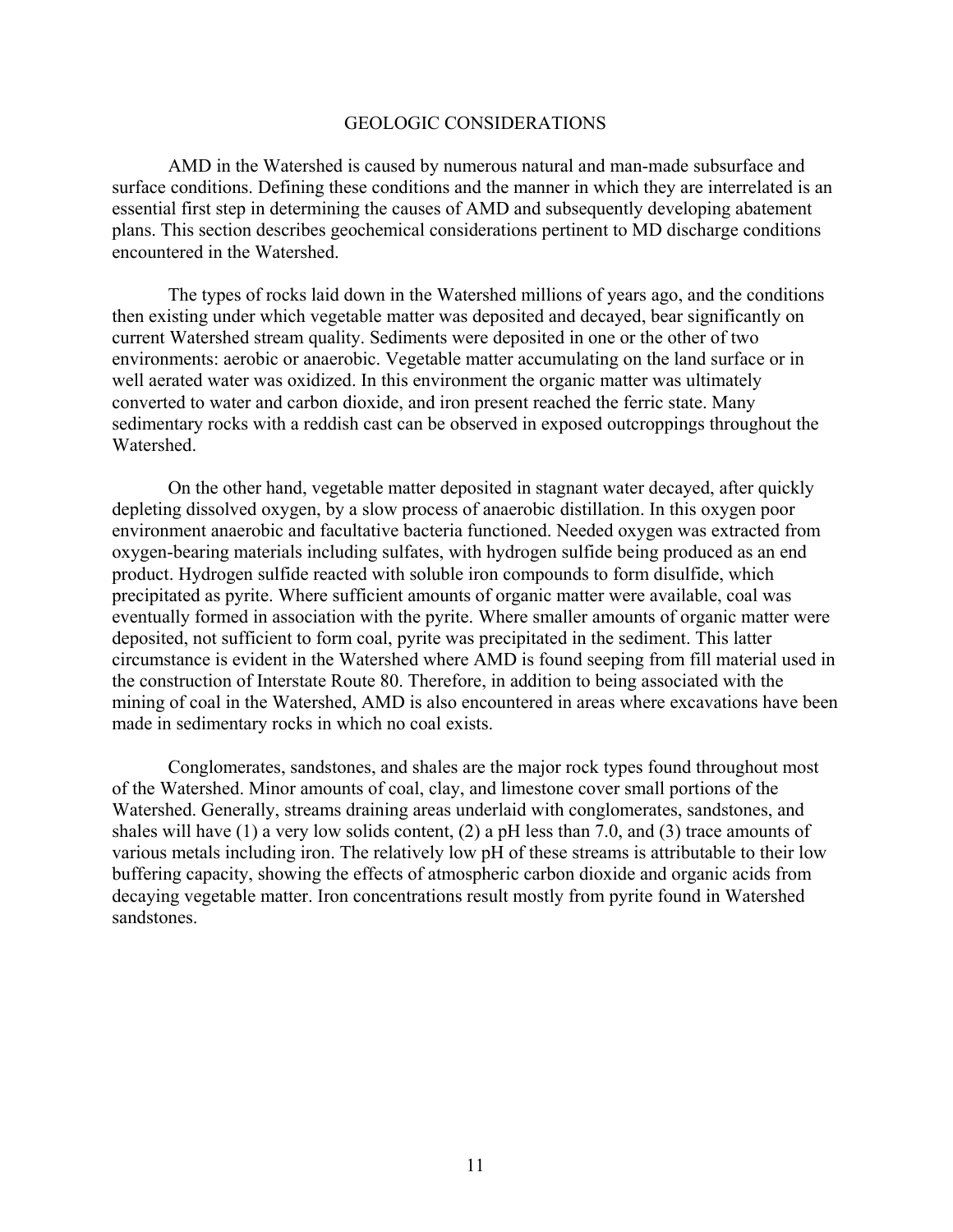# GEOLOGIC CONSIDERATIONS

AMD in the Watershed is caused by numerous natural and man-made subsurface and surface conditions. Defining these conditions and the manner in which they are interrelated is an essential first step in determining the causes of AMD and subsequently developing abatement plans. This section describes geochemical considerations pertinent to MD discharge conditions encountered in the Watershed.

The types of rocks laid down in the Watershed millions of years ago, and the conditions then existing under which vegetable matter was deposited and decayed, bear significantly on current Watershed stream quality. Sediments were deposited in one or the other of two environments: aerobic or anaerobic. Vegetable matter accumulating on the land surface or in well aerated water was oxidized. In this environment the organic matter was ultimately converted to water and carbon dioxide, and iron present reached the ferric state. Many sedimentary rocks with a reddish cast can be observed in exposed outcroppings throughout the Watershed.

On the other hand, vegetable matter deposited in stagnant water decayed, after quickly depleting dissolved oxygen, by a slow process of anaerobic distillation. In this oxygen poor environment anaerobic and facultative bacteria functioned. Needed oxygen was extracted from oxygen-bearing materials including sulfates, with hydrogen sulfide being produced as an end product. Hydrogen sulfide reacted with soluble iron compounds to form disulfide, which precipitated as pyrite. Where sufficient amounts of organic matter were available, coal was eventually formed in association with the pyrite. Where smaller amounts of organic matter were deposited, not sufficient to form coal, pyrite was precipitated in the sediment. This latter circumstance is evident in the Watershed where AMD is found seeping from fill material used in the construction of Interstate Route 80. Therefore, in addition to being associated with the mining of coal in the Watershed, AMD is also encountered in areas where excavations have been made in sedimentary rocks in which no coal exists.

Conglomerates, sandstones, and shales are the major rock types found throughout most of the Watershed. Minor amounts of coal, clay, and limestone cover small portions of the Watershed. Generally, streams draining areas underlaid with conglomerates, sandstones, and shales will have (1) a very low solids content, (2) a pH less than 7.0, and (3) trace amounts of various metals including iron. The relatively low pH of these streams is attributable to their low buffering capacity, showing the effects of atmospheric carbon dioxide and organic acids from decaying vegetable matter. Iron concentrations result mostly from pyrite found in Watershed sandstones.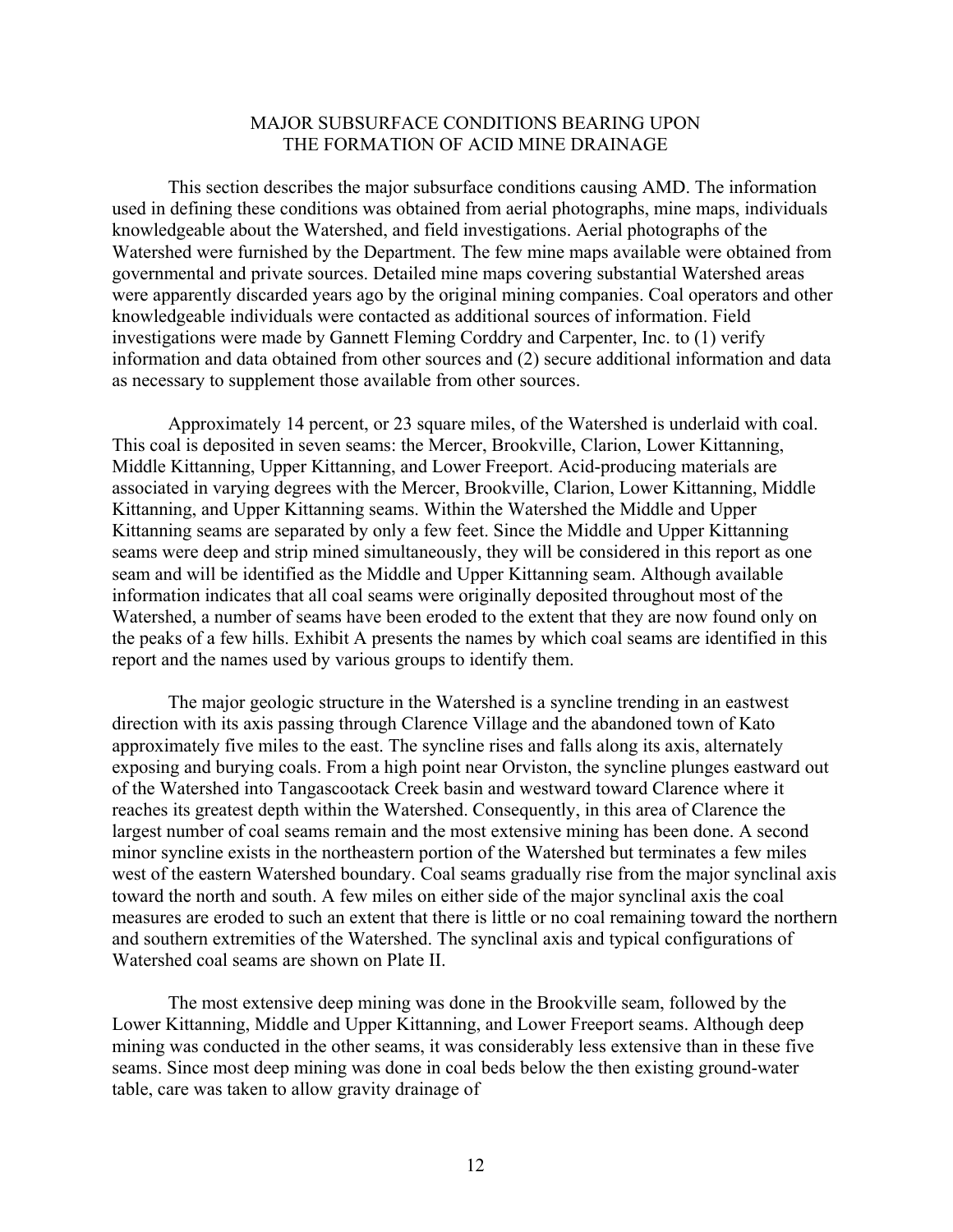## MAJOR SUBSURFACE CONDITIONS BEARING UPON THE FORMATION OF ACID MINE DRAINAGE

This section describes the major subsurface conditions causing AMD. The information used in defining these conditions was obtained from aerial photographs, mine maps, individuals knowledgeable about the Watershed, and field investigations. Aerial photographs of the Watershed were furnished by the Department. The few mine maps available were obtained from governmental and private sources. Detailed mine maps covering substantial Watershed areas were apparently discarded years ago by the original mining companies. Coal operators and other knowledgeable individuals were contacted as additional sources of information. Field investigations were made by Gannett Fleming Corddry and Carpenter, Inc. to (1) verify information and data obtained from other sources and (2) secure additional information and data as necessary to supplement those available from other sources.

Approximately 14 percent, or 23 square miles, of the Watershed is underlaid with coal. This coal is deposited in seven seams: the Mercer, Brookville, Clarion, Lower Kittanning, Middle Kittanning, Upper Kittanning, and Lower Freeport. Acid-producing materials are associated in varying degrees with the Mercer, Brookville, Clarion, Lower Kittanning, Middle Kittanning, and Upper Kittanning seams. Within the Watershed the Middle and Upper Kittanning seams are separated by only a few feet. Since the Middle and Upper Kittanning seams were deep and strip mined simultaneously, they will be considered in this report as one seam and will be identified as the Middle and Upper Kittanning seam. Although available information indicates that all coal seams were originally deposited throughout most of the Watershed, a number of seams have been eroded to the extent that they are now found only on the peaks of a few hills. Exhibit A presents the names by which coal seams are identified in this report and the names used by various groups to identify them.

The major geologic structure in the Watershed is a syncline trending in an eastwest direction with its axis passing through Clarence Village and the abandoned town of Kato approximately five miles to the east. The syncline rises and falls along its axis, alternately exposing and burying coals. From a high point near Orviston, the syncline plunges eastward out of the Watershed into Tangascootack Creek basin and westward toward Clarence where it reaches its greatest depth within the Watershed. Consequently, in this area of Clarence the largest number of coal seams remain and the most extensive mining has been done. A second minor syncline exists in the northeastern portion of the Watershed but terminates a few miles west of the eastern Watershed boundary. Coal seams gradually rise from the major synclinal axis toward the north and south. A few miles on either side of the major synclinal axis the coal measures are eroded to such an extent that there is little or no coal remaining toward the northern and southern extremities of the Watershed. The synclinal axis and typical configurations of Watershed coal seams are shown on Plate II.

The most extensive deep mining was done in the Brookville seam, followed by the Lower Kittanning, Middle and Upper Kittanning, and Lower Freeport seams. Although deep mining was conducted in the other seams, it was considerably less extensive than in these five seams. Since most deep mining was done in coal beds below the then existing ground-water table, care was taken to allow gravity drainage of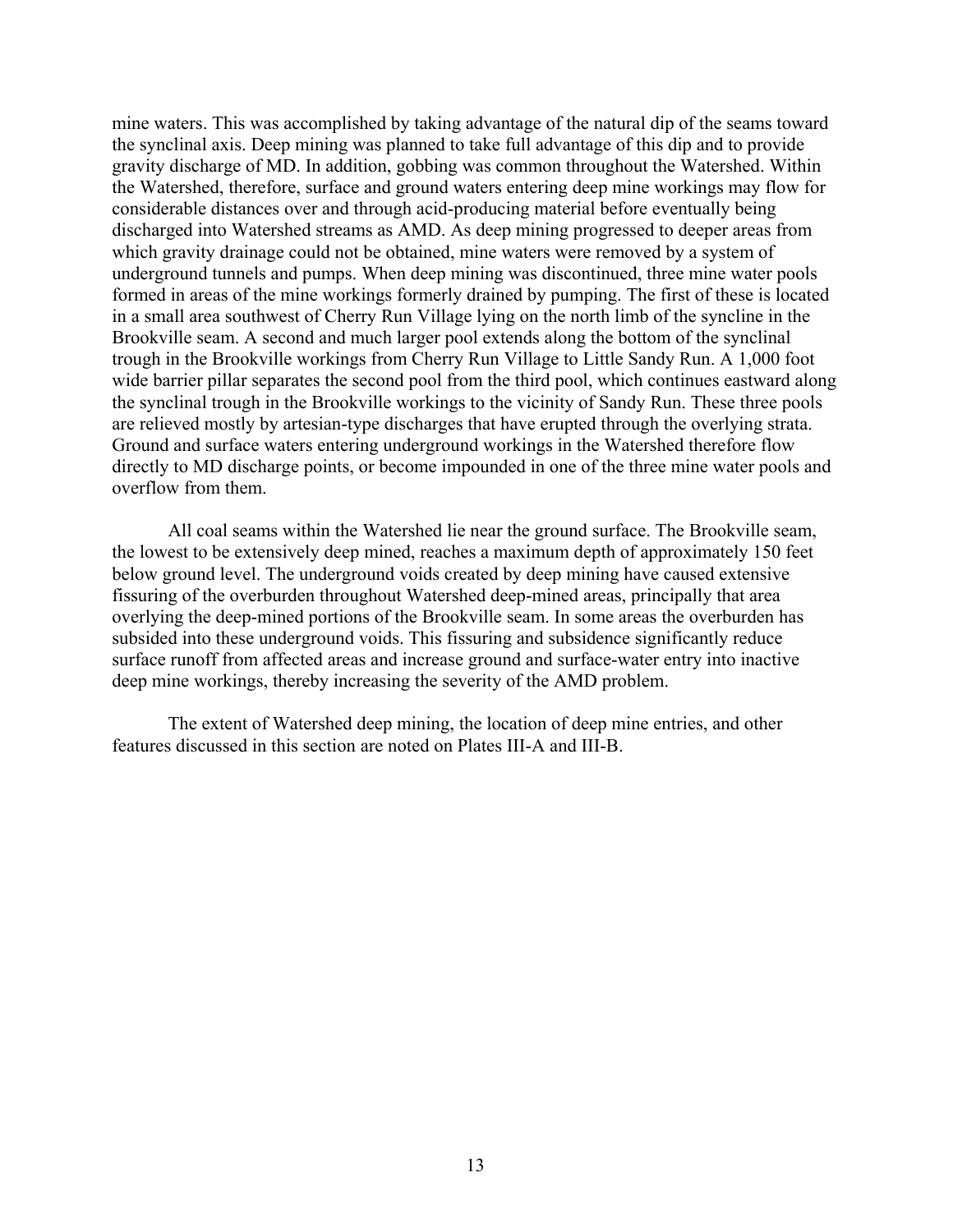mine waters. This was accomplished by taking advantage of the natural dip of the seams toward the synclinal axis. Deep mining was planned to take full advantage of this dip and to provide gravity discharge of MD. In addition, gobbing was common throughout the Watershed. Within the Watershed, therefore, surface and ground waters entering deep mine workings may flow for considerable distances over and through acid-producing material before eventually being discharged into Watershed streams as AMD. As deep mining progressed to deeper areas from which gravity drainage could not be obtained, mine waters were removed by a system of underground tunnels and pumps. When deep mining was discontinued, three mine water pools formed in areas of the mine workings formerly drained by pumping. The first of these is located in a small area southwest of Cherry Run Village lying on the north limb of the syncline in the Brookville seam. A second and much larger pool extends along the bottom of the synclinal trough in the Brookville workings from Cherry Run Village to Little Sandy Run. A 1,000 foot wide barrier pillar separates the second pool from the third pool, which continues eastward along the synclinal trough in the Brookville workings to the vicinity of Sandy Run. These three pools are relieved mostly by artesian-type discharges that have erupted through the overlying strata. Ground and surface waters entering underground workings in the Watershed therefore flow directly to MD discharge points, or become impounded in one of the three mine water pools and overflow from them.

All coal seams within the Watershed lie near the ground surface. The Brookville seam, the lowest to be extensively deep mined, reaches a maximum depth of approximately 150 feet below ground level. The underground voids created by deep mining have caused extensive fissuring of the overburden throughout Watershed deep-mined areas, principally that area overlying the deep-mined portions of the Brookville seam. In some areas the overburden has subsided into these underground voids. This fissuring and subsidence significantly reduce surface runoff from affected areas and increase ground and surface-water entry into inactive deep mine workings, thereby increasing the severity of the AMD problem.

The extent of Watershed deep mining, the location of deep mine entries, and other features discussed in this section are noted on Plates III-A and III-B.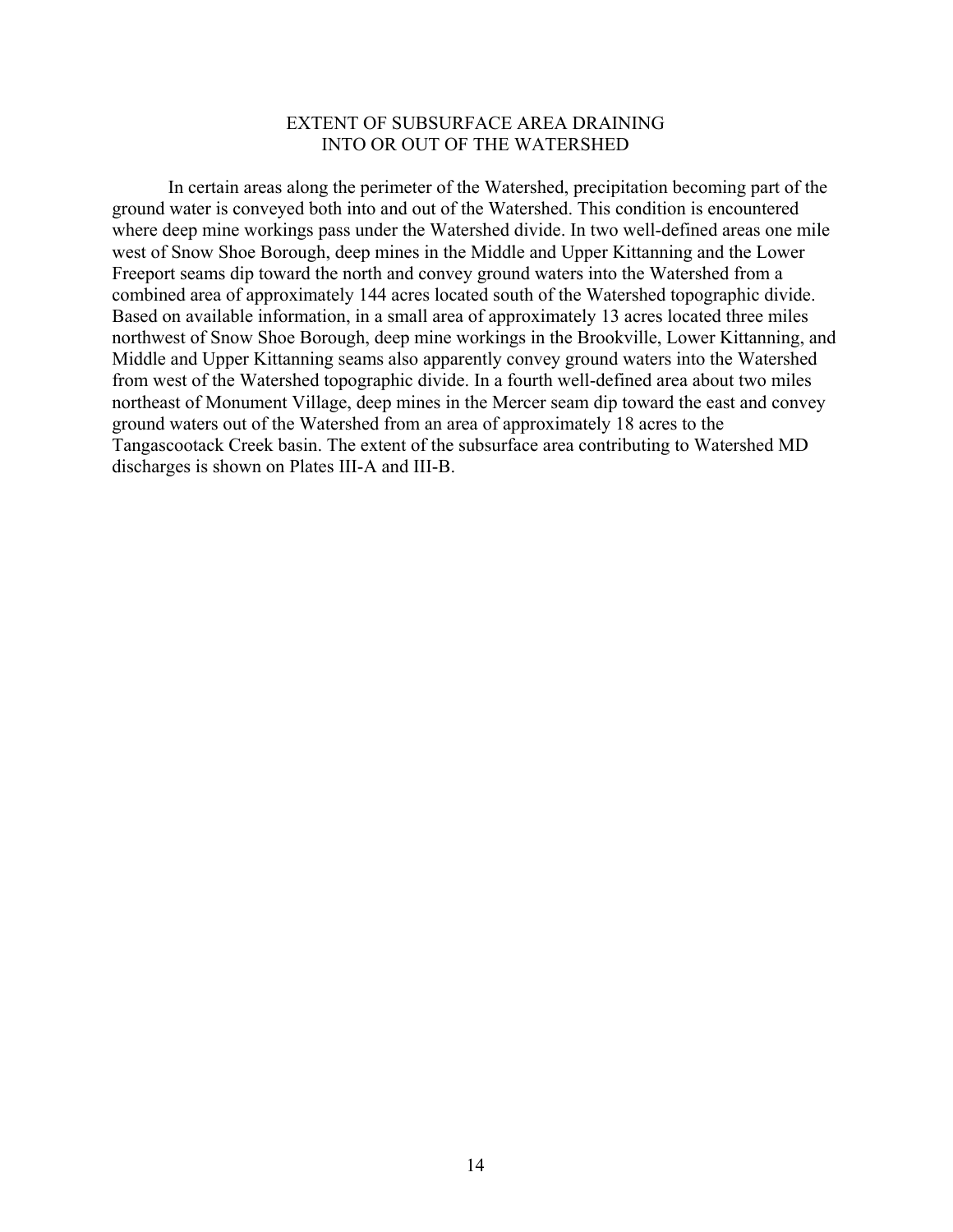## EXTENT OF SUBSURFACE AREA DRAINING INTO OR OUT OF THE WATERSHED

In certain areas along the perimeter of the Watershed, precipitation becoming part of the ground water is conveyed both into and out of the Watershed. This condition is encountered where deep mine workings pass under the Watershed divide. In two well-defined areas one mile west of Snow Shoe Borough, deep mines in the Middle and Upper Kittanning and the Lower Freeport seams dip toward the north and convey ground waters into the Watershed from a combined area of approximately 144 acres located south of the Watershed topographic divide. Based on available information, in a small area of approximately 13 acres located three miles northwest of Snow Shoe Borough, deep mine workings in the Brookville, Lower Kittanning, and Middle and Upper Kittanning seams also apparently convey ground waters into the Watershed from west of the Watershed topographic divide. In a fourth well-defined area about two miles northeast of Monument Village, deep mines in the Mercer seam dip toward the east and convey ground waters out of the Watershed from an area of approximately 18 acres to the Tangascootack Creek basin. The extent of the subsurface area contributing to Watershed MD discharges is shown on Plates III-A and III-B.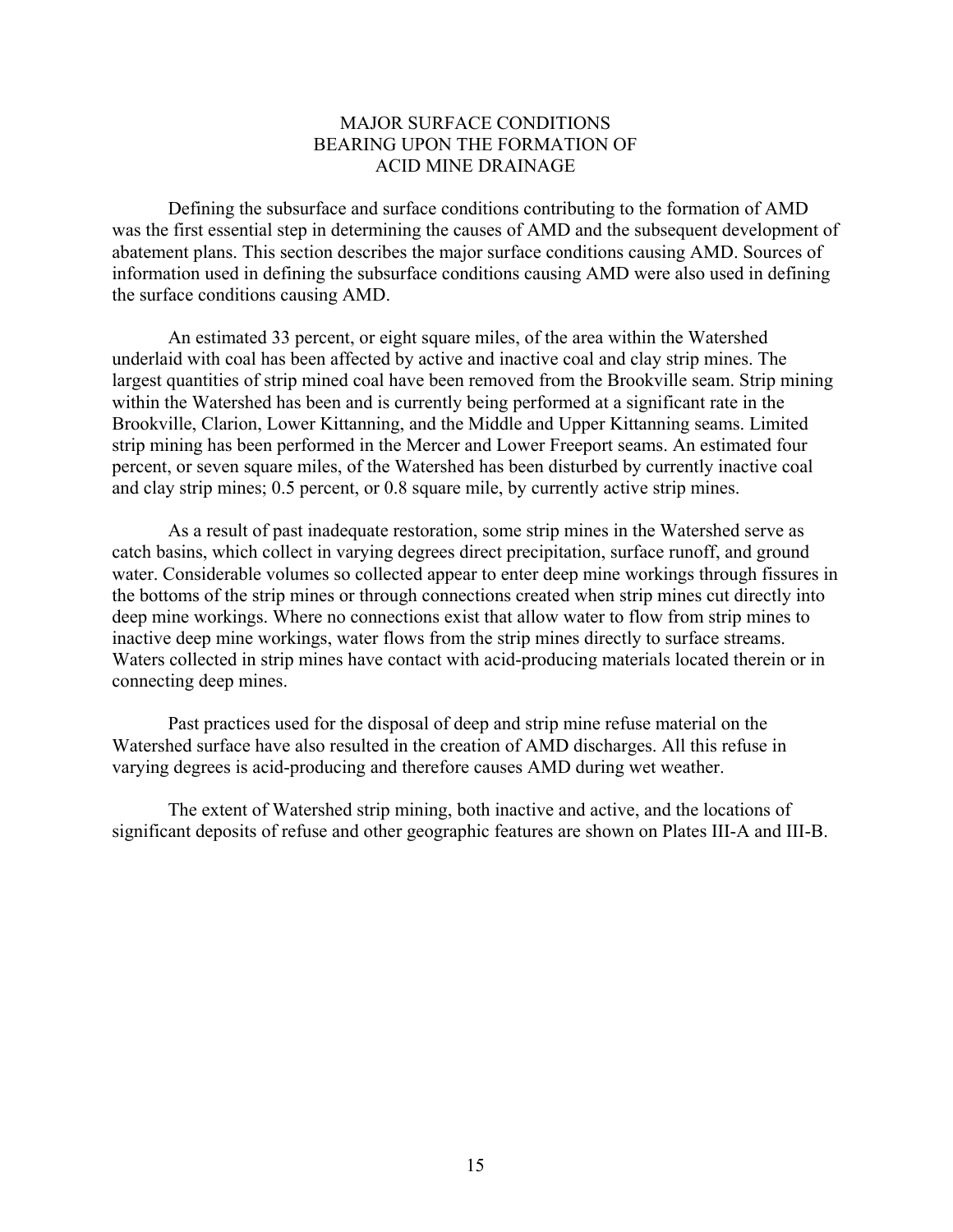# MAJOR SURFACE CONDITIONS BEARING UPON THE FORMATION OF ACID MINE DRAINAGE

Defining the subsurface and surface conditions contributing to the formation of AMD was the first essential step in determining the causes of AMD and the subsequent development of abatement plans. This section describes the major surface conditions causing AMD. Sources of information used in defining the subsurface conditions causing AMD were also used in defining the surface conditions causing AMD.

An estimated 33 percent, or eight square miles, of the area within the Watershed underlaid with coal has been affected by active and inactive coal and clay strip mines. The largest quantities of strip mined coal have been removed from the Brookville seam. Strip mining within the Watershed has been and is currently being performed at a significant rate in the Brookville, Clarion, Lower Kittanning, and the Middle and Upper Kittanning seams. Limited strip mining has been performed in the Mercer and Lower Freeport seams. An estimated four percent, or seven square miles, of the Watershed has been disturbed by currently inactive coal and clay strip mines; 0.5 percent, or 0.8 square mile, by currently active strip mines.

As a result of past inadequate restoration, some strip mines in the Watershed serve as catch basins, which collect in varying degrees direct precipitation, surface runoff, and ground water. Considerable volumes so collected appear to enter deep mine workings through fissures in the bottoms of the strip mines or through connections created when strip mines cut directly into deep mine workings. Where no connections exist that allow water to flow from strip mines to inactive deep mine workings, water flows from the strip mines directly to surface streams. Waters collected in strip mines have contact with acid-producing materials located therein or in connecting deep mines.

Past practices used for the disposal of deep and strip mine refuse material on the Watershed surface have also resulted in the creation of AMD discharges. All this refuse in varying degrees is acid-producing and therefore causes AMD during wet weather.

The extent of Watershed strip mining, both inactive and active, and the locations of significant deposits of refuse and other geographic features are shown on Plates III-A and III-B.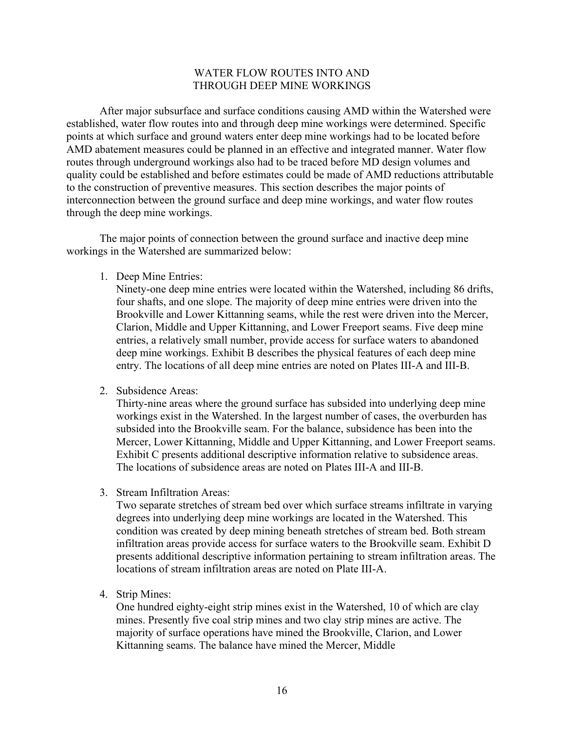# WATER FLOW ROUTES INTO AND THROUGH DEEP MINE WORKINGS

After major subsurface and surface conditions causing AMD within the Watershed were established, water flow routes into and through deep mine workings were determined. Specific points at which surface and ground waters enter deep mine workings had to be located before AMD abatement measures could be planned in an effective and integrated manner. Water flow routes through underground workings also had to be traced before MD design volumes and quality could be established and before estimates could be made of AMD reductions attributable to the construction of preventive measures. This section describes the major points of interconnection between the ground surface and deep mine workings, and water flow routes through the deep mine workings.

The major points of connection between the ground surface and inactive deep mine workings in the Watershed are summarized below:

1. Deep Mine Entries:
   Ninety-one deep mine entries were located within the Watershed, including 86 drifts, four shafts, and one slope. The majority of deep mine entries were driven into the Brookville and Lower Kittanning seams, while the rest were driven into the Mercer, Clarion, Middle and Upper Kittanning, and Lower Freeport seams. Five deep mine entries, a relatively small number, provide access for surface waters to abandoned deep mine workings. Exhibit B describes the physical features of each deep mine entry. The locations of all deep mine entries are noted on Plates III-A and III-B.

2. Subsidence Areas:
   Thirty-nine areas where the ground surface has subsided into underlying deep mine workings exist in the Watershed. In the largest number of cases, the overburden has subsided into the Brookville seam. For the balance, subsidence has been into the Mercer, Lower Kittanning, Middle and Upper Kittanning, and Lower Freeport seams. Exhibit C presents additional descriptive information relative to subsidence areas. The locations of subsidence areas are noted on Plates III-A and III-B.

3. Stream Infiltration Areas:
   Two separate stretches of stream bed over which surface streams infiltrate in varying degrees into underlying deep mine workings are located in the Watershed. This condition was created by deep mining beneath stretches of stream bed. Both stream infiltration areas provide access for surface waters to the Brookville seam. Exhibit D presents additional descriptive information pertaining to stream infiltration areas. The locations of stream infiltration areas are noted on Plate III-A.

4. Strip Mines:
   One hundred eighty-eight strip mines exist in the Watershed, 10 of which are clay mines. Presently five coal strip mines and two clay strip mines are active. The majority of surface operations have mined the Brookville, Clarion, and Lower Kittanning seams. The balance have mined the Mercer, Middle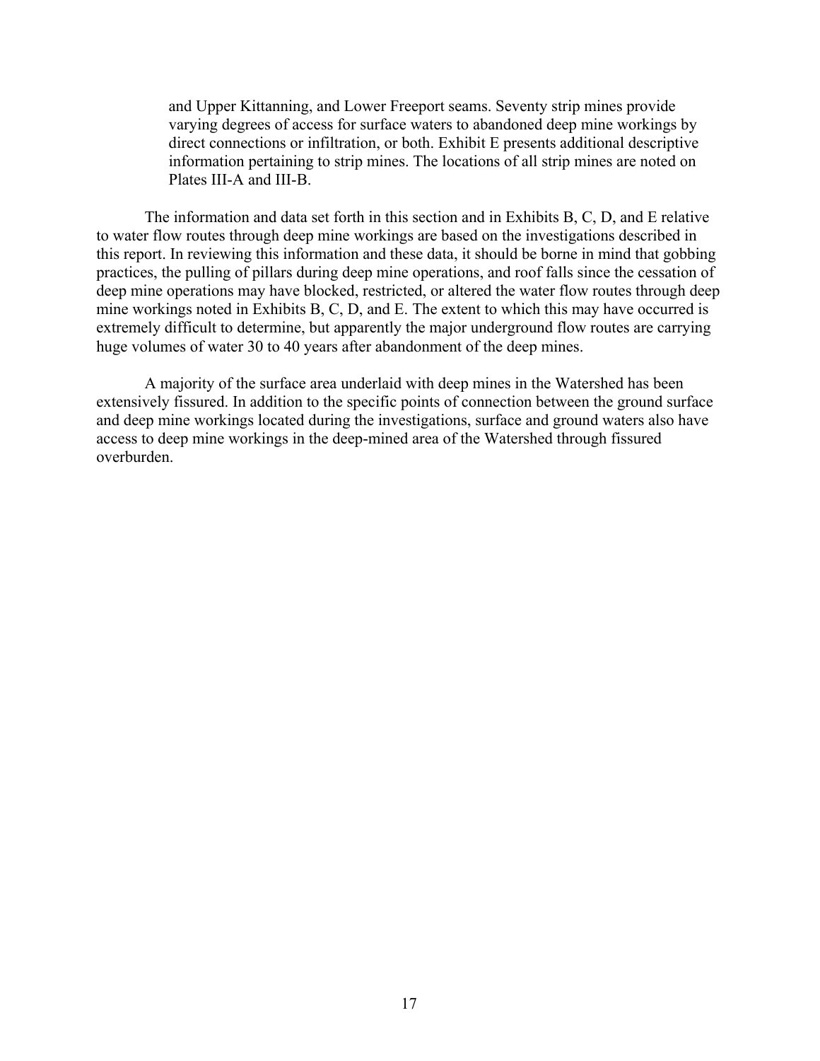and Upper Kittanning, and Lower Freeport seams. Seventy strip mines provide varying degrees of access for surface waters to abandoned deep mine workings by direct connections or infiltration, or both. Exhibit E presents additional descriptive information pertaining to strip mines. The locations of all strip mines are noted on Plates III-A and III-B.

The information and data set forth in this section and in Exhibits B, C, D, and E relative to water flow routes through deep mine workings are based on the investigations described in this report. In reviewing this information and these data, it should be borne in mind that gobbing practices, the pulling of pillars during deep mine operations, and roof falls since the cessation of deep mine operations may have blocked, restricted, or altered the water flow routes through deep mine workings noted in Exhibits B, C, D, and E. The extent to which this may have occurred is extremely difficult to determine, but apparently the major underground flow routes are carrying huge volumes of water 30 to 40 years after abandonment of the deep mines.

A majority of the surface area underlaid with deep mines in the Watershed has been extensively fissured. In addition to the specific points of connection between the ground surface and deep mine workings located during the investigations, surface and ground waters also have access to deep mine workings in the deep-mined area of the Watershed through fissured overburden.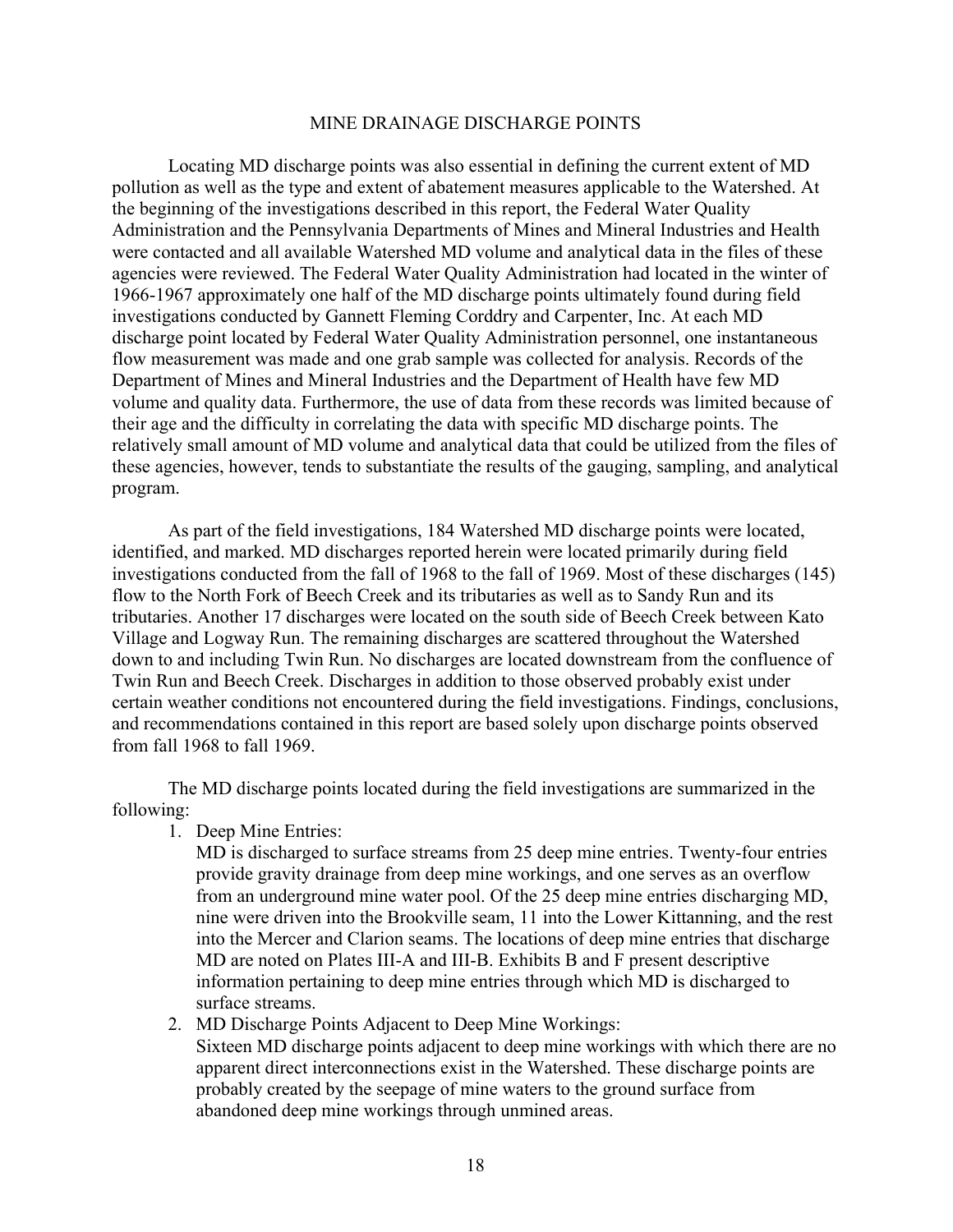## MINE DRAINAGE DISCHARGE POINTS

Locating MD discharge points was also essential in defining the current extent of MD pollution as well as the type and extent of abatement measures applicable to the Watershed. At the beginning of the investigations described in this report, the Federal Water Quality Administration and the Pennsylvania Departments of Mines and Mineral Industries and Health were contacted and all available Watershed MD volume and analytical data in the files of these agencies were reviewed. The Federal Water Quality Administration had located in the winter of 1966-1967 approximately one half of the MD discharge points ultimately found during field investigations conducted by Gannett Fleming Corddry and Carpenter, Inc. At each MD discharge point located by Federal Water Quality Administration personnel, one instantaneous flow measurement was made and one grab sample was collected for analysis. Records of the Department of Mines and Mineral Industries and the Department of Health have few MD volume and quality data. Furthermore, the use of data from these records was limited because of their age and the difficulty in correlating the data with specific MD discharge points. The relatively small amount of MD volume and analytical data that could be utilized from the files of these agencies, however, tends to substantiate the results of the gauging, sampling, and analytical program.

As part of the field investigations, 184 Watershed MD discharge points were located, identified, and marked. MD discharges reported herein were located primarily during field investigations conducted from the fall of 1968 to the fall of 1969. Most of these discharges (145) flow to the North Fork of Beech Creek and its tributaries as well as to Sandy Run and its tributaries. Another 17 discharges were located on the south side of Beech Creek between Kato Village and Logway Run. The remaining discharges are scattered throughout the Watershed down to and including Twin Run. No discharges are located downstream from the confluence of Twin Run and Beech Creek. Discharges in addition to those observed probably exist under certain weather conditions not encountered during the field investigations. Findings, conclusions, and recommendations contained in this report are based solely upon discharge points observed from fall 1968 to fall 1969.

The MD discharge points located during the field investigations are summarized in the following:

1. Deep Mine Entries:
   MD is discharged to surface streams from 25 deep mine entries. Twenty-four entries provide gravity drainage from deep mine workings, and one serves as an overflow from an underground mine water pool. Of the 25 deep mine entries discharging MD, nine were driven into the Brookville seam, 11 into the Lower Kittanning, and the rest into the Mercer and Clarion seams. The locations of deep mine entries that discharge MD are noted on Plates III-A and III-B. Exhibits B and F present descriptive information pertaining to deep mine entries through which MD is discharged to surface streams.
2. MD Discharge Points Adjacent to Deep Mine Workings:
   Sixteen MD discharge points adjacent to deep mine workings with which there are no apparent direct interconnections exist in the Watershed. These discharge points are probably created by the seepage of mine waters to the ground surface from abandoned deep mine workings through unmined areas.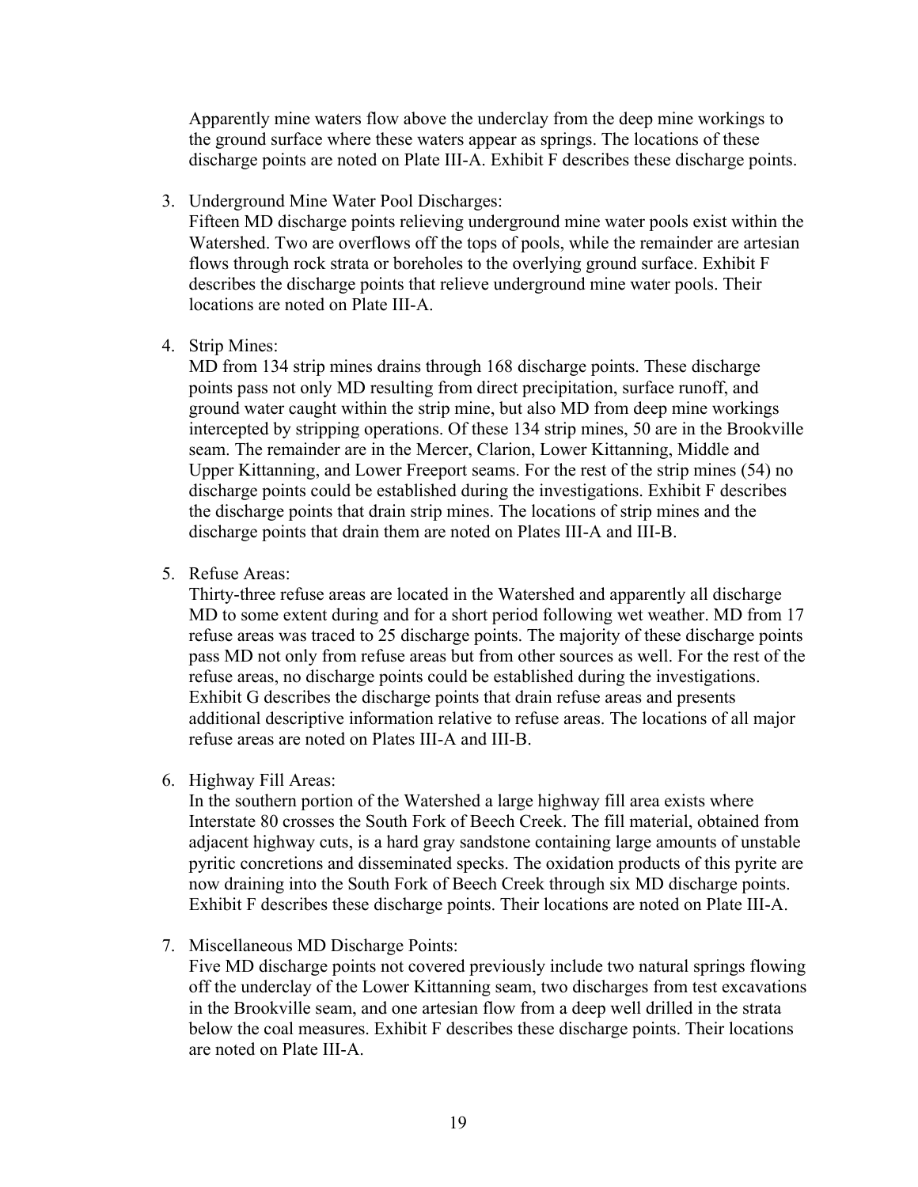Apparently mine waters flow above the underclay from the deep mine workings to the ground surface where these waters appear as springs. The locations of these discharge points are noted on Plate III-A. Exhibit F describes these discharge points.

3. Underground Mine Water Pool Discharges:
   Fifteen MD discharge points relieving underground mine water pools exist within the Watershed. Two are overflows off the tops of pools, while the remainder are artesian flows through rock strata or boreholes to the overlying ground surface. Exhibit F describes the discharge points that relieve underground mine water pools. Their locations are noted on Plate III-A.

4. Strip Mines:
   MD from 134 strip mines drains through 168 discharge points. These discharge points pass not only MD resulting from direct precipitation, surface runoff, and ground water caught within the strip mine, but also MD from deep mine workings intercepted by stripping operations. Of these 134 strip mines, 50 are in the Brookville seam. The remainder are in the Mercer, Clarion, Lower Kittanning, Middle and Upper Kittanning, and Lower Freeport seams. For the rest of the strip mines (54) no discharge points could be established during the investigations. Exhibit F describes the discharge points that drain strip mines. The locations of strip mines and the discharge points that drain them are noted on Plates III-A and III-B.

5. Refuse Areas:
   Thirty-three refuse areas are located in the Watershed and apparently all discharge MD to some extent during and for a short period following wet weather. MD from 17 refuse areas was traced to 25 discharge points. The majority of these discharge points pass MD not only from refuse areas but from other sources as well. For the rest of the refuse areas, no discharge points could be established during the investigations. Exhibit G describes the discharge points that drain refuse areas and presents additional descriptive information relative to refuse areas. The locations of all major refuse areas are noted on Plates III-A and III-B.

6. Highway Fill Areas:
   In the southern portion of the Watershed a large highway fill area exists where Interstate 80 crosses the South Fork of Beech Creek. The fill material, obtained from adjacent highway cuts, is a hard gray sandstone containing large amounts of unstable pyritic concretions and disseminated specks. The oxidation products of this pyrite are now draining into the South Fork of Beech Creek through six MD discharge points. Exhibit F describes these discharge points. Their locations are noted on Plate III-A.

7. Miscellaneous MD Discharge Points:
   Five MD discharge points not covered previously include two natural springs flowing off the underclay of the Lower Kittanning seam, two discharges from test excavations in the Brookville seam, and one artesian flow from a deep well drilled in the strata below the coal measures. Exhibit F describes these discharge points. Their locations are noted on Plate III-A.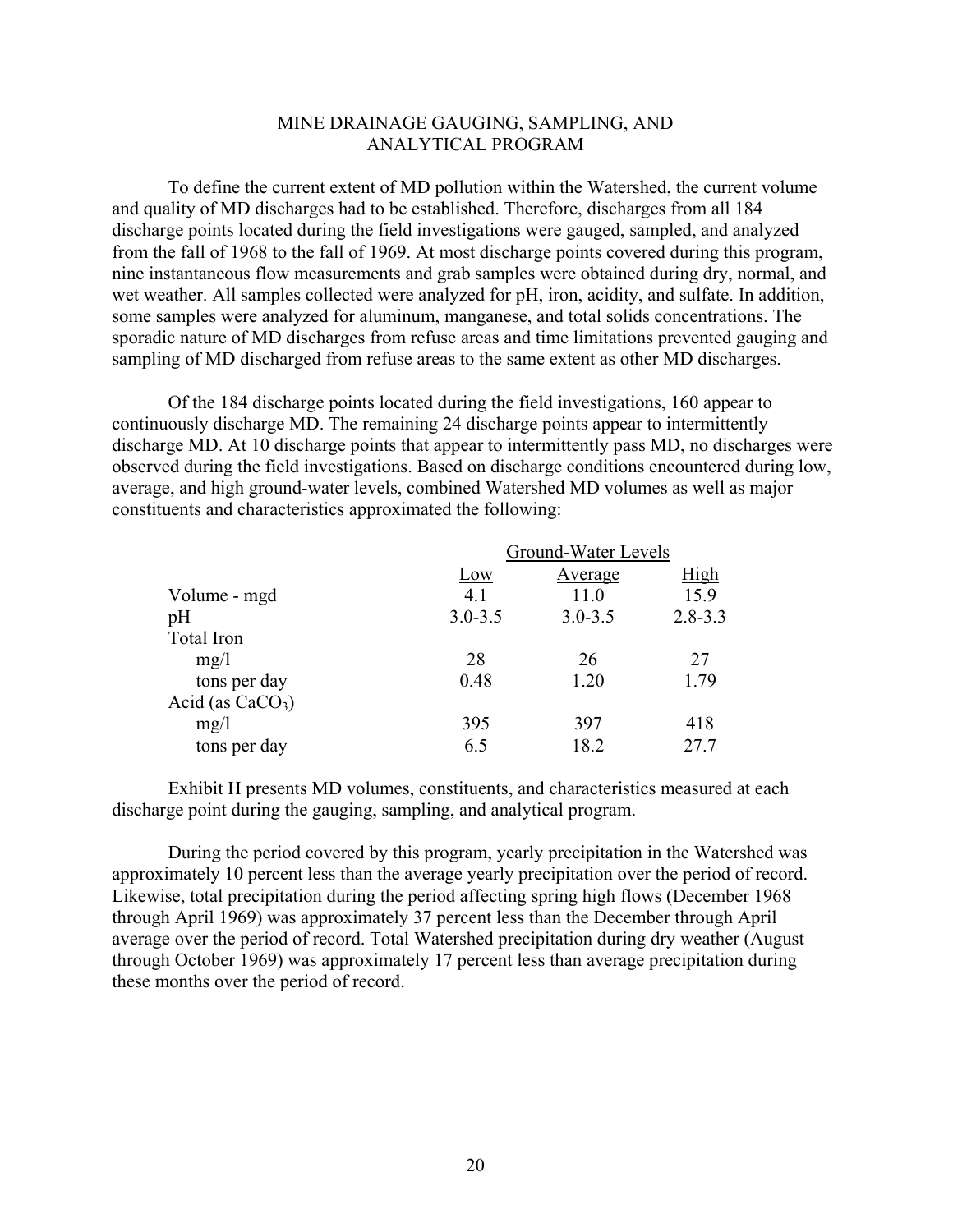## MINE DRAINAGE GAUGING, SAMPLING, AND ANALYTICAL PROGRAM

To define the current extent of MD pollution within the Watershed, the current volume and quality of MD discharges had to be established. Therefore, discharges from all 184 discharge points located during the field investigations were gauged, sampled, and analyzed from the fall of 1968 to the fall of 1969. At most discharge points covered during this program, nine instantaneous flow measurements and grab samples were obtained during dry, normal, and wet weather. All samples collected were analyzed for pH, iron, acidity, and sulfate. In addition, some samples were analyzed for aluminum, manganese, and total solids concentrations. The sporadic nature of MD discharges from refuse areas and time limitations prevented gauging and sampling of MD discharged from refuse areas to the same extent as other MD discharges.

Of the 184 discharge points located during the field investigations, 160 appear to continuously discharge MD. The remaining 24 discharge points appear to intermittently discharge MD. At 10 discharge points that appear to intermittently pass MD, no discharges were observed during the field investigations. Based on discharge conditions encountered during low, average, and high ground-water levels, combined Watershed MD volumes as well as major constituents and characteristics approximated the following:

| | Ground-Water Levels | | |
|---|---|---|---|
| | Low | Average | High |
| Volume - mgd | 4.1 | 11.0 | 15.9 |
| pH | 3.0-3.5 | 3.0-3.5 | 2.8-3.3 |
| Total Iron | | | |
| mg/l | 28 | 26 | 27 |
| tons per day | 0.48 | 1.20 | 1.79 |
| Acid (as $CaCO_3$) | | | |
| mg/l | 395 | 397 | 418 |
| tons per day | 6.5 | 18.2 | 27.7 |

Exhibit H presents MD volumes, constituents, and characteristics measured at each discharge point during the gauging, sampling, and analytical program.

During the period covered by this program, yearly precipitation in the Watershed was approximately 10 percent less than the average yearly precipitation over the period of record. Likewise, total precipitation during the period affecting spring high flows (December 1968 through April 1969) was approximately 37 percent less than the December through April average over the period of record. Total Watershed precipitation during dry weather (August through October 1969) was approximately 17 percent less than average precipitation during these months over the period of record.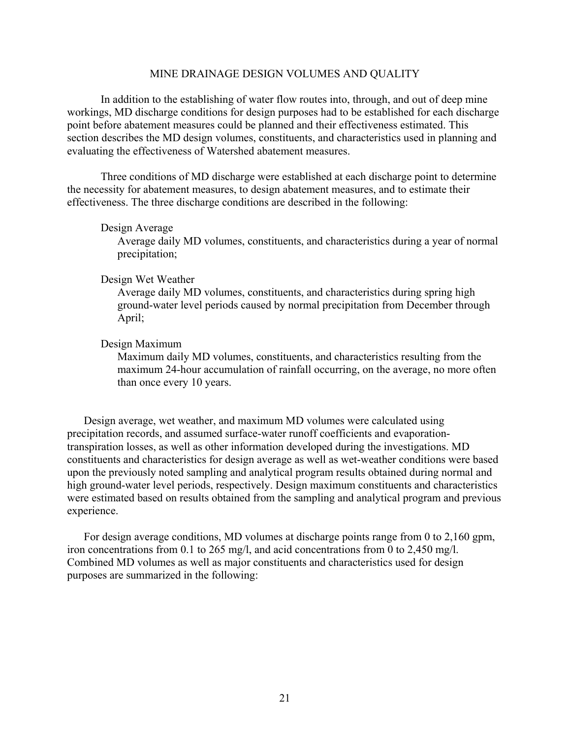## MINE DRAINAGE DESIGN VOLUMES AND QUALITY

In addition to the establishing of water flow routes into, through, and out of deep mine workings, MD discharge conditions for design purposes had to be established for each discharge point before abatement measures could be planned and their effectiveness estimated. This section describes the MD design volumes, constituents, and characteristics used in planning and evaluating the effectiveness of Watershed abatement measures.

Three conditions of MD discharge were established at each discharge point to determine the necessity for abatement measures, to design abatement measures, and to estimate their effectiveness. The three discharge conditions are described in the following:

Design Average
: Average daily MD volumes, constituents, and characteristics during a year of normal precipitation;

Design Wet Weather
: Average daily MD volumes, constituents, and characteristics during spring high ground-water level periods caused by normal precipitation from December through April;

Design Maximum
: Maximum daily MD volumes, constituents, and characteristics resulting from the maximum 24-hour accumulation of rainfall occurring, on the average, no more often than once every 10 years.

Design average, wet weather, and maximum MD volumes were calculated using precipitation records, and assumed surface-water runoff coefficients and evaporation-transpiration losses, as well as other information developed during the investigations. MD constituents and characteristics for design average as well as wet-weather conditions were based upon the previously noted sampling and analytical program results obtained during normal and high ground-water level periods, respectively. Design maximum constituents and characteristics were estimated based on results obtained from the sampling and analytical program and previous experience.

For design average conditions, MD volumes at discharge points range from 0 to 2,160 gpm, iron concentrations from 0.1 to 265 mg/l, and acid concentrations from 0 to 2,450 mg/l. Combined MD volumes as well as major constituents and characteristics used for design purposes are summarized in the following: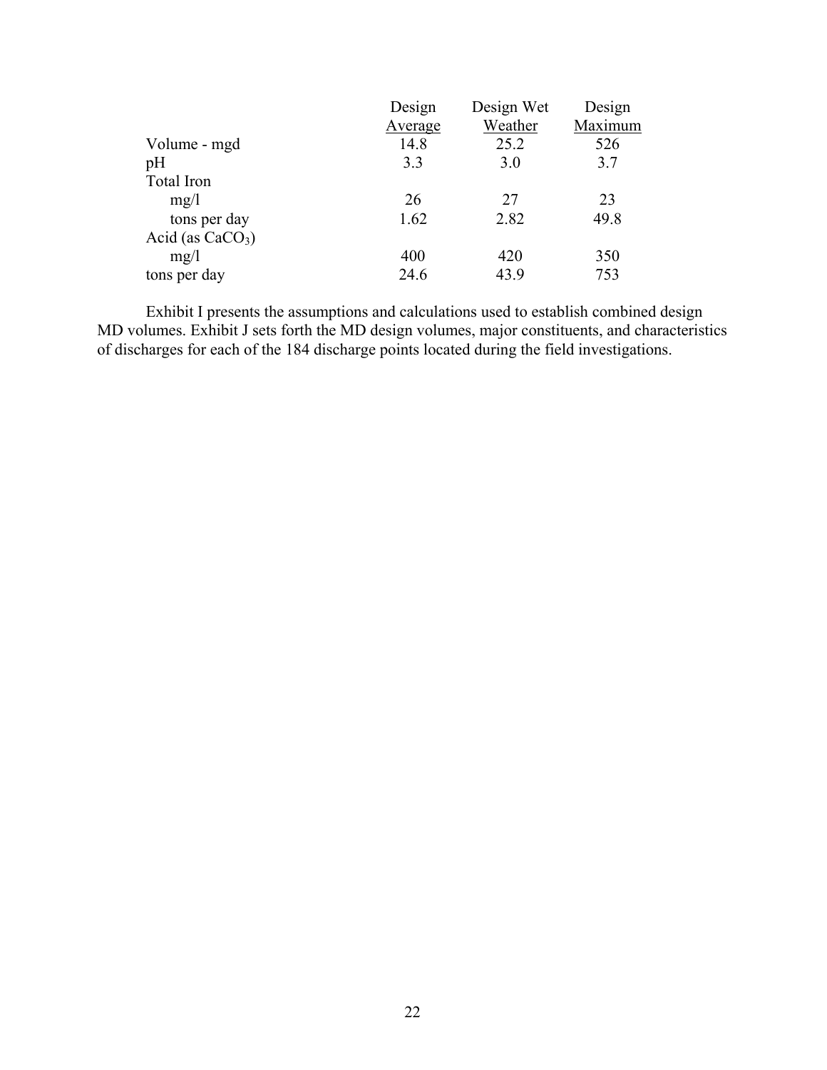| | Design Average | Design Wet Weather | Design Maximum |
|---|---|---|---|
| Volume - mgd | 14.8 | 25.2 | 526 |
| pH | 3.3 | 3.0 | 3.7 |
| Total Iron | | | |
| mg/l | 26 | 27 | 23 |
| tons per day | 1.62 | 2.82 | 49.8 |
| Acid (as $CaCO_3$) | | | |
| mg/l | 400 | 420 | 350 |
| tons per day | 24.6 | 43.9 | 753 |

Exhibit I presents the assumptions and calculations used to establish combined design MD volumes. Exhibit J sets forth the MD design volumes, major constituents, and characteristics of discharges for each of the 184 discharge points located during the field investigations.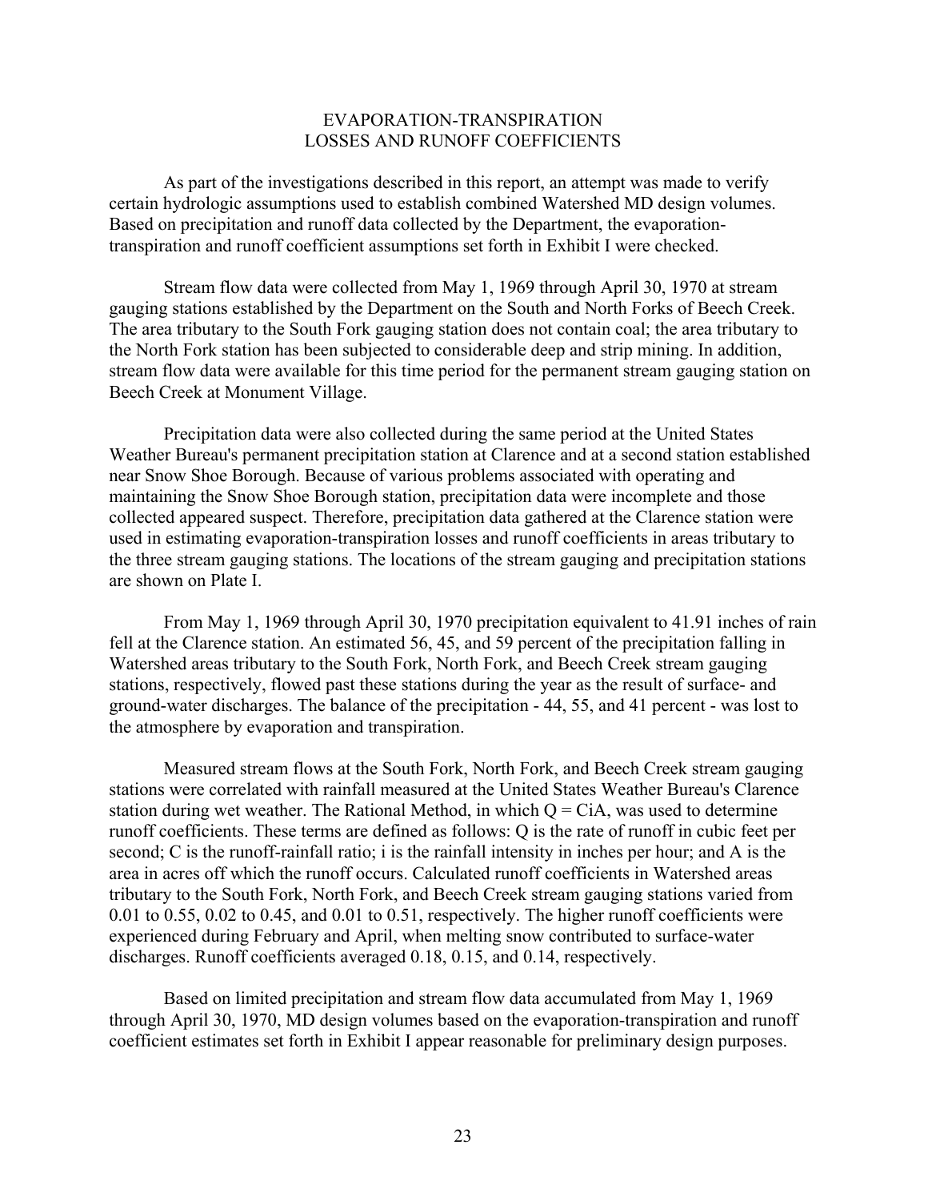# EVAPORATION-TRANSPIRATION LOSSES AND RUNOFF COEFFICIENTS

As part of the investigations described in this report, an attempt was made to verify certain hydrologic assumptions used to establish combined Watershed MD design volumes. Based on precipitation and runoff data collected by the Department, the evaporation-transpiration and runoff coefficient assumptions set forth in Exhibit I were checked.

Stream flow data were collected from May 1, 1969 through April 30, 1970 at stream gauging stations established by the Department on the South and North Forks of Beech Creek. The area tributary to the South Fork gauging station does not contain coal; the area tributary to the North Fork station has been subjected to considerable deep and strip mining. In addition, stream flow data were available for this time period for the permanent stream gauging station on Beech Creek at Monument Village.

Precipitation data were also collected during the same period at the United States Weather Bureau's permanent precipitation station at Clarence and at a second station established near Snow Shoe Borough. Because of various problems associated with operating and maintaining the Snow Shoe Borough station, precipitation data were incomplete and those collected appeared suspect. Therefore, precipitation data gathered at the Clarence station were used in estimating evaporation-transpiration losses and runoff coefficients in areas tributary to the three stream gauging stations. The locations of the stream gauging and precipitation stations are shown on Plate I.

From May 1, 1969 through April 30, 1970 precipitation equivalent to 41.91 inches of rain fell at the Clarence station. An estimated 56, 45, and 59 percent of the precipitation falling in Watershed areas tributary to the South Fork, North Fork, and Beech Creek stream gauging stations, respectively, flowed past these stations during the year as the result of surface- and ground-water discharges. The balance of the precipitation - 44, 55, and 41 percent - was lost to the atmosphere by evaporation and transpiration.

Measured stream flows at the South Fork, North Fork, and Beech Creek stream gauging stations were correlated with rainfall measured at the United States Weather Bureau's Clarence station during wet weather. The Rational Method, in which $Q = CiA$, was used to determine runoff coefficients. These terms are defined as follows: $Q$ is the rate of runoff in cubic feet per second; $C$ is the runoff-rainfall ratio; $i$ is the rainfall intensity in inches per hour; and $A$ is the area in acres off which the runoff occurs. Calculated runoff coefficients in Watershed areas tributary to the South Fork, North Fork, and Beech Creek stream gauging stations varied from 0.01 to 0.55, 0.02 to 0.45, and 0.01 to 0.51, respectively. The higher runoff coefficients were experienced during February and April, when melting snow contributed to surface-water discharges. Runoff coefficients averaged 0.18, 0.15, and 0.14, respectively.

Based on limited precipitation and stream flow data accumulated from May 1, 1969 through April 30, 1970, MD design volumes based on the evaporation-transpiration and runoff coefficient estimates set forth in Exhibit I appear reasonable for preliminary design purposes.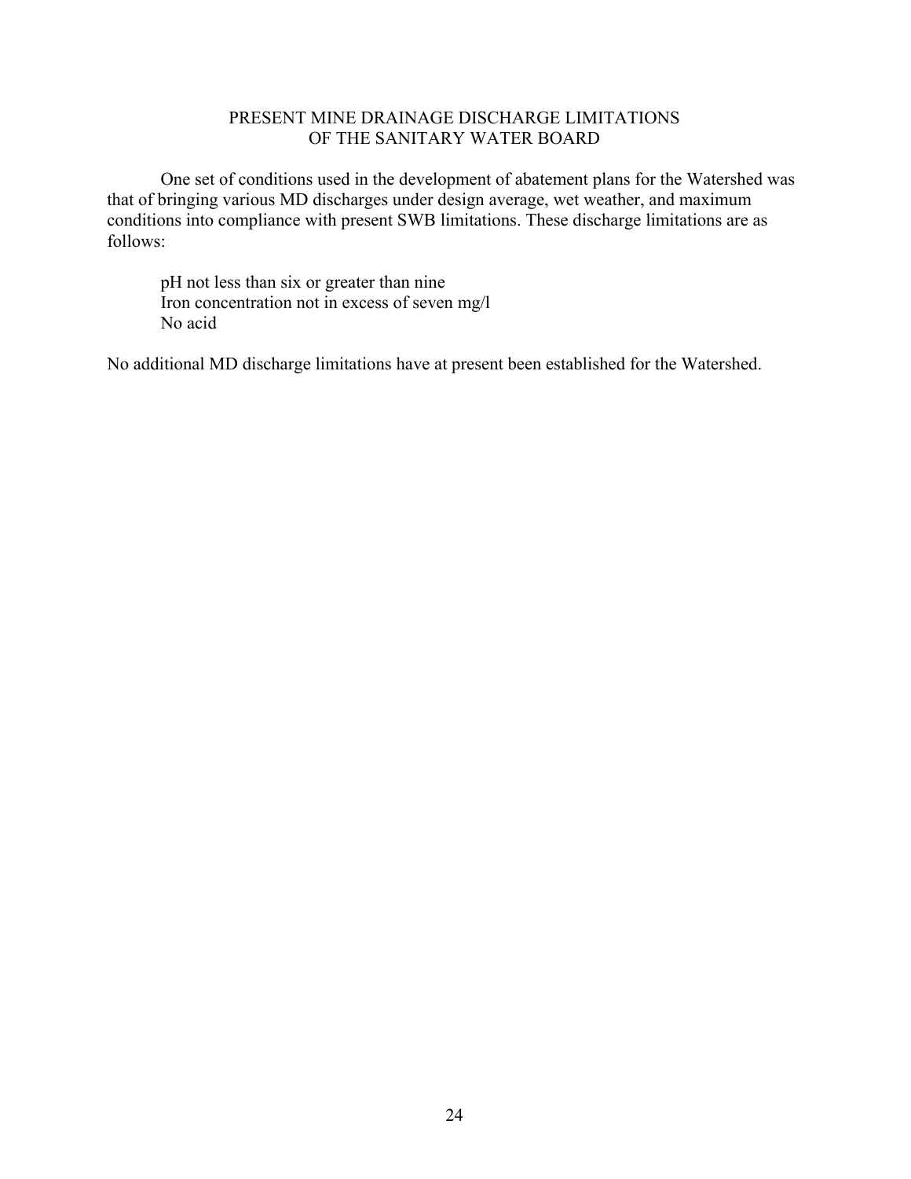## PRESENT MINE DRAINAGE DISCHARGE LIMITATIONS OF THE SANITARY WATER BOARD

One set of conditions used in the development of abatement plans for the Watershed was that of bringing various MD discharges under design average, wet weather, and maximum conditions into compliance with present SWB limitations. These discharge limitations are as follows:

pH not less than six or greater than nine
Iron concentration not in excess of seven mg/l
No acid

No additional MD discharge limitations have at present been established for the Watershed.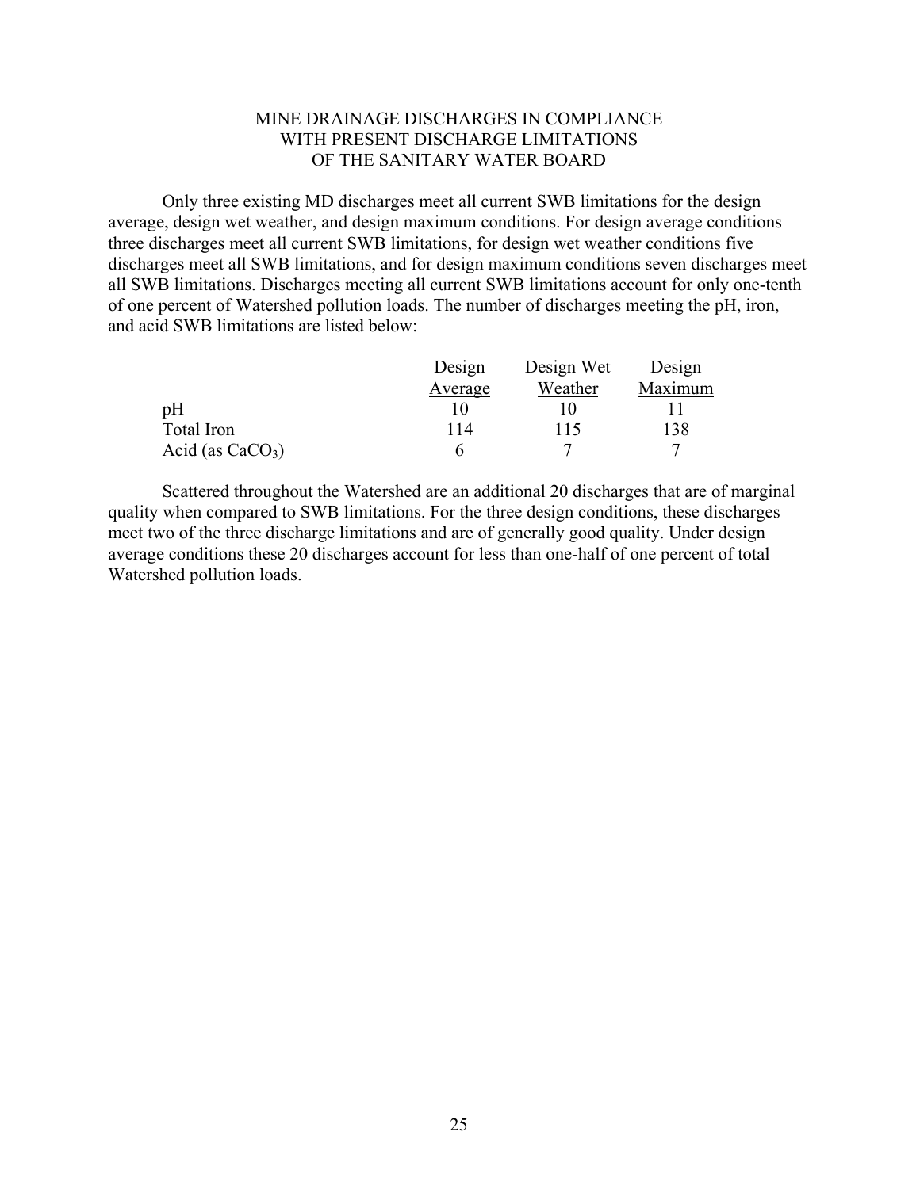# MINE DRAINAGE DISCHARGES IN COMPLIANCE WITH PRESENT DISCHARGE LIMITATIONS OF THE SANITARY WATER BOARD

Only three existing MD discharges meet all current SWB limitations for the design average, design wet weather, and design maximum conditions. For design average conditions three discharges meet all current SWB limitations, for design wet weather conditions five discharges meet all SWB limitations, and for design maximum conditions seven discharges meet all SWB limitations. Discharges meeting all current SWB limitations account for only one-tenth of one percent of Watershed pollution loads. The number of discharges meeting the pH, iron, and acid SWB limitations are listed below:

| | Design Average | Design Wet Weather | Design Maximum |
|---|---|---|---|
| pH | 10 | 10 | 11 |
| Total Iron | 114 | 115 | 138 |
| Acid (as $CaCO_3$) | 6 | 7 | 7 |

Scattered throughout the Watershed are an additional 20 discharges that are of marginal quality when compared to SWB limitations. For the three design conditions, these discharges meet two of the three discharge limitations and are of generally good quality. Under design average conditions these 20 discharges account for less than one-half of one percent of total Watershed pollution loads.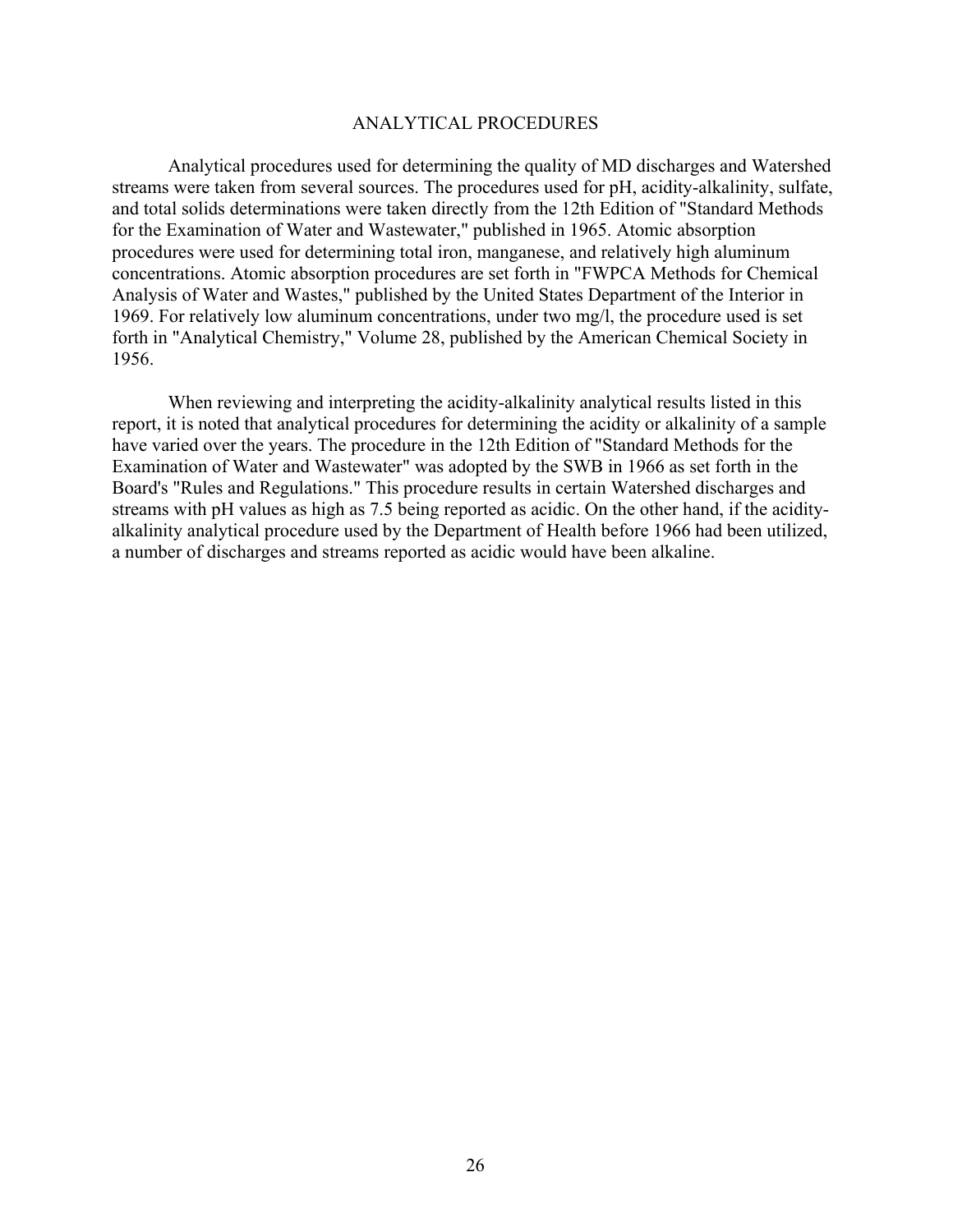# ANALYTICAL PROCEDURES

Analytical procedures used for determining the quality of MD discharges and Watershed streams were taken from several sources. The procedures used for pH, acidity-alkalinity, sulfate, and total solids determinations were taken directly from the 12th Edition of "Standard Methods for the Examination of Water and Wastewater," published in 1965. Atomic absorption procedures were used for determining total iron, manganese, and relatively high aluminum concentrations. Atomic absorption procedures are set forth in "FWPCA Methods for Chemical Analysis of Water and Wastes," published by the United States Department of the Interior in 1969. For relatively low aluminum concentrations, under two mg/l, the procedure used is set forth in "Analytical Chemistry," Volume 28, published by the American Chemical Society in 1956.

When reviewing and interpreting the acidity-alkalinity analytical results listed in this report, it is noted that analytical procedures for determining the acidity or alkalinity of a sample have varied over the years. The procedure in the 12th Edition of "Standard Methods for the Examination of Water and Wastewater" was adopted by the SWB in 1966 as set forth in the Board's "Rules and Regulations." This procedure results in certain Watershed discharges and streams with pH values as high as 7.5 being reported as acidic. On the other hand, if the acidity-alkalinity analytical procedure used by the Department of Health before 1966 had been utilized, a number of discharges and streams reported as acidic would have been alkaline.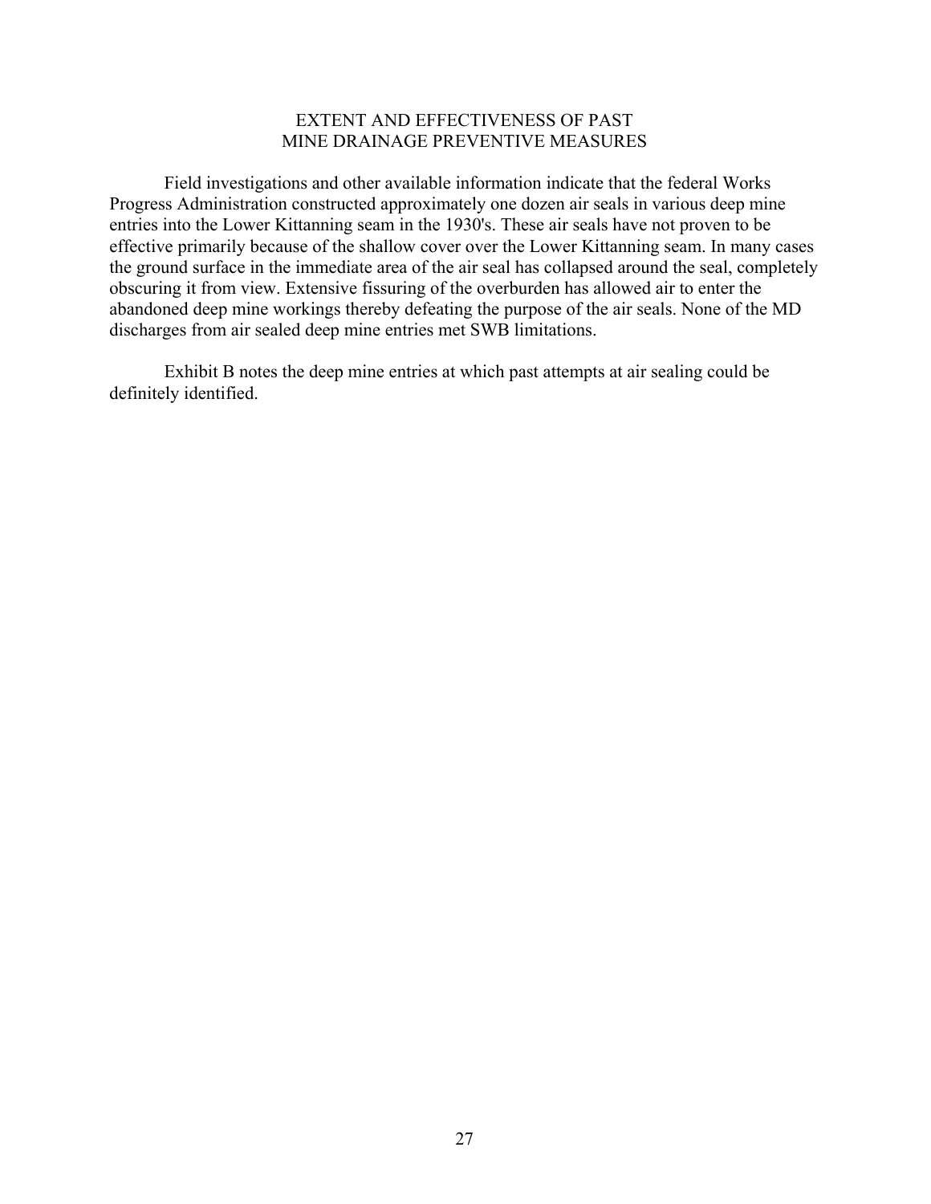## EXTENT AND EFFECTIVENESS OF PAST MINE DRAINAGE PREVENTIVE MEASURES

Field investigations and other available information indicate that the federal Works Progress Administration constructed approximately one dozen air seals in various deep mine entries into the Lower Kittanning seam in the 1930's. These air seals have not proven to be effective primarily because of the shallow cover over the Lower Kittanning seam. In many cases the ground surface in the immediate area of the air seal has collapsed around the seal, completely obscuring it from view. Extensive fissuring of the overburden has allowed air to enter the abandoned deep mine workings thereby defeating the purpose of the air seals. None of the MD discharges from air sealed deep mine entries met SWB limitations.

Exhibit B notes the deep mine entries at which past attempts at air sealing could be definitely identified.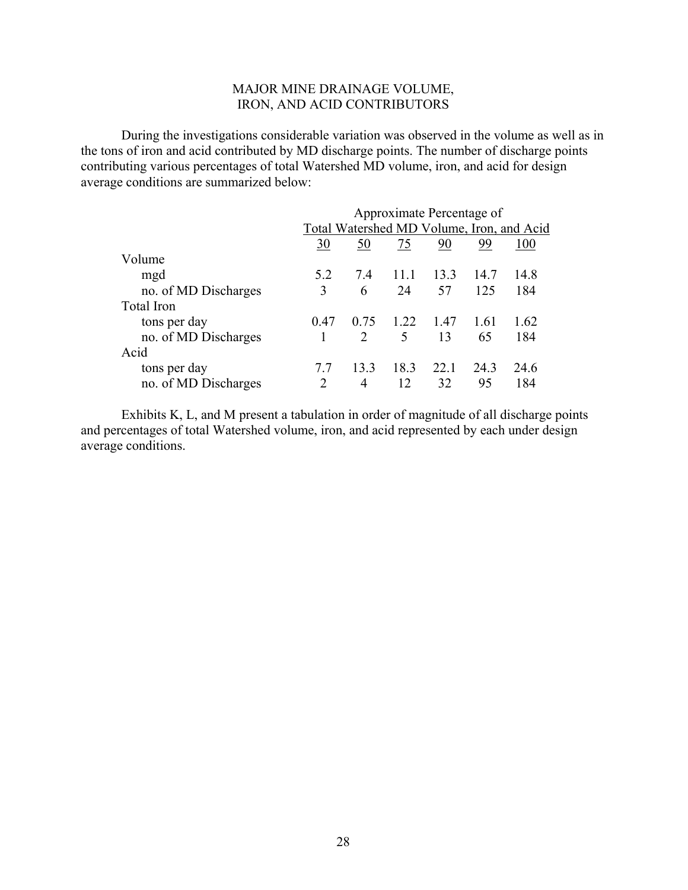## MAJOR MINE DRAINAGE VOLUME, IRON, AND ACID CONTRIBUTORS

During the investigations considerable variation was observed in the volume as well as in the tons of iron and acid contributed by MD discharge points. The number of discharge points contributing various percentages of total Watershed MD volume, iron, and acid for design average conditions are summarized below:

| | Approximate Percentage of Total Watershed MD Volume, Iron, and Acid | | | | | |
|---|---|---|---|---|---|---|
| | 30 | 50 | 75 | 90 | 99 | 100 |
| Volume | | | | | | |
| mgd | 5.2 | 7.4 | 11.1 | 13.3 | 14.7 | 14.8 |
| no. of MD Discharges | 3 | 6 | 24 | 57 | 125 | 184 |
| Total Iron | | | | | | |
| tons per day | 0.47 | 0.75 | 1.22 | 1.47 | 1.61 | 1.62 |
| no. of MD Discharges | 1 | 2 | 5 | 13 | 65 | 184 |
| Acid | | | | | | |
| tons per day | 7.7 | 13.3 | 18.3 | 22.1 | 24.3 | 24.6 |
| no. of MD Discharges | 2 | 4 | 12 | 32 | 95 | 184 |

Exhibits K, L, and M present a tabulation in order of magnitude of all discharge points and percentages of total Watershed volume, iron, and acid represented by each under design average conditions.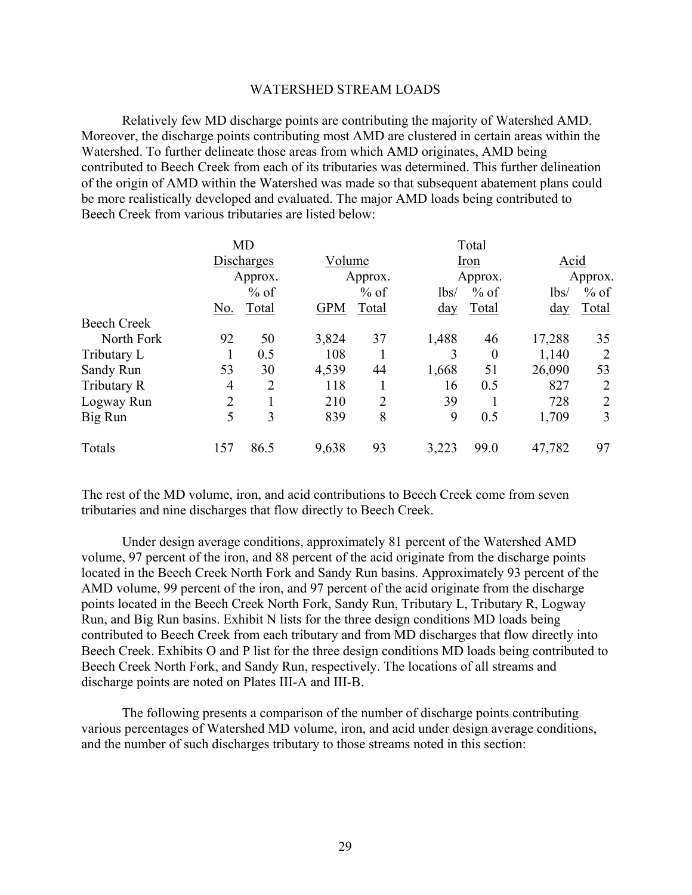## WATERSHED STREAM LOADS

Relatively few MD discharge points are contributing the majority of Watershed AMD. Moreover, the discharge points contributing most AMD are clustered in certain areas within the Watershed. To further delineate those areas from which AMD originates, AMD being contributed to Beech Creek from each of its tributaries was determined. This further delineation of the origin of AMD within the Watershed was made so that subsequent abatement plans could be more realistically developed and evaluated. The major AMD loads being contributed to Beech Creek from various tributaries are listed below:

| | MD Discharges | | Volume | | Total Iron | | Acid | |
|---|---|---|---|---|---|---|---|---|
| | No. | Approx. % of Total | GPM | Approx. % of Total | lbs/ day | Approx. % of Total | lbs/ day | Approx. % of Total |
| Beech Creek North Fork | 92 | 50 | 3,824 | 37 | 1,488 | 46 | 17,288 | 35 |
| Tributary L | 1 | 0.5 | 108 | 1 | 3 | 0 | 1,140 | 2 |
| Sandy Run | 53 | 30 | 4,539 | 44 | 1,668 | 51 | 26,090 | 53 |
| Tributary R | 4 | 2 | 118 | 1 | 16 | 0.5 | 827 | 2 |
| Logway Run | 2 | 1 | 210 | 2 | 39 | 1 | 728 | 2 |
| Big Run | 5 | 3 | 839 | 8 | 9 | 0.5 | 1,709 | 3 |
| Totals | 157 | 86.5 | 9,638 | 93 | 3,223 | 99.0 | 47,782 | 97 |

The rest of the MD volume, iron, and acid contributions to Beech Creek come from seven tributaries and nine discharges that flow directly to Beech Creek.

Under design average conditions, approximately 81 percent of the Watershed AMD volume, 97 percent of the iron, and 88 percent of the acid originate from the discharge points located in the Beech Creek North Fork and Sandy Run basins. Approximately 93 percent of the AMD volume, 99 percent of the iron, and 97 percent of the acid originate from the discharge points located in the Beech Creek North Fork, Sandy Run, Tributary L, Tributary R, Logway Run, and Big Run basins. Exhibit N lists for the three design conditions MD loads being contributed to Beech Creek from each tributary and from MD discharges that flow directly into Beech Creek. Exhibits O and P list for the three design conditions MD loads being contributed to Beech Creek North Fork, and Sandy Run, respectively. The locations of all streams and discharge points are noted on Plates III-A and III-B.

The following presents a comparison of the number of discharge points contributing various percentages of Watershed MD volume, iron, and acid under design average conditions, and the number of such discharges tributary to those streams noted in this section: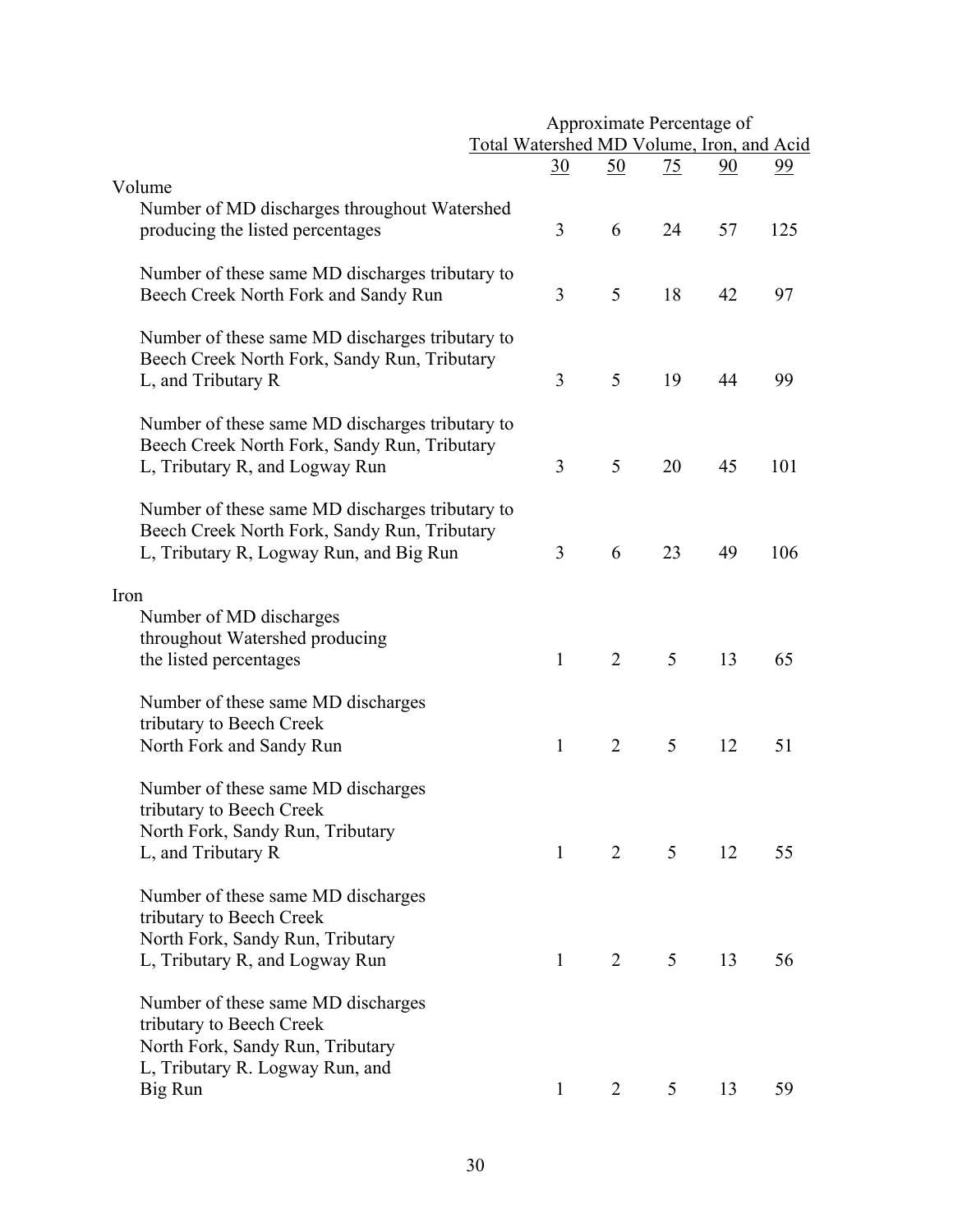| | Approximate Percentage of Total Watershed MD Volume, Iron, and Acid | | | | |
|---|---|---|---|---|---|
| | 30 | 50 | 75 | 90 | 99 |
| **Volume** | | | | | |
| Number of MD discharges throughout Watershed producing the listed percentages | 3 | 6 | 24 | 57 | 125 |
| Number of these same MD discharges tributary to Beech Creek North Fork and Sandy Run | 3 | 5 | 18 | 42 | 97 |
| Number of these same MD discharges tributary to Beech Creek North Fork, Sandy Run, Tributary L, and Tributary R | 3 | 5 | 19 | 44 | 99 |
| Number of these same MD discharges tributary to Beech Creek North Fork, Sandy Run, Tributary L, Tributary R, and Logway Run | 3 | 5 | 20 | 45 | 101 |
| Number of these same MD discharges tributary to Beech Creek North Fork, Sandy Run, Tributary L, Tributary R, Logway Run, and Big Run | 3 | 6 | 23 | 49 | 106 |
| **Iron** | | | | | |
| Number of MD discharges throughout Watershed producing the listed percentages | 1 | 2 | 5 | 13 | 65 |
| Number of these same MD discharges tributary to Beech Creek North Fork and Sandy Run | 1 | 2 | 5 | 12 | 51 |
| Number of these same MD discharges tributary to Beech Creek North Fork, Sandy Run, Tributary L, and Tributary R | 1 | 2 | 5 | 12 | 55 |
| Number of these same MD discharges tributary to Beech Creek North Fork, Sandy Run, Tributary L, Tributary R, and Logway Run | 1 | 2 | 5 | 13 | 56 |
| Number of these same MD discharges tributary to Beech Creek North Fork, Sandy Run, Tributary L, Tributary R. Logway Run, and Big Run | 1 | 2 | 5 | 13 | 59 |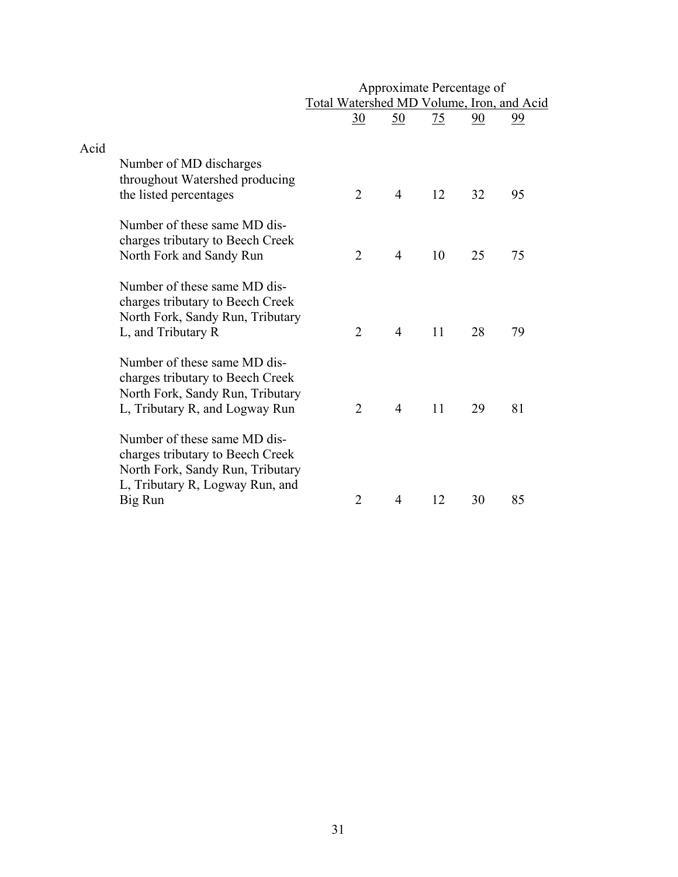| | Approximate Percentage of Total Watershed MD Volume, Iron, and Acid | | | | |
|---|---|---|---|---|---|
| | 30 | 50 | 75 | 90 | 99 |
| **Acid** | | | | | |
| Number of MD discharges throughout Watershed producing the listed percentages | 2 | 4 | 12 | 32 | 95 |
| Number of these same MD discharges tributary to Beech Creek North Fork and Sandy Run | 2 | 4 | 10 | 25 | 75 |
| Number of these same MD discharges tributary to Beech Creek North Fork, Sandy Run, Tributary L, and Tributary R | 2 | 4 | 11 | 28 | 79 |
| Number of these same MD discharges tributary to Beech Creek North Fork, Sandy Run, Tributary L, Tributary R, and Logway Run | 2 | 4 | 11 | 29 | 81 |
| Number of these same MD discharges tributary to Beech Creek North Fork, Sandy Run, Tributary L, Tributary R, Logway Run, and Big Run | 2 | 4 | 12 | 30 | 85 |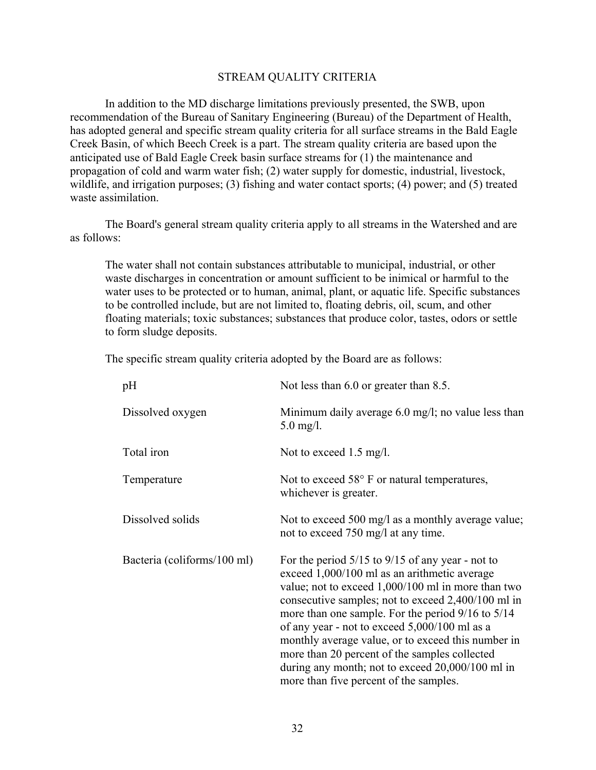## STREAM QUALITY CRITERIA

In addition to the MD discharge limitations previously presented, the SWB, upon recommendation of the Bureau of Sanitary Engineering (Bureau) of the Department of Health, has adopted general and specific stream quality criteria for all surface streams in the Bald Eagle Creek Basin, of which Beech Creek is a part. The stream quality criteria are based upon the anticipated use of Bald Eagle Creek basin surface streams for (1) the maintenance and propagation of cold and warm water fish; (2) water supply for domestic, industrial, livestock, wildlife, and irrigation purposes; (3) fishing and water contact sports; (4) power; and (5) treated waste assimilation.

The Board's general stream quality criteria apply to all streams in the Watershed and are as follows:

> The water shall not contain substances attributable to municipal, industrial, or other waste discharges in concentration or amount sufficient to be inimical or harmful to the water uses to be protected or to human, animal, plant, or aquatic life. Specific substances to be controlled include, but are not limited to, floating debris, oil, scum, and other floating materials; toxic substances; substances that produce color, tastes, odors or settle to form sludge deposits.

The specific stream quality criteria adopted by the Board are as follows:

| | |
|---|---|
| pH | Not less than 6.0 or greater than 8.5. |
| Dissolved oxygen | Minimum daily average 6.0 mg/l; no value less than 5.0 mg/l. |
| Total iron | Not to exceed 1.5 mg/l. |
| Temperature | Not to exceed 58° F or natural temperatures, whichever is greater. |
| Dissolved solids | Not to exceed 500 mg/l as a monthly average value; not to exceed 750 mg/l at any time. |
| Bacteria (coliforms/100 ml) | For the period 5/15 to 9/15 of any year - not to exceed 1,000/100 ml as an arithmetic average value; not to exceed 1,000/100 ml in more than two consecutive samples; not to exceed 2,400/100 ml in more than one sample. For the period 9/16 to 5/14 of any year - not to exceed 5,000/100 ml as a monthly average value, or to exceed this number in more than 20 percent of the samples collected during any month; not to exceed 20,000/100 ml in more than five percent of the samples. |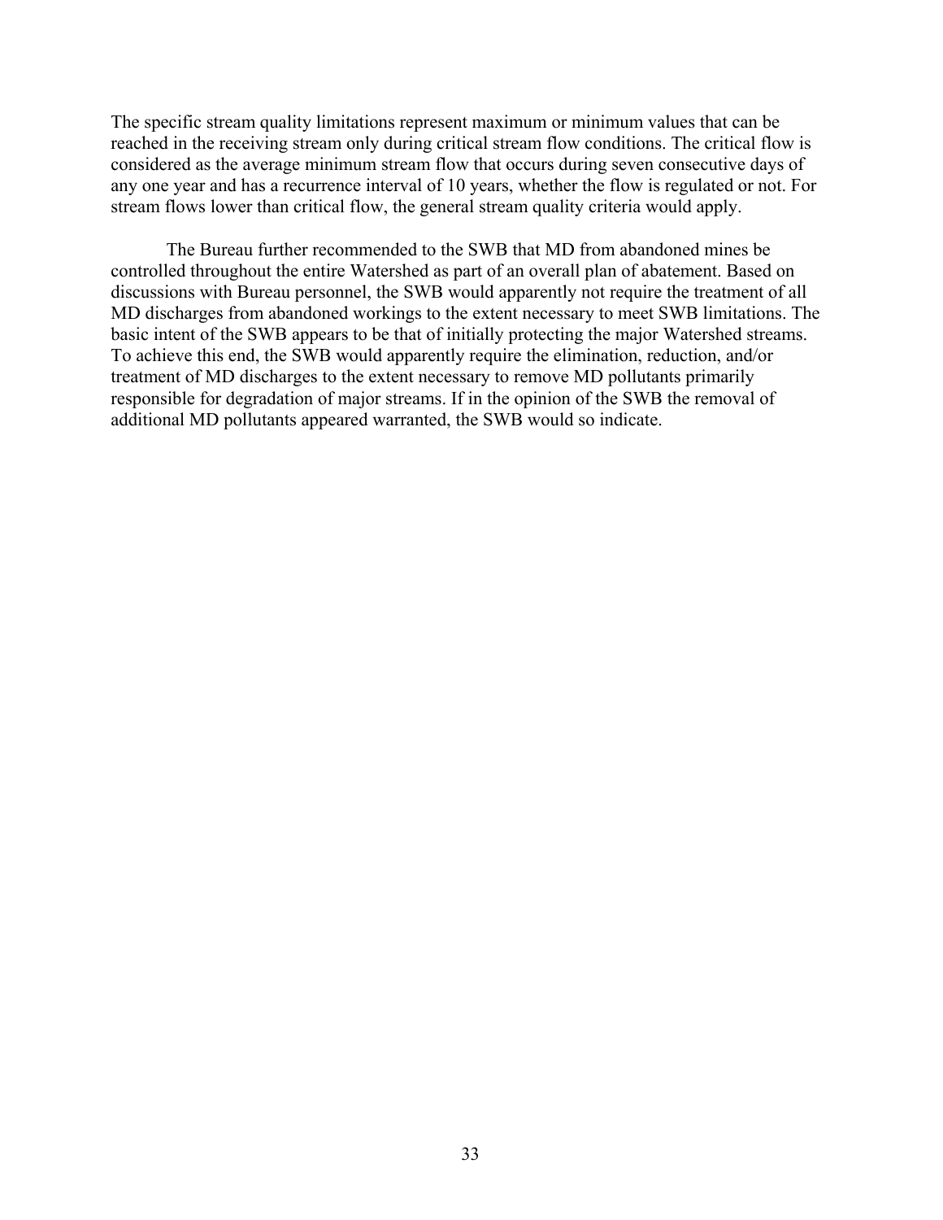The specific stream quality limitations represent maximum or minimum values that can be reached in the receiving stream only during critical stream flow conditions. The critical flow is considered as the average minimum stream flow that occurs during seven consecutive days of any one year and has a recurrence interval of 10 years, whether the flow is regulated or not. For stream flows lower than critical flow, the general stream quality criteria would apply.

The Bureau further recommended to the SWB that MD from abandoned mines be controlled throughout the entire Watershed as part of an overall plan of abatement. Based on discussions with Bureau personnel, the SWB would apparently not require the treatment of all MD discharges from abandoned workings to the extent necessary to meet SWB limitations. The basic intent of the SWB appears to be that of initially protecting the major Watershed streams. To achieve this end, the SWB would apparently require the elimination, reduction, and/or treatment of MD discharges to the extent necessary to remove MD pollutants primarily responsible for degradation of major streams. If in the opinion of the SWB the removal of additional MD pollutants appeared warranted, the SWB would so indicate.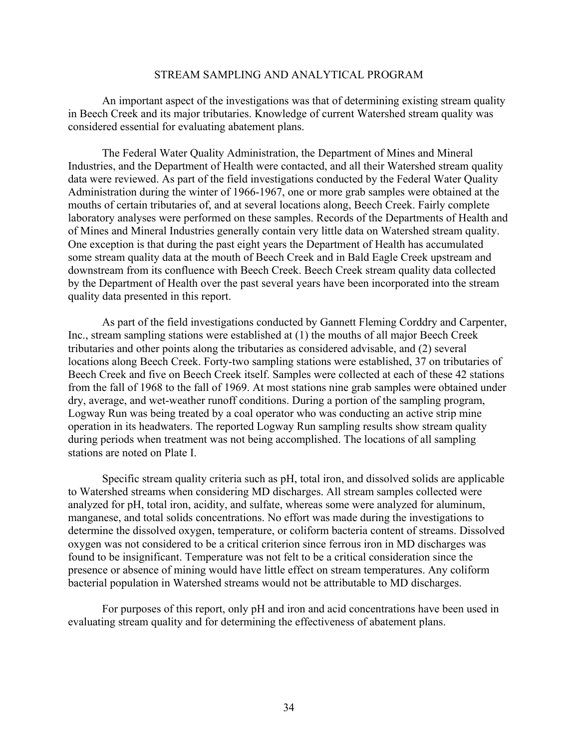## STREAM SAMPLING AND ANALYTICAL PROGRAM

An important aspect of the investigations was that of determining existing stream quality in Beech Creek and its major tributaries. Knowledge of current Watershed stream quality was considered essential for evaluating abatement plans.

The Federal Water Quality Administration, the Department of Mines and Mineral Industries, and the Department of Health were contacted, and all their Watershed stream quality data were reviewed. As part of the field investigations conducted by the Federal Water Quality Administration during the winter of 1966-1967, one or more grab samples were obtained at the mouths of certain tributaries of, and at several locations along, Beech Creek. Fairly complete laboratory analyses were performed on these samples. Records of the Departments of Health and of Mines and Mineral Industries generally contain very little data on Watershed stream quality. One exception is that during the past eight years the Department of Health has accumulated some stream quality data at the mouth of Beech Creek and in Bald Eagle Creek upstream and downstream from its confluence with Beech Creek. Beech Creek stream quality data collected by the Department of Health over the past several years have been incorporated into the stream quality data presented in this report.

As part of the field investigations conducted by Gannett Fleming Corddry and Carpenter, Inc., stream sampling stations were established at (1) the mouths of all major Beech Creek tributaries and other points along the tributaries as considered advisable, and (2) several locations along Beech Creek. Forty-two sampling stations were established, 37 on tributaries of Beech Creek and five on Beech Creek itself. Samples were collected at each of these 42 stations from the fall of 1968 to the fall of 1969. At most stations nine grab samples were obtained under dry, average, and wet-weather runoff conditions. During a portion of the sampling program, Logway Run was being treated by a coal operator who was conducting an active strip mine operation in its headwaters. The reported Logway Run sampling results show stream quality during periods when treatment was not being accomplished. The locations of all sampling stations are noted on Plate I.

Specific stream quality criteria such as pH, total iron, and dissolved solids are applicable to Watershed streams when considering MD discharges. All stream samples collected were analyzed for pH, total iron, acidity, and sulfate, whereas some were analyzed for aluminum, manganese, and total solids concentrations. No effort was made during the investigations to determine the dissolved oxygen, temperature, or coliform bacteria content of streams. Dissolved oxygen was not considered to be a critical criterion since ferrous iron in MD discharges was found to be insignificant. Temperature was not felt to be a critical consideration since the presence or absence of mining would have little effect on stream temperatures. Any coliform bacterial population in Watershed streams would not be attributable to MD discharges.

For purposes of this report, only pH and iron and acid concentrations have been used in evaluating stream quality and for determining the effectiveness of abatement plans.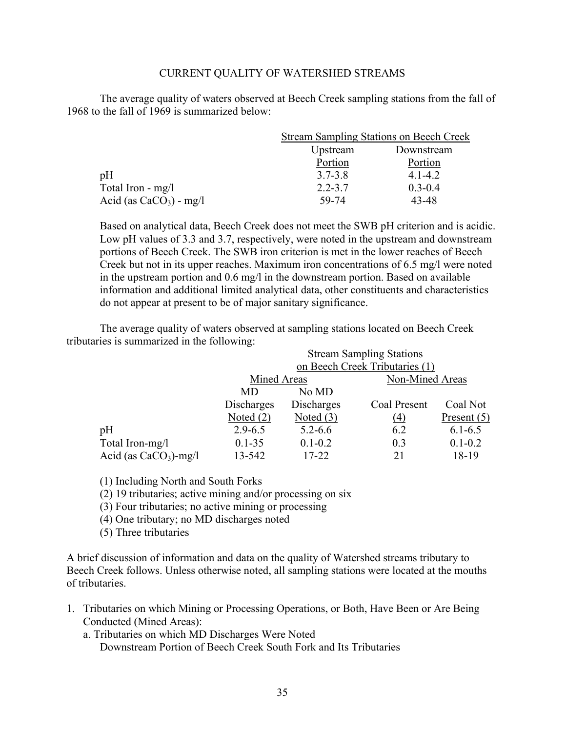## CURRENT QUALITY OF WATERSHED STREAMS

The average quality of waters observed at Beech Creek sampling stations from the fall of 1968 to the fall of 1969 is summarized below:

| | Stream Sampling Stations on Beech Creek | |
|---|---|---|
| | Upstream Portion | Downstream Portion |
| pH | 3.7-3.8 | 4.1-4.2 |
| Total Iron - mg/l | 2.2-3.7 | 0.3-0.4 |
| Acid (as $CaCO_3$) - mg/l | 59-74 | 43-48 |

Based on analytical data, Beech Creek does not meet the SWB pH criterion and is acidic. Low pH values of 3.3 and 3.7, respectively, were noted in the upstream and downstream portions of Beech Creek. The SWB iron criterion is met in the lower reaches of Beech Creek but not in its upper reaches. Maximum iron concentrations of 6.5 mg/l were noted in the upstream portion and 0.6 mg/l in the downstream portion. Based on available information and additional limited analytical data, other constituents and characteristics do not appear at present to be of major sanitary significance.

The average quality of waters observed at sampling stations located on Beech Creek tributaries is summarized in the following:

| | Stream Sampling Stations on Beech Creek Tributaries (1) | | | |
|---|---|---|---|---|
| | Mined Areas | | Non-Mined Areas | |
| | MD Discharges Noted (2) | No MD Discharges Noted (3) | Coal Present (4) | Coal Not Present (5) |
| pH | 2.9-6.5 | 5.2-6.6 | 6.2 | 6.1-6.5 |
| Total Iron-mg/l | 0.1-35 | 0.1-0.2 | 0.3 | 0.1-0.2 |
| Acid (as $CaCO_3$)-mg/l | 13-542 | 17-22 | 21 | 18-19 |

(1) Including North and South Forks
(2) 19 tributaries; active mining and/or processing on six
(3) Four tributaries; no active mining or processing
(4) One tributary; no MD discharges noted
(5) Three tributaries

A brief discussion of information and data on the quality of Watershed streams tributary to Beech Creek follows. Unless otherwise noted, all sampling stations were located at the mouths of tributaries.

1. Tributaries on which Mining or Processing Operations, or Both, Have Been or Are Being Conducted (Mined Areas):
   a. Tributaries on which MD Discharges Were Noted
      Downstream Portion of Beech Creek South Fork and Its Tributaries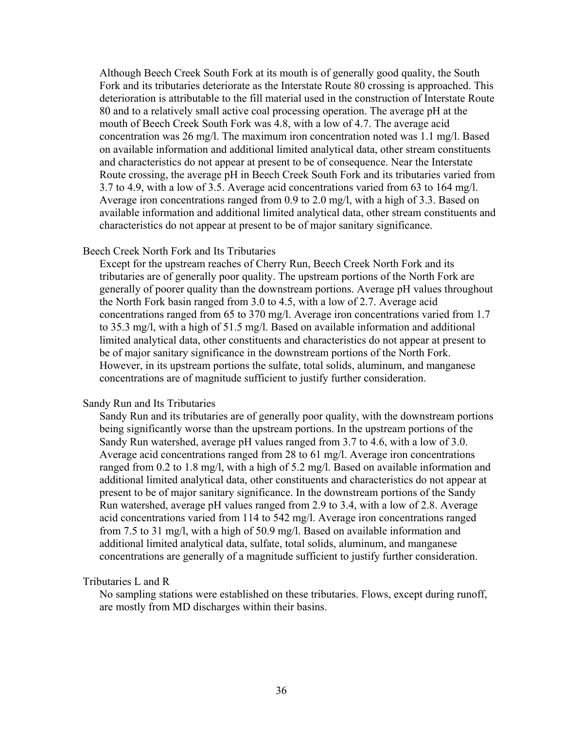Although Beech Creek South Fork at its mouth is of generally good quality, the South Fork and its tributaries deteriorate as the Interstate Route 80 crossing is approached. This deterioration is attributable to the fill material used in the construction of Interstate Route 80 and to a relatively small active coal processing operation. The average pH at the mouth of Beech Creek South Fork was 4.8, with a low of 4.7. The average acid concentration was 26 mg/l. The maximum iron concentration noted was 1.1 mg/l. Based on available information and additional limited analytical data, other stream constituents and characteristics do not appear at present to be of consequence. Near the Interstate Route crossing, the average pH in Beech Creek South Fork and its tributaries varied from 3.7 to 4.9, with a low of 3.5. Average acid concentrations varied from 63 to 164 mg/l. Average iron concentrations ranged from 0.9 to 2.0 mg/l, with a high of 3.3. Based on available information and additional limited analytical data, other stream constituents and characteristics do not appear at present to be of major sanitary significance.

Beech Creek North Fork and Its Tributaries

Except for the upstream reaches of Cherry Run, Beech Creek North Fork and its tributaries are of generally poor quality. The upstream portions of the North Fork are generally of poorer quality than the downstream portions. Average pH values throughout the North Fork basin ranged from 3.0 to 4.5, with a low of 2.7. Average acid concentrations ranged from 65 to 370 mg/l. Average iron concentrations varied from 1.7 to 35.3 mg/l, with a high of 51.5 mg/l. Based on available information and additional limited analytical data, other constituents and characteristics do not appear at present to be of major sanitary significance in the downstream portions of the North Fork. However, in its upstream portions the sulfate, total solids, aluminum, and manganese concentrations are of magnitude sufficient to justify further consideration.

Sandy Run and Its Tributaries

Sandy Run and its tributaries are of generally poor quality, with the downstream portions being significantly worse than the upstream portions. In the upstream portions of the Sandy Run watershed, average pH values ranged from 3.7 to 4.6, with a low of 3.0. Average acid concentrations ranged from 28 to 61 mg/l. Average iron concentrations ranged from 0.2 to 1.8 mg/l, with a high of 5.2 mg/l. Based on available information and additional limited analytical data, other constituents and characteristics do not appear at present to be of major sanitary significance. In the downstream portions of the Sandy Run watershed, average pH values ranged from 2.9 to 3.4, with a low of 2.8. Average acid concentrations varied from 114 to 542 mg/l. Average iron concentrations ranged from 7.5 to 31 mg/l, with a high of 50.9 mg/l. Based on available information and additional limited analytical data, sulfate, total solids, aluminum, and manganese concentrations are generally of a magnitude sufficient to justify further consideration.

Tributaries L and R

No sampling stations were established on these tributaries. Flows, except during runoff, are mostly from MD discharges within their basins.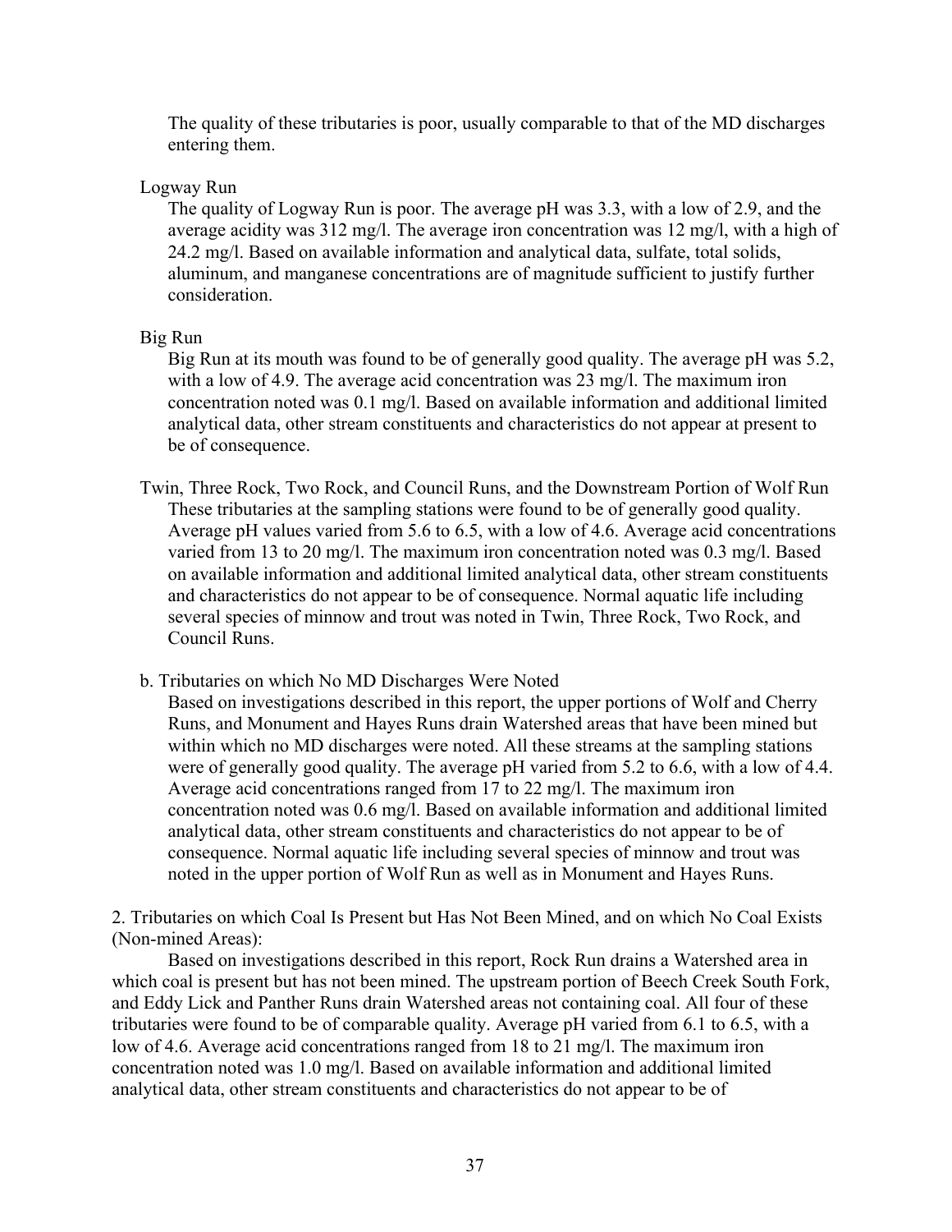The quality of these tributaries is poor, usually comparable to that of the MD discharges entering them.

Logway Run

The quality of Logway Run is poor. The average pH was 3.3, with a low of 2.9, and the average acidity was 312 mg/l. The average iron concentration was 12 mg/l, with a high of 24.2 mg/l. Based on available information and analytical data, sulfate, total solids, aluminum, and manganese concentrations are of magnitude sufficient to justify further consideration.

Big Run

Big Run at its mouth was found to be of generally good quality. The average pH was 5.2, with a low of 4.9. The average acid concentration was 23 mg/l. The maximum iron concentration noted was 0.1 mg/l. Based on available information and additional limited analytical data, other stream constituents and characteristics do not appear at present to be of consequence.

Twin, Three Rock, Two Rock, and Council Runs, and the Downstream Portion of Wolf Run

These tributaries at the sampling stations were found to be of generally good quality. Average pH values varied from 5.6 to 6.5, with a low of 4.6. Average acid concentrations varied from 13 to 20 mg/l. The maximum iron concentration noted was 0.3 mg/l. Based on available information and additional limited analytical data, other stream constituents and characteristics do not appear to be of consequence. Normal aquatic life including several species of minnow and trout was noted in Twin, Three Rock, Two Rock, and Council Runs.

b. Tributaries on which No MD Discharges Were Noted

Based on investigations described in this report, the upper portions of Wolf and Cherry Runs, and Monument and Hayes Runs drain Watershed areas that have been mined but within which no MD discharges were noted. All these streams at the sampling stations were of generally good quality. The average pH varied from 5.2 to 6.6, with a low of 4.4. Average acid concentrations ranged from 17 to 22 mg/l. The maximum iron concentration noted was 0.6 mg/l. Based on available information and additional limited analytical data, other stream constituents and characteristics do not appear to be of consequence. Normal aquatic life including several species of minnow and trout was noted in the upper portion of Wolf Run as well as in Monument and Hayes Runs.

2. Tributaries on which Coal Is Present but Has Not Been Mined, and on which No Coal Exists (Non-mined Areas):

Based on investigations described in this report, Rock Run drains a Watershed area in which coal is present but has not been mined. The upstream portion of Beech Creek South Fork, and Eddy Lick and Panther Runs drain Watershed areas not containing coal. All four of these tributaries were found to be of comparable quality. Average pH varied from 6.1 to 6.5, with a low of 4.6. Average acid concentrations ranged from 18 to 21 mg/l. The maximum iron concentration noted was 1.0 mg/l. Based on available information and additional limited analytical data, other stream constituents and characteristics do not appear to be of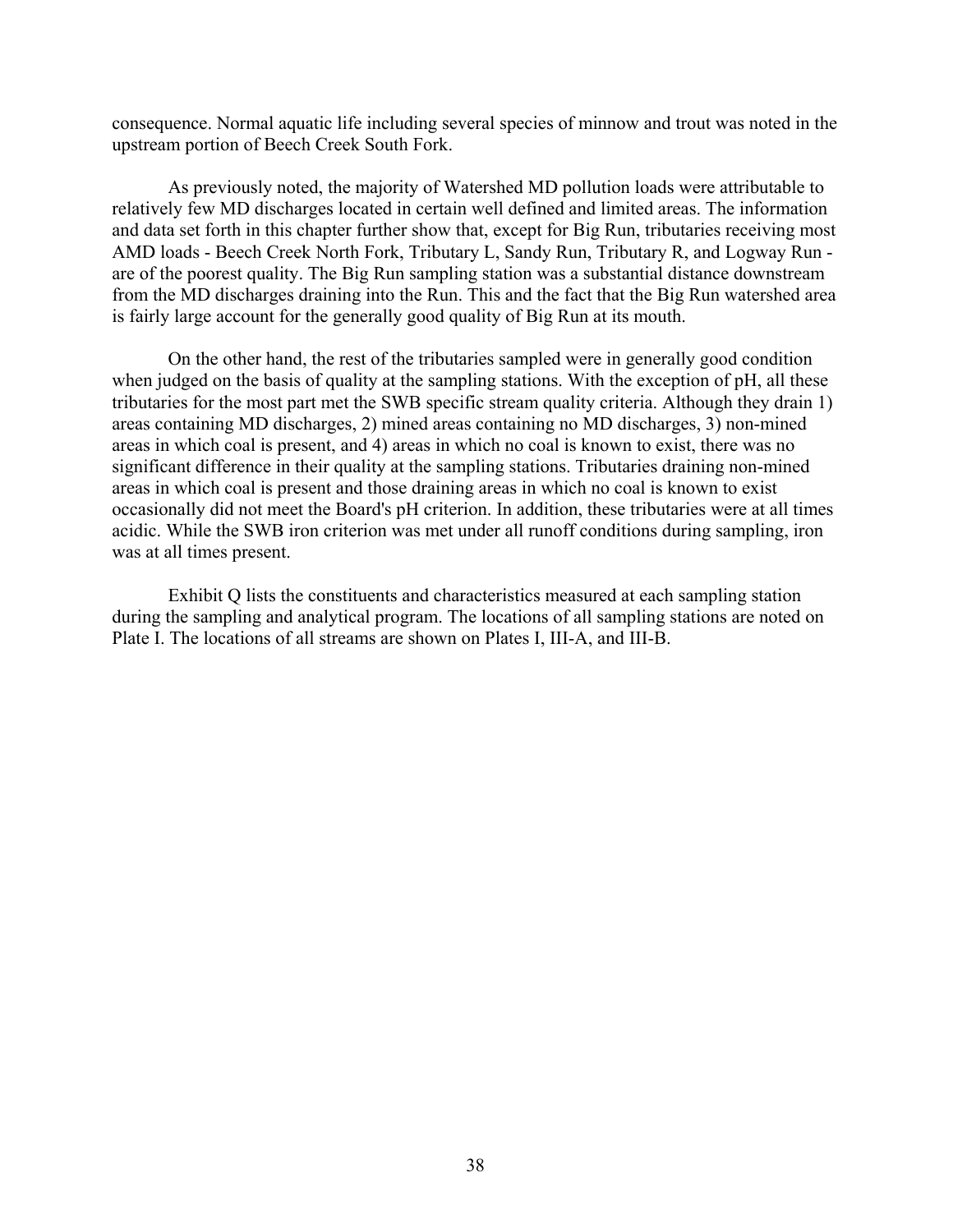consequence. Normal aquatic life including several species of minnow and trout was noted in the upstream portion of Beech Creek South Fork.

As previously noted, the majority of Watershed MD pollution loads were attributable to relatively few MD discharges located in certain well defined and limited areas. The information and data set forth in this chapter further show that, except for Big Run, tributaries receiving most AMD loads - Beech Creek North Fork, Tributary L, Sandy Run, Tributary R, and Logway Run - are of the poorest quality. The Big Run sampling station was a substantial distance downstream from the MD discharges draining into the Run. This and the fact that the Big Run watershed area is fairly large account for the generally good quality of Big Run at its mouth.

On the other hand, the rest of the tributaries sampled were in generally good condition when judged on the basis of quality at the sampling stations. With the exception of pH, all these tributaries for the most part met the SWB specific stream quality criteria. Although they drain 1) areas containing MD discharges, 2) mined areas containing no MD discharges, 3) non-mined areas in which coal is present, and 4) areas in which no coal is known to exist, there was no significant difference in their quality at the sampling stations. Tributaries draining non-mined areas in which coal is present and those draining areas in which no coal is known to exist occasionally did not meet the Board's pH criterion. In addition, these tributaries were at all times acidic. While the SWB iron criterion was met under all runoff conditions during sampling, iron was at all times present.

Exhibit Q lists the constituents and characteristics measured at each sampling station during the sampling and analytical program. The locations of all sampling stations are noted on Plate I. The locations of all streams are shown on Plates I, III-A, and III-B.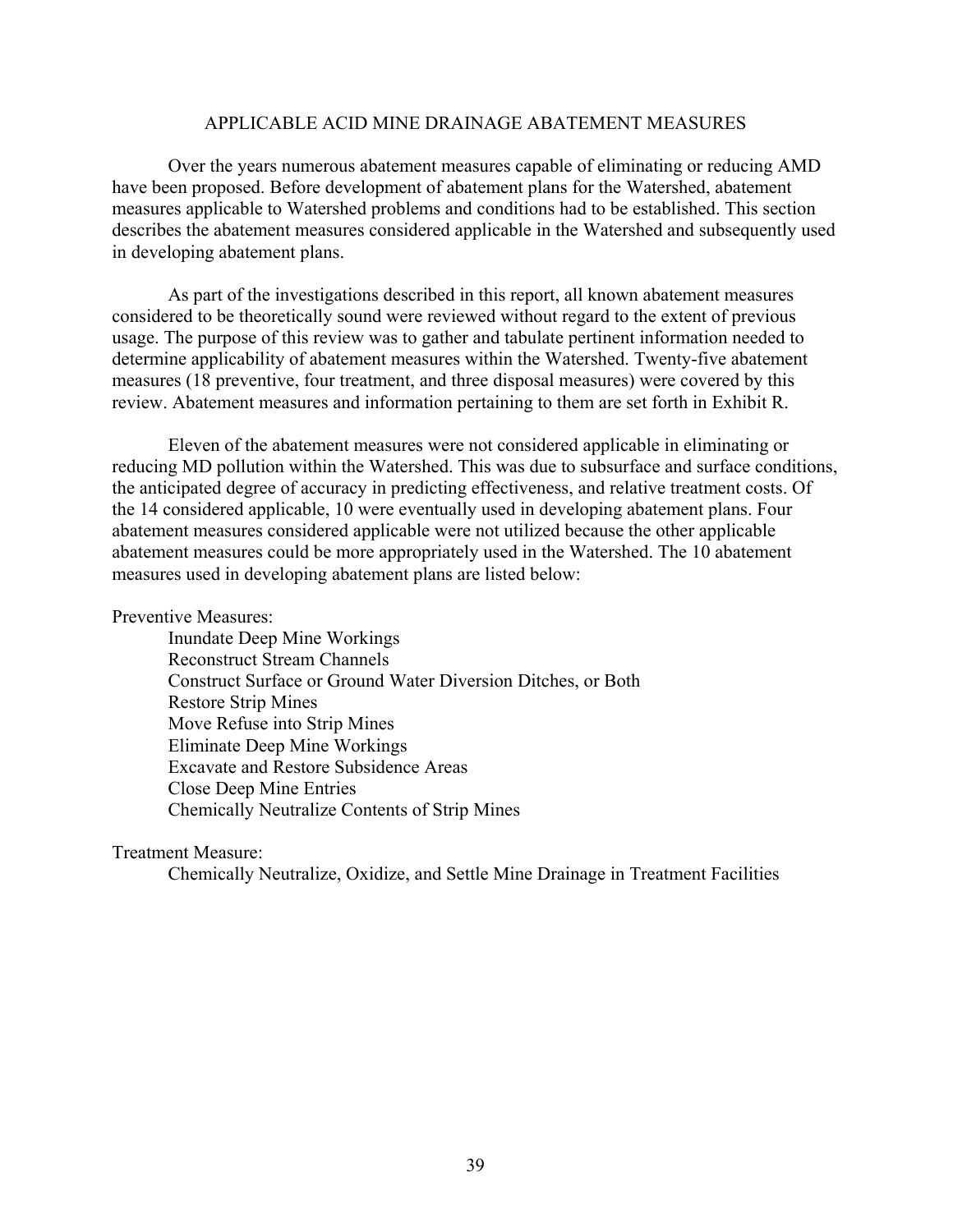## APPLICABLE ACID MINE DRAINAGE ABATEMENT MEASURES

Over the years numerous abatement measures capable of eliminating or reducing AMD have been proposed. Before development of abatement plans for the Watershed, abatement measures applicable to Watershed problems and conditions had to be established. This section describes the abatement measures considered applicable in the Watershed and subsequently used in developing abatement plans.

As part of the investigations described in this report, all known abatement measures considered to be theoretically sound were reviewed without regard to the extent of previous usage. The purpose of this review was to gather and tabulate pertinent information needed to determine applicability of abatement measures within the Watershed. Twenty-five abatement measures (18 preventive, four treatment, and three disposal measures) were covered by this review. Abatement measures and information pertaining to them are set forth in Exhibit R.

Eleven of the abatement measures were not considered applicable in eliminating or reducing MD pollution within the Watershed. This was due to subsurface and surface conditions, the anticipated degree of accuracy in predicting effectiveness, and relative treatment costs. Of the 14 considered applicable, 10 were eventually used in developing abatement plans. Four abatement measures considered applicable were not utilized because the other applicable abatement measures could be more appropriately used in the Watershed. The 10 abatement measures used in developing abatement plans are listed below:

Preventive Measures:

- Inundate Deep Mine Workings
- Reconstruct Stream Channels
- Construct Surface or Ground Water Diversion Ditches, or Both
- Restore Strip Mines
- Move Refuse into Strip Mines
- Eliminate Deep Mine Workings
- Excavate and Restore Subsidence Areas
- Close Deep Mine Entries
- Chemically Neutralize Contents of Strip Mines

Treatment Measure:

- Chemically Neutralize, Oxidize, and Settle Mine Drainage in Treatment Facilities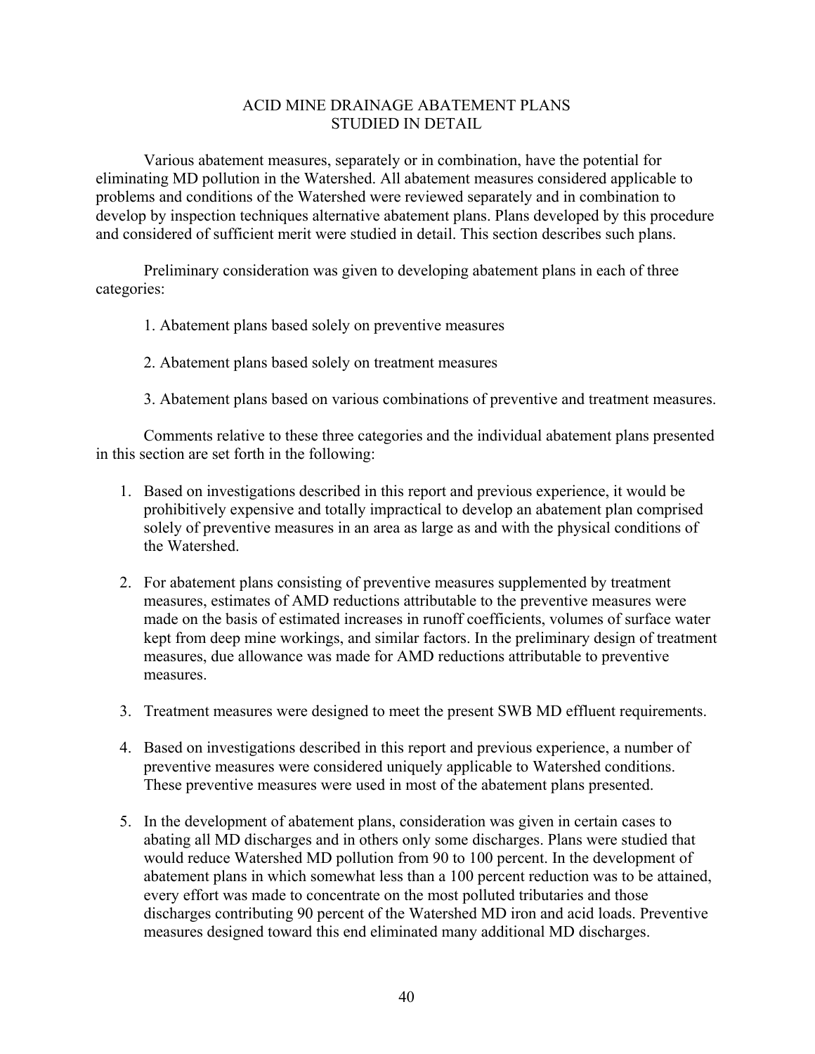## ACID MINE DRAINAGE ABATEMENT PLANS STUDIED IN DETAIL

Various abatement measures, separately or in combination, have the potential for eliminating MD pollution in the Watershed. All abatement measures considered applicable to problems and conditions of the Watershed were reviewed separately and in combination to develop by inspection techniques alternative abatement plans. Plans developed by this procedure and considered of sufficient merit were studied in detail. This section describes such plans.

Preliminary consideration was given to developing abatement plans in each of three categories:

1. Abatement plans based solely on preventive measures

2. Abatement plans based solely on treatment measures

3. Abatement plans based on various combinations of preventive and treatment measures.

Comments relative to these three categories and the individual abatement plans presented in this section are set forth in the following:

1. Based on investigations described in this report and previous experience, it would be prohibitively expensive and totally impractical to develop an abatement plan comprised solely of preventive measures in an area as large as and with the physical conditions of the Watershed.

2. For abatement plans consisting of preventive measures supplemented by treatment measures, estimates of AMD reductions attributable to the preventive measures were made on the basis of estimated increases in runoff coefficients, volumes of surface water kept from deep mine workings, and similar factors. In the preliminary design of treatment measures, due allowance was made for AMD reductions attributable to preventive measures.

3. Treatment measures were designed to meet the present SWB MD effluent requirements.

4. Based on investigations described in this report and previous experience, a number of preventive measures were considered uniquely applicable to Watershed conditions. These preventive measures were used in most of the abatement plans presented.

5. In the development of abatement plans, consideration was given in certain cases to abating all MD discharges and in others only some discharges. Plans were studied that would reduce Watershed MD pollution from 90 to 100 percent. In the development of abatement plans in which somewhat less than a 100 percent reduction was to be attained, every effort was made to concentrate on the most polluted tributaries and those discharges contributing 90 percent of the Watershed MD iron and acid loads. Preventive measures designed toward this end eliminated many additional MD discharges.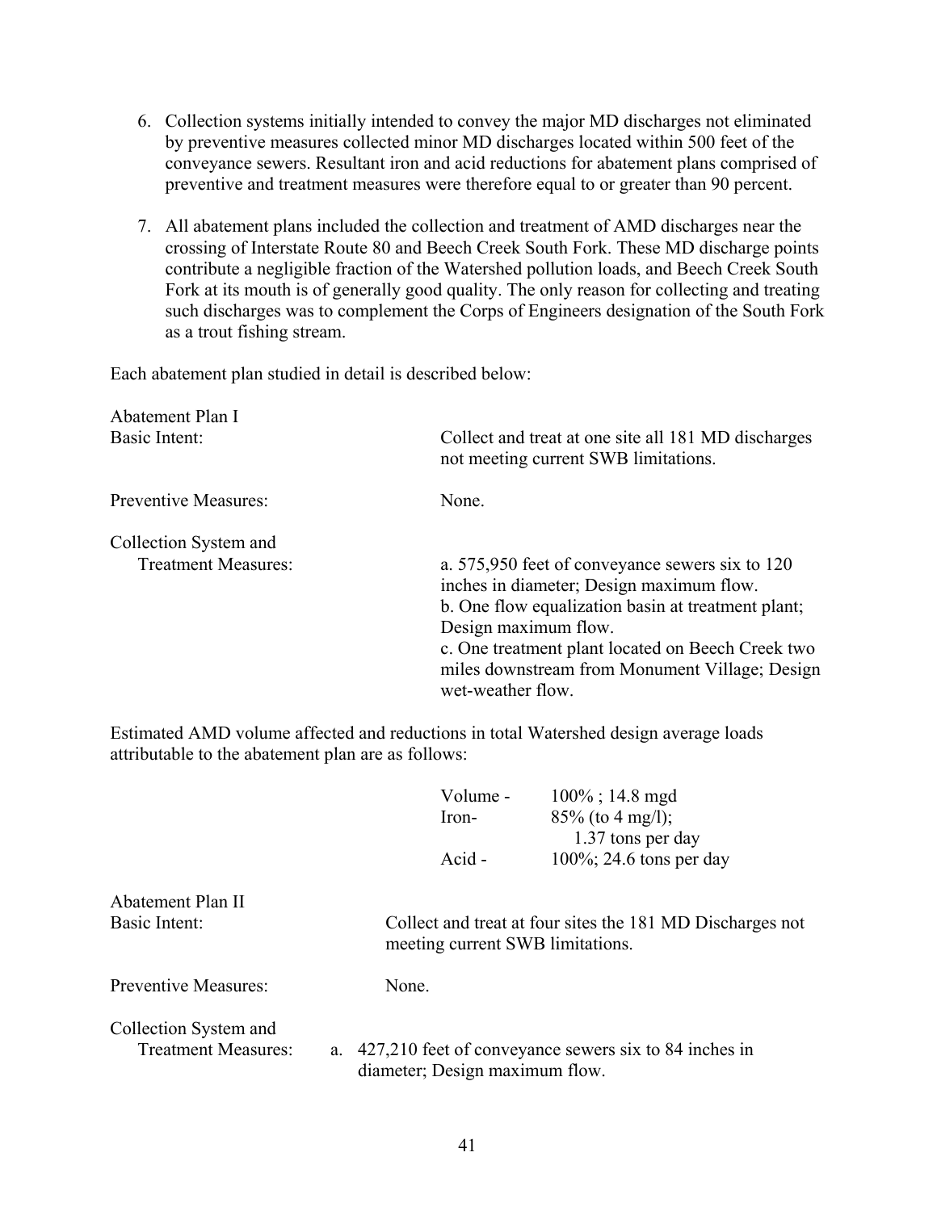6. Collection systems initially intended to convey the major MD discharges not eliminated by preventive measures collected minor MD discharges located within 500 feet of the conveyance sewers. Resultant iron and acid reductions for abatement plans comprised of preventive and treatment measures were therefore equal to or greater than 90 percent.

7. All abatement plans included the collection and treatment of AMD discharges near the crossing of Interstate Route 80 and Beech Creek South Fork. These MD discharge points contribute a negligible fraction of the Watershed pollution loads, and Beech Creek South Fork at its mouth is of generally good quality. The only reason for collecting and treating such discharges was to complement the Corps of Engineers designation of the South Fork as a trout fishing stream.

Each abatement plan studied in detail is described below:

Abatement Plan I

| | |
|---|---|
| Basic Intent: | Collect and treat at one site all 181 MD discharges not meeting current SWB limitations. |
| Preventive Measures: | None. |
| Collection System and Treatment Measures: | a. 575,950 feet of conveyance sewers six to 120 inches in diameter; Design maximum flow.<br>b. One flow equalization basin at treatment plant; Design maximum flow.<br>c. One treatment plant located on Beech Creek two miles downstream from Monument Village; Design wet-weather flow. |

Estimated AMD volume affected and reductions in total Watershed design average loads attributable to the abatement plan are as follows:

| | |
|---|---|
| Volume - | 100% ; 14.8 mgd |
| Iron- | 85% (to 4 mg/l); 1.37 tons per day |
| Acid - | 100%; 24.6 tons per day |

Abatement Plan II

| | |
|---|---|
| Basic Intent: | Collect and treat at four sites the 181 MD Discharges not meeting current SWB limitations. |
| Preventive Measures: | None. |
| Collection System and Treatment Measures: | a. 427,210 feet of conveyance sewers six to 84 inches in diameter; Design maximum flow. |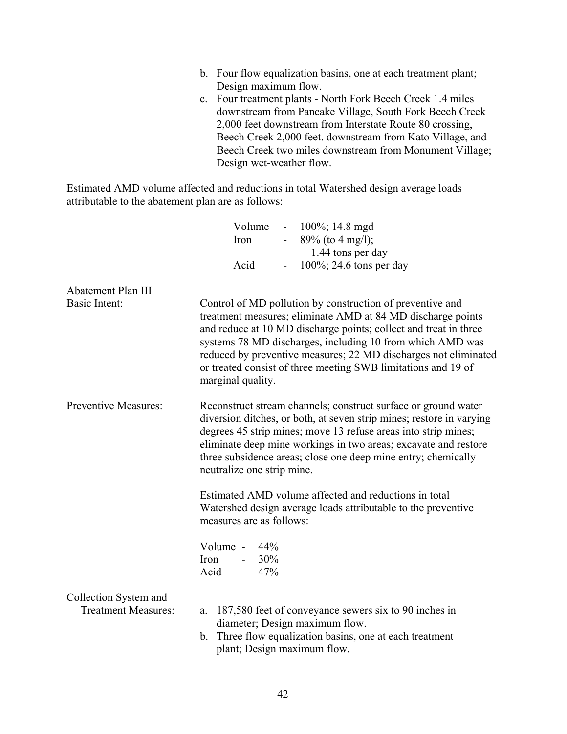b. Four flow equalization basins, one at each treatment plant; Design maximum flow.
c. Four treatment plants - North Fork Beech Creek 1.4 miles downstream from Pancake Village, South Fork Beech Creek 2,000 feet downstream from Interstate Route 80 crossing, Beech Creek 2,000 feet. downstream from Kato Village, and Beech Creek two miles downstream from Monument Village; Design wet-weather flow.

Estimated AMD volume affected and reductions in total Watershed design average loads attributable to the abatement plan are as follows:

Volume - 100%; 14.8 mgd
Iron - 89% (to 4 mg/l);
1.44 tons per day
Acid - 100%; 24.6 tons per day

Abatement Plan III

Basic Intent: Control of MD pollution by construction of preventive and treatment measures; eliminate AMD at 84 MD discharge points and reduce at 10 MD discharge points; collect and treat in three systems 78 MD discharges, including 10 from which AMD was reduced by preventive measures; 22 MD discharges not eliminated or treated consist of three meeting SWB limitations and 19 of marginal quality.

Preventive Measures: Reconstruct stream channels; construct surface or ground water diversion ditches, or both, at seven strip mines; restore in varying degrees 45 strip mines; move 13 refuse areas into strip mines; eliminate deep mine workings in two areas; excavate and restore three subsidence areas; close one deep mine entry; chemically neutralize one strip mine.

Estimated AMD volume affected and reductions in total Watershed design average loads attributable to the preventive measures are as follows:

Volume - 44%
Iron - 30%
Acid - 47%

Collection System and Treatment Measures:

a. 187,580 feet of conveyance sewers six to 90 inches in diameter; Design maximum flow.
b. Three flow equalization basins, one at each treatment plant; Design maximum flow.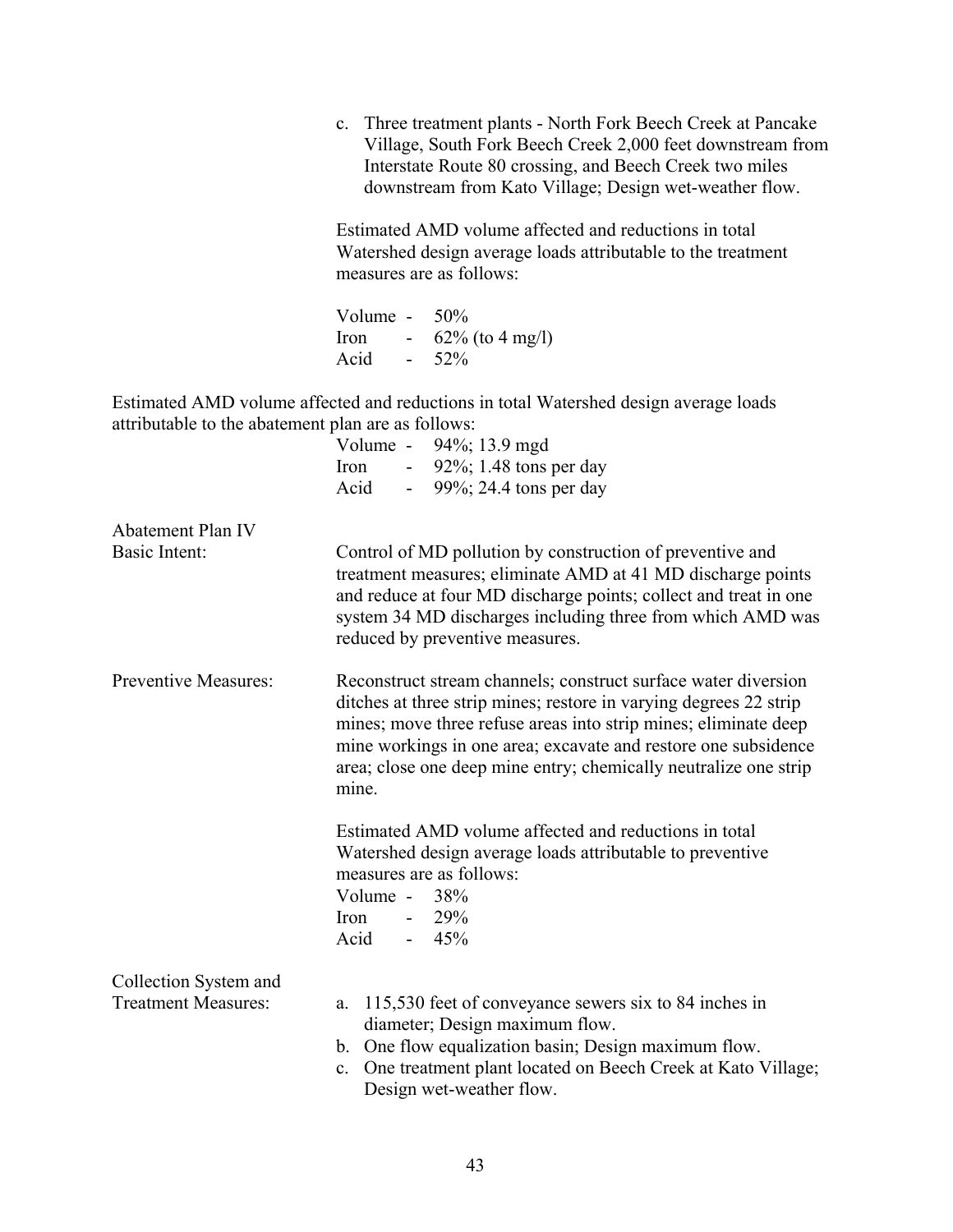c. Three treatment plants - North Fork Beech Creek at Pancake Village, South Fork Beech Creek 2,000 feet downstream from Interstate Route 80 crossing, and Beech Creek two miles downstream from Kato Village; Design wet-weather flow.

Estimated AMD volume affected and reductions in total Watershed design average loads attributable to the treatment measures are as follows:

Volume - 50%
Iron - 62% (to 4 mg/l)
Acid - 52%

Estimated AMD volume affected and reductions in total Watershed design average loads attributable to the abatement plan are as follows:

Volume - 94%; 13.9 mgd
Iron - 92%; 1.48 tons per day
Acid - 99%; 24.4 tons per day

Abatement Plan IV

Basic Intent: Control of MD pollution by construction of preventive and treatment measures; eliminate AMD at 41 MD discharge points and reduce at four MD discharge points; collect and treat in one system 34 MD discharges including three from which AMD was reduced by preventive measures.

Preventive Measures: Reconstruct stream channels; construct surface water diversion ditches at three strip mines; restore in varying degrees 22 strip mines; move three refuse areas into strip mines; eliminate deep mine workings in one area; excavate and restore one subsidence area; close one deep mine entry; chemically neutralize one strip mine.

Estimated AMD volume affected and reductions in total Watershed design average loads attributable to preventive measures are as follows:

Volume - 38%
Iron - 29%
Acid - 45%

Collection System and Treatment Measures:

a. 115,530 feet of conveyance sewers six to 84 inches in diameter; Design maximum flow.
b. One flow equalization basin; Design maximum flow.
c. One treatment plant located on Beech Creek at Kato Village; Design wet-weather flow.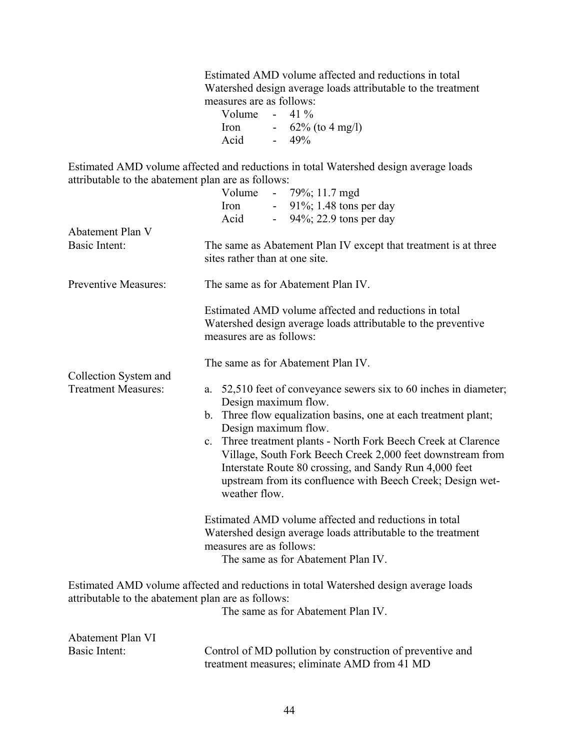Estimated AMD volume affected and reductions in total Watershed design average loads attributable to the treatment measures are as follows:

Volume - 41 %
Iron - 62% (to 4 mg/l)
Acid - 49%

Estimated AMD volume affected and reductions in total Watershed design average loads attributable to the abatement plan are as follows:

Volume - 79%; 11.7 mgd
Iron - 91%; 1.48 tons per day
Acid - 94%; 22.9 tons per day

Abatement Plan V

Basic Intent: The same as Abatement Plan IV except that treatment is at three sites rather than at one site.

Preventive Measures: The same as for Abatement Plan IV.

Estimated AMD volume affected and reductions in total Watershed design average loads attributable to the preventive measures are as follows:

The same as for Abatement Plan IV.

Collection System and Treatment Measures:

a. 52,510 feet of conveyance sewers six to 60 inches in diameter; Design maximum flow.
b. Three flow equalization basins, one at each treatment plant; Design maximum flow.
c. Three treatment plants - North Fork Beech Creek at Clarence Village, South Fork Beech Creek 2,000 feet downstream from Interstate Route 80 crossing, and Sandy Run 4,000 feet upstream from its confluence with Beech Creek; Design wet-weather flow.

Estimated AMD volume affected and reductions in total Watershed design average loads attributable to the treatment measures are as follows:

The same as for Abatement Plan IV.

Estimated AMD volume affected and reductions in total Watershed design average loads attributable to the abatement plan are as follows:

The same as for Abatement Plan IV.

Abatement Plan VI

Basic Intent: Control of MD pollution by construction of preventive and treatment measures; eliminate AMD from 41 MD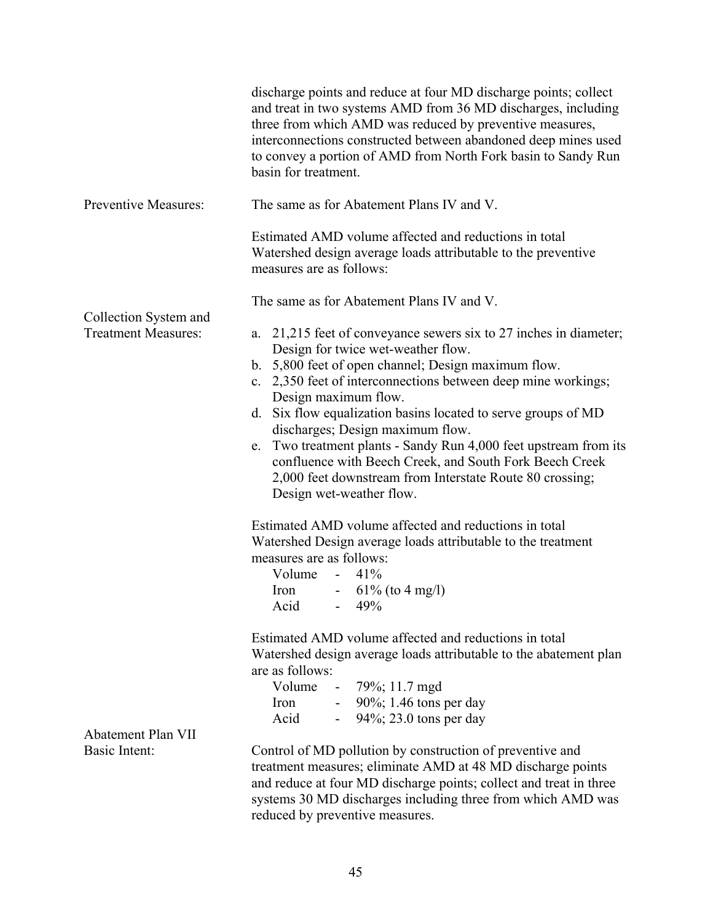discharge points and reduce at four MD discharge points; collect and treat in two systems AMD from 36 MD discharges, including three from which AMD was reduced by preventive measures, interconnections constructed between abandoned deep mines used to convey a portion of AMD from North Fork basin to Sandy Run basin for treatment.

Preventive Measures: The same as for Abatement Plans IV and V.

Estimated AMD volume affected and reductions in total Watershed design average loads attributable to the preventive measures are as follows:

The same as for Abatement Plans IV and V.

Collection System and Treatment Measures:

a. 21,215 feet of conveyance sewers six to 27 inches in diameter; Design for twice wet-weather flow.
b. 5,800 feet of open channel; Design maximum flow.
c. 2,350 feet of interconnections between deep mine workings; Design maximum flow.
d. Six flow equalization basins located to serve groups of MD discharges; Design maximum flow.
e. Two treatment plants - Sandy Run 4,000 feet upstream from its confluence with Beech Creek, and South Fork Beech Creek 2,000 feet downstream from Interstate Route 80 crossing; Design wet-weather flow.

Estimated AMD volume affected and reductions in total Watershed Design average loads attributable to the treatment measures are as follows:

Volume - 41%
Iron - 61% (to 4 mg/l)
Acid - 49%

Estimated AMD volume affected and reductions in total Watershed design average loads attributable to the abatement plan are as follows:

Volume - 79%; 11.7 mgd
Iron - 90%; 1.46 tons per day
Acid - 94%; 23.0 tons per day

Abatement Plan VII

Basic Intent: Control of MD pollution by construction of preventive and treatment measures; eliminate AMD at 48 MD discharge points and reduce at four MD discharge points; collect and treat in three systems 30 MD discharges including three from which AMD was reduced by preventive measures.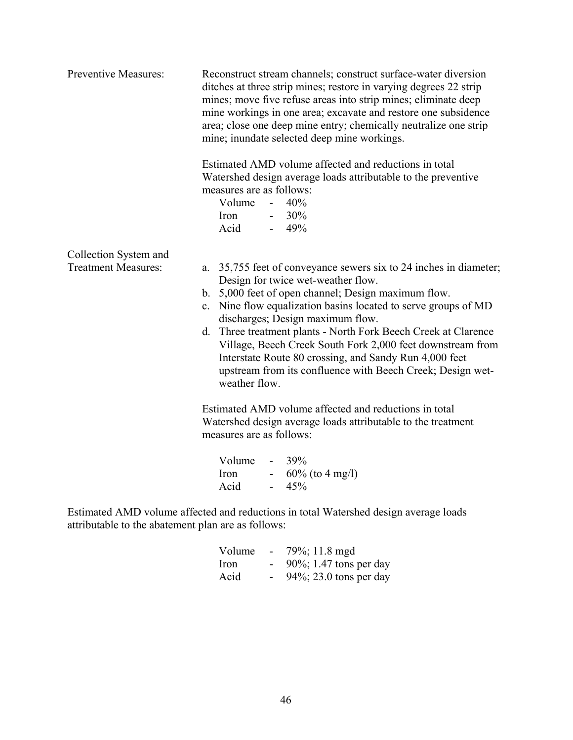**Preventive Measures:**

Reconstruct stream channels; construct surface-water diversion ditches at three strip mines; restore in varying degrees 22 strip mines; move five refuse areas into strip mines; eliminate deep mine workings in one area; excavate and restore one subsidence area; close one deep mine entry; chemically neutralize one strip mine; inundate selected deep mine workings.

Estimated AMD volume affected and reductions in total Watershed design average loads attributable to the preventive measures are as follows:

Volume - 40%
Iron - 30%
Acid - 49%

**Collection System and Treatment Measures:**

a. 35,755 feet of conveyance sewers six to 24 inches in diameter; Design for twice wet-weather flow.
b. 5,000 feet of open channel; Design maximum flow.
c. Nine flow equalization basins located to serve groups of MD discharges; Design maximum flow.
d. Three treatment plants - North Fork Beech Creek at Clarence Village, Beech Creek South Fork 2,000 feet downstream from Interstate Route 80 crossing, and Sandy Run 4,000 feet upstream from its confluence with Beech Creek; Design wet-weather flow.

Estimated AMD volume affected and reductions in total Watershed design average loads attributable to the treatment measures are as follows:

Volume - 39%
Iron - 60% (to 4 mg/l)
Acid - 45%

Estimated AMD volume affected and reductions in total Watershed design average loads attributable to the abatement plan are as follows:

Volume - 79%; 11.8 mgd
Iron - 90%; 1.47 tons per day
Acid - 94%; 23.0 tons per day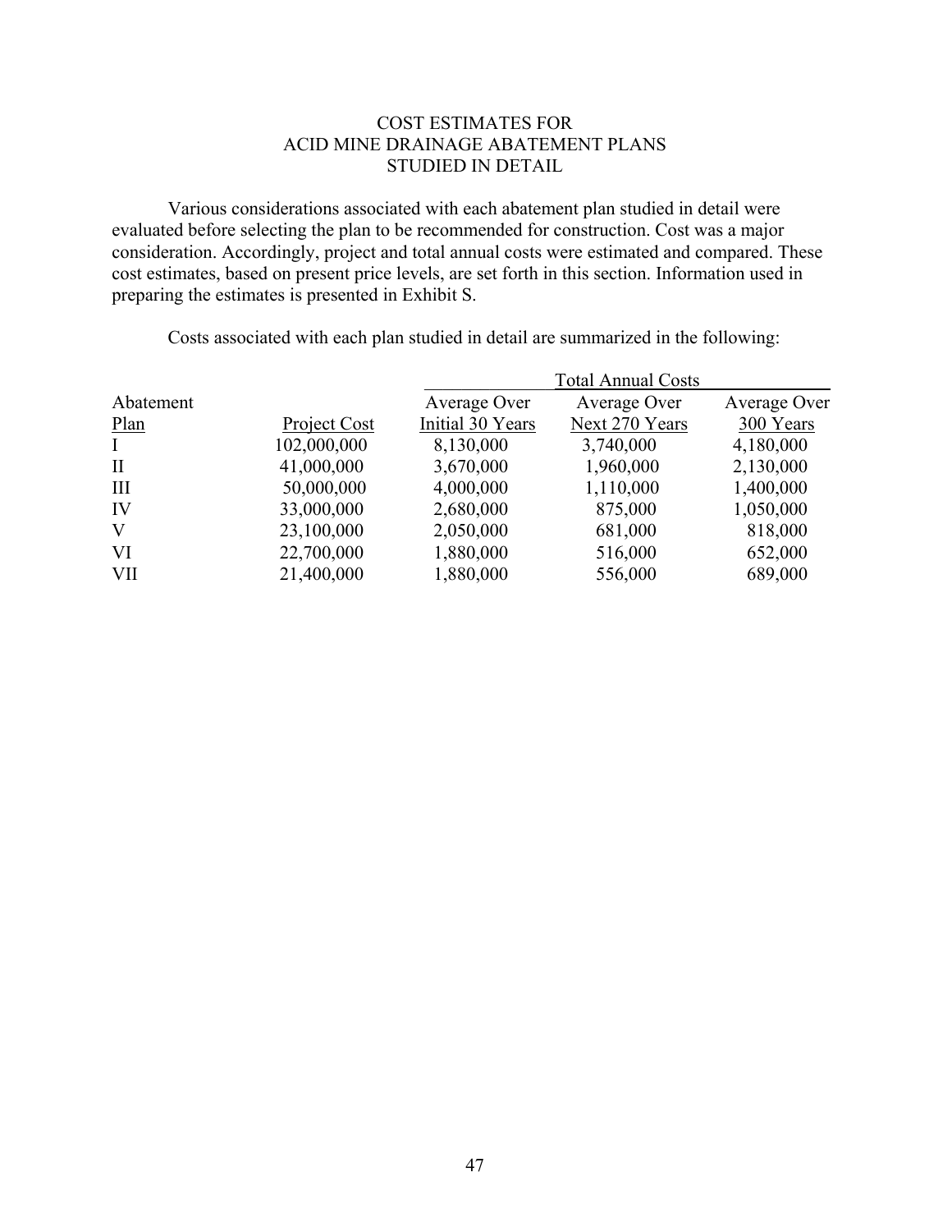# COST ESTIMATES FOR ACID MINE DRAINAGE ABATEMENT PLANS STUDIED IN DETAIL

Various considerations associated with each abatement plan studied in detail were evaluated before selecting the plan to be recommended for construction. Cost was a major consideration. Accordingly, project and total annual costs were estimated and compared. These cost estimates, based on present price levels, are set forth in this section. Information used in preparing the estimates is presented in Exhibit S.

Costs associated with each plan studied in detail are summarized in the following:

| Abatement Plan | Project Cost | Total Annual Costs Average Over Initial 30 Years | Average Over Next 270 Years | Average Over 300 Years |
|---|---|---|---|---|
| I | 102,000,000 | 8,130,000 | 3,740,000 | 4,180,000 |
| II | 41,000,000 | 3,670,000 | 1,960,000 | 2,130,000 |
| III | 50,000,000 | 4,000,000 | 1,110,000 | 1,400,000 |
| IV | 33,000,000 | 2,680,000 | 875,000 | 1,050,000 |
| V | 23,100,000 | 2,050,000 | 681,000 | 818,000 |
| VI | 22,700,000 | 1,880,000 | 516,000 | 652,000 |
| VII | 21,400,000 | 1,880,000 | 556,000 | 689,000 |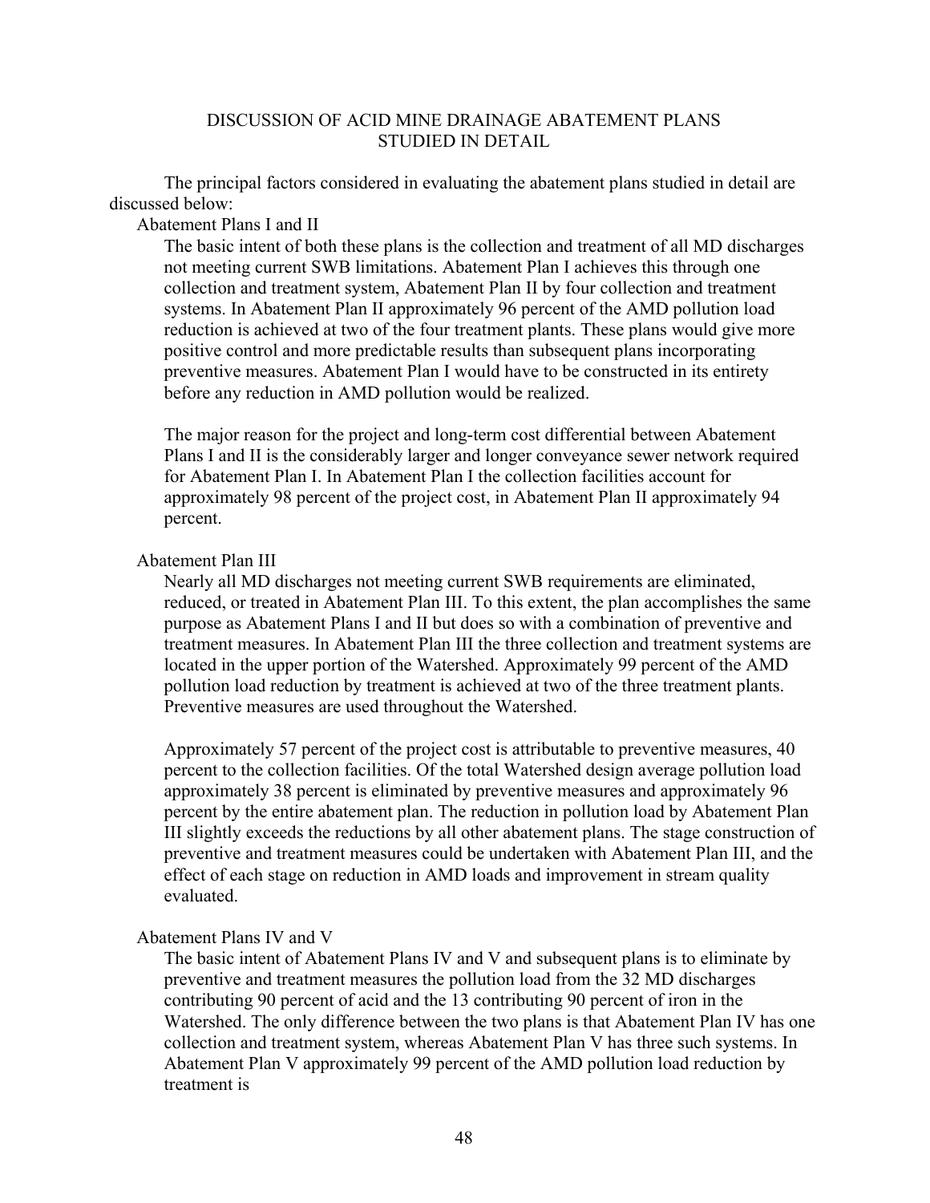## DISCUSSION OF ACID MINE DRAINAGE ABATEMENT PLANS STUDIED IN DETAIL

The principal factors considered in evaluating the abatement plans studied in detail are discussed below:

### Abatement Plans I and II

The basic intent of both these plans is the collection and treatment of all MD discharges not meeting current SWB limitations. Abatement Plan I achieves this through one collection and treatment system, Abatement Plan II by four collection and treatment systems. In Abatement Plan II approximately 96 percent of the AMD pollution load reduction is achieved at two of the four treatment plants. These plans would give more positive control and more predictable results than subsequent plans incorporating preventive measures. Abatement Plan I would have to be constructed in its entirety before any reduction in AMD pollution would be realized.

The major reason for the project and long-term cost differential between Abatement Plans I and II is the considerably larger and longer conveyance sewer network required for Abatement Plan I. In Abatement Plan I the collection facilities account for approximately 98 percent of the project cost, in Abatement Plan II approximately 94 percent.

### Abatement Plan III

Nearly all MD discharges not meeting current SWB requirements are eliminated, reduced, or treated in Abatement Plan III. To this extent, the plan accomplishes the same purpose as Abatement Plans I and II but does so with a combination of preventive and treatment measures. In Abatement Plan III the three collection and treatment systems are located in the upper portion of the Watershed. Approximately 99 percent of the AMD pollution load reduction by treatment is achieved at two of the three treatment plants. Preventive measures are used throughout the Watershed.

Approximately 57 percent of the project cost is attributable to preventive measures, 40 percent to the collection facilities. Of the total Watershed design average pollution load approximately 38 percent is eliminated by preventive measures and approximately 96 percent by the entire abatement plan. The reduction in pollution load by Abatement Plan III slightly exceeds the reductions by all other abatement plans. The stage construction of preventive and treatment measures could be undertaken with Abatement Plan III, and the effect of each stage on reduction in AMD loads and improvement in stream quality evaluated.

### Abatement Plans IV and V

The basic intent of Abatement Plans IV and V and subsequent plans is to eliminate by preventive and treatment measures the pollution load from the 32 MD discharges contributing 90 percent of acid and the 13 contributing 90 percent of iron in the Watershed. The only difference between the two plans is that Abatement Plan IV has one collection and treatment system, whereas Abatement Plan V has three such systems. In Abatement Plan V approximately 99 percent of the AMD pollution load reduction by treatment is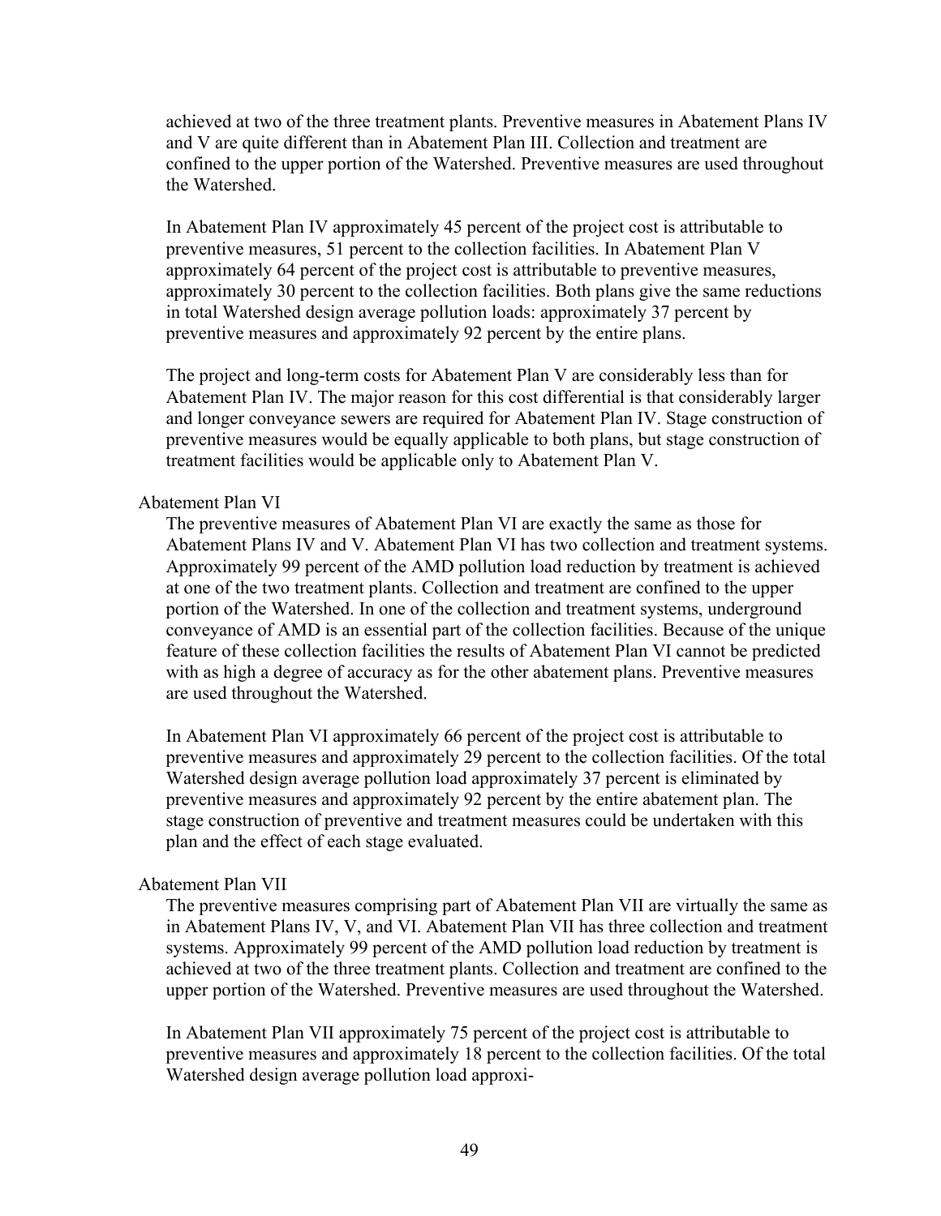achieved at two of the three treatment plants. Preventive measures in Abatement Plans IV and V are quite different than in Abatement Plan III. Collection and treatment are confined to the upper portion of the Watershed. Preventive measures are used throughout the Watershed.

In Abatement Plan IV approximately 45 percent of the project cost is attributable to preventive measures, 51 percent to the collection facilities. In Abatement Plan V approximately 64 percent of the project cost is attributable to preventive measures, approximately 30 percent to the collection facilities. Both plans give the same reductions in total Watershed design average pollution loads: approximately 37 percent by preventive measures and approximately 92 percent by the entire plans.

The project and long-term costs for Abatement Plan V are considerably less than for Abatement Plan IV. The major reason for this cost differential is that considerably larger and longer conveyance sewers are required for Abatement Plan IV. Stage construction of preventive measures would be equally applicable to both plans, but stage construction of treatment facilities would be applicable only to Abatement Plan V.

Abatement Plan VI

The preventive measures of Abatement Plan VI are exactly the same as those for Abatement Plans IV and V. Abatement Plan VI has two collection and treatment systems. Approximately 99 percent of the AMD pollution load reduction by treatment is achieved at one of the two treatment plants. Collection and treatment are confined to the upper portion of the Watershed. In one of the collection and treatment systems, underground conveyance of AMD is an essential part of the collection facilities. Because of the unique feature of these collection facilities the results of Abatement Plan VI cannot be predicted with as high a degree of accuracy as for the other abatement plans. Preventive measures are used throughout the Watershed.

In Abatement Plan VI approximately 66 percent of the project cost is attributable to preventive measures and approximately 29 percent to the collection facilities. Of the total Watershed design average pollution load approximately 37 percent is eliminated by preventive measures and approximately 92 percent by the entire abatement plan. The stage construction of preventive and treatment measures could be undertaken with this plan and the effect of each stage evaluated.

Abatement Plan VII

The preventive measures comprising part of Abatement Plan VII are virtually the same as in Abatement Plans IV, V, and VI. Abatement Plan VII has three collection and treatment systems. Approximately 99 percent of the AMD pollution load reduction by treatment is achieved at two of the three treatment plants. Collection and treatment are confined to the upper portion of the Watershed. Preventive measures are used throughout the Watershed.

In Abatement Plan VII approximately 75 percent of the project cost is attributable to preventive measures and approximately 18 percent to the collection facilities. Of the total Watershed design average pollution load approxi-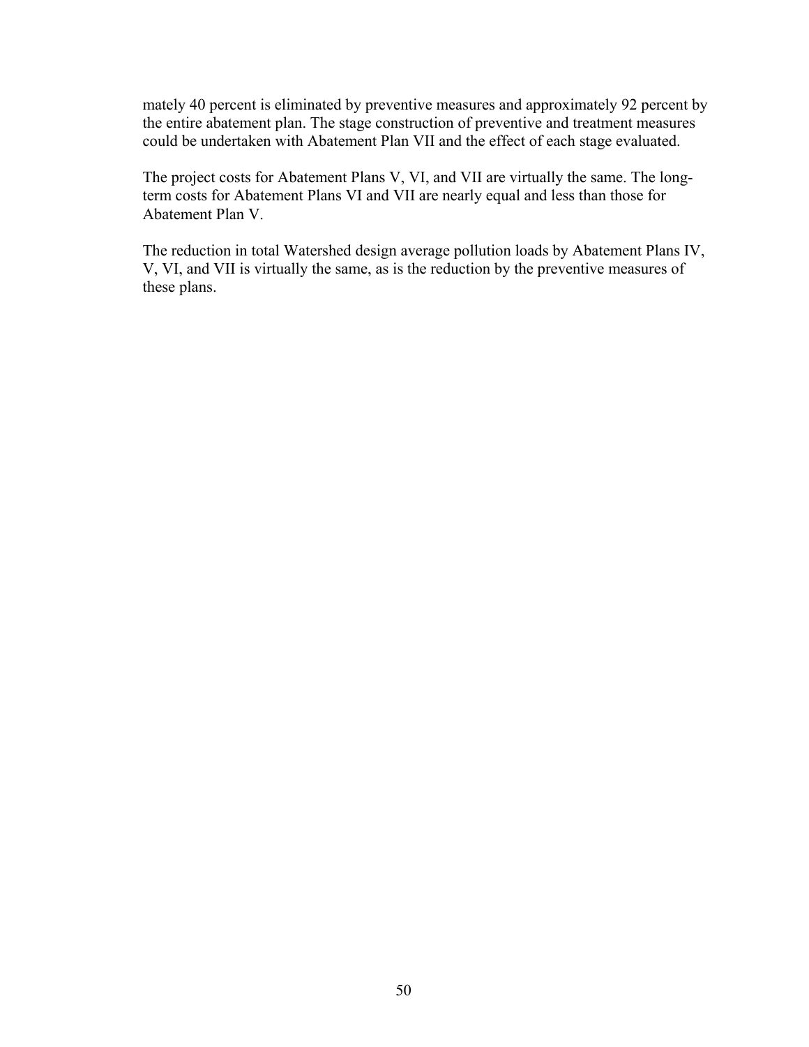mately 40 percent is eliminated by preventive measures and approximately 92 percent by the entire abatement plan. The stage construction of preventive and treatment measures could be undertaken with Abatement Plan VII and the effect of each stage evaluated.

The project costs for Abatement Plans V, VI, and VII are virtually the same. The long-term costs for Abatement Plans VI and VII are nearly equal and less than those for Abatement Plan V.

The reduction in total Watershed design average pollution loads by Abatement Plans IV, V, VI, and VII is virtually the same, as is the reduction by the preventive measures of these plans.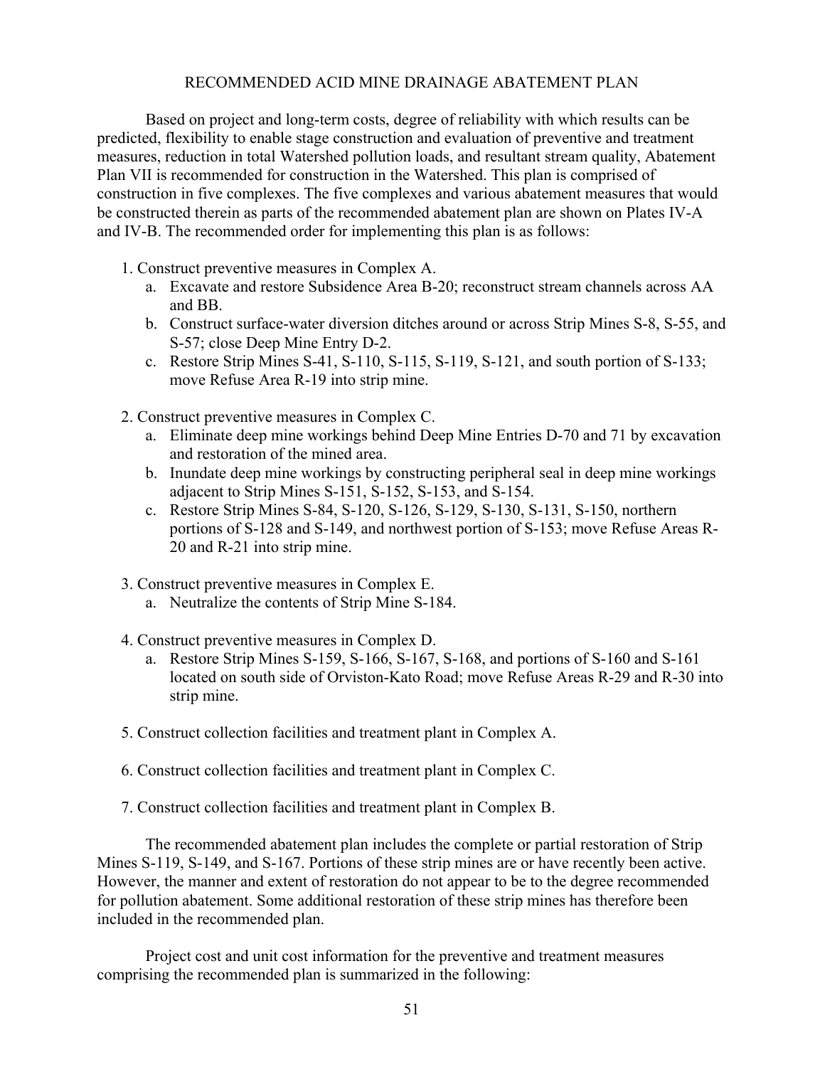## RECOMMENDED ACID MINE DRAINAGE ABATEMENT PLAN

Based on project and long-term costs, degree of reliability with which results can be predicted, flexibility to enable stage construction and evaluation of preventive and treatment measures, reduction in total Watershed pollution loads, and resultant stream quality, Abatement Plan VII is recommended for construction in the Watershed. This plan is comprised of construction in five complexes. The five complexes and various abatement measures that would be constructed therein as parts of the recommended abatement plan are shown on Plates IV-A and IV-B. The recommended order for implementing this plan is as follows:

1. Construct preventive measures in Complex A.
   a. Excavate and restore Subsidence Area B-20; reconstruct stream channels across AA and BB.
   b. Construct surface-water diversion ditches around or across Strip Mines S-8, S-55, and S-57; close Deep Mine Entry D-2.
   c. Restore Strip Mines S-41, S-110, S-115, S-119, S-121, and south portion of S-133; move Refuse Area R-19 into strip mine.

2. Construct preventive measures in Complex C.
   a. Eliminate deep mine workings behind Deep Mine Entries D-70 and 71 by excavation and restoration of the mined area.
   b. Inundate deep mine workings by constructing peripheral seal in deep mine workings adjacent to Strip Mines S-151, S-152, S-153, and S-154.
   c. Restore Strip Mines S-84, S-120, S-126, S-129, S-130, S-131, S-150, northern portions of S-128 and S-149, and northwest portion of S-153; move Refuse Areas R-20 and R-21 into strip mine.

3. Construct preventive measures in Complex E.
   a. Neutralize the contents of Strip Mine S-184.

4. Construct preventive measures in Complex D.
   a. Restore Strip Mines S-159, S-166, S-167, S-168, and portions of S-160 and S-161 located on south side of Orviston-Kato Road; move Refuse Areas R-29 and R-30 into strip mine.

5. Construct collection facilities and treatment plant in Complex A.

6. Construct collection facilities and treatment plant in Complex C.

7. Construct collection facilities and treatment plant in Complex B.

The recommended abatement plan includes the complete or partial restoration of Strip Mines S-119, S-149, and S-167. Portions of these strip mines are or have recently been active. However, the manner and extent of restoration do not appear to be to the degree recommended for pollution abatement. Some additional restoration of these strip mines has therefore been included in the recommended plan.

Project cost and unit cost information for the preventive and treatment measures comprising the recommended plan is summarized in the following: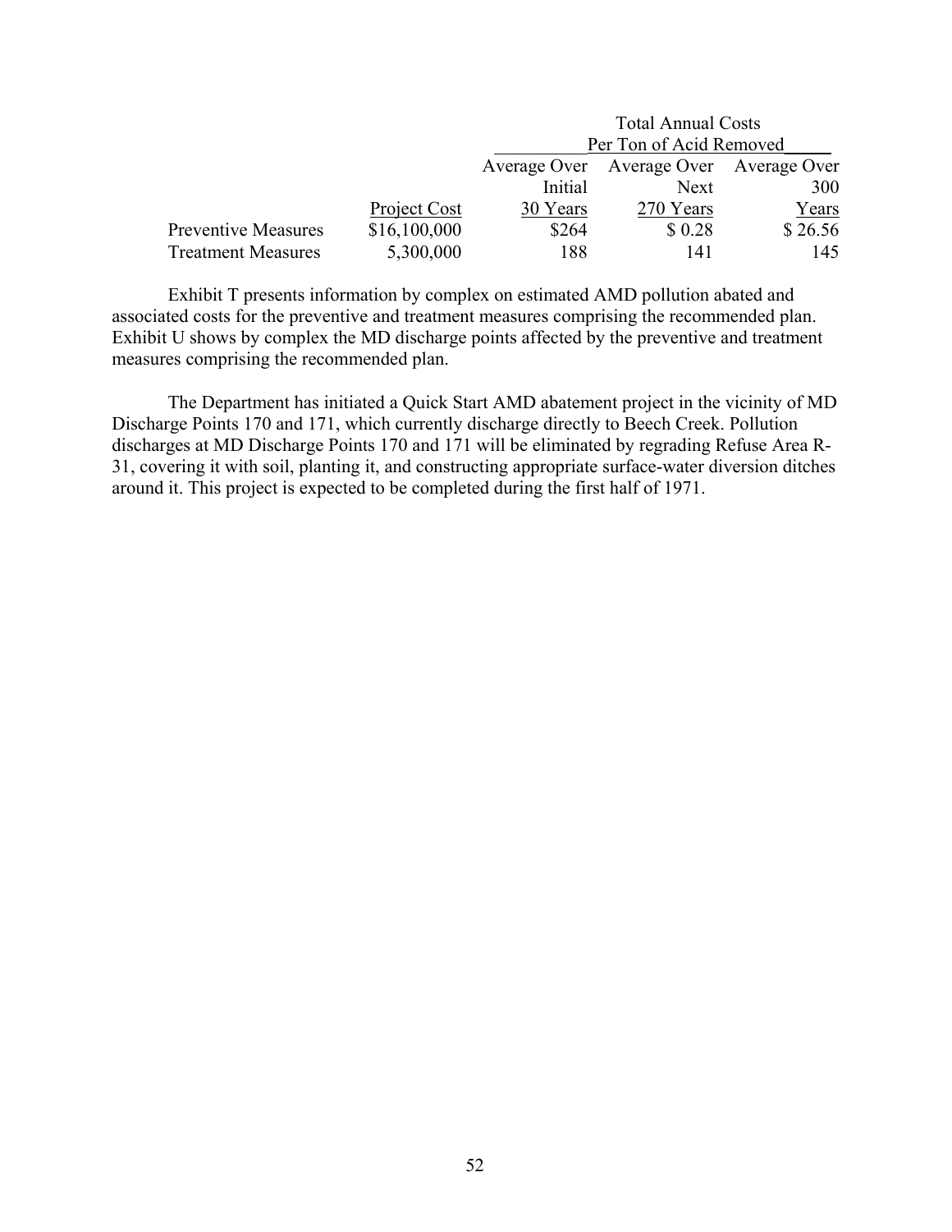| | Project Cost | Total Annual Costs Per Ton of Acid Removed | | |
|---|---|---|---|---|
| | | Average Over Initial 30 Years | Average Over Next 270 Years | Average Over 300 Years |
| Preventive Measures | $16,100,000 | $264 | $ 0.28 | $ 26.56 |
| Treatment Measures | 5,300,000 | 188 | 141 | 145 |

Exhibit T presents information by complex on estimated AMD pollution abated and associated costs for the preventive and treatment measures comprising the recommended plan. Exhibit U shows by complex the MD discharge points affected by the preventive and treatment measures comprising the recommended plan.

The Department has initiated a Quick Start AMD abatement project in the vicinity of MD Discharge Points 170 and 171, which currently discharge directly to Beech Creek. Pollution discharges at MD Discharge Points 170 and 171 will be eliminated by regrading Refuse Area R-31, covering it with soil, planting it, and constructing appropriate surface-water diversion ditches around it. This project is expected to be completed during the first half of 1971.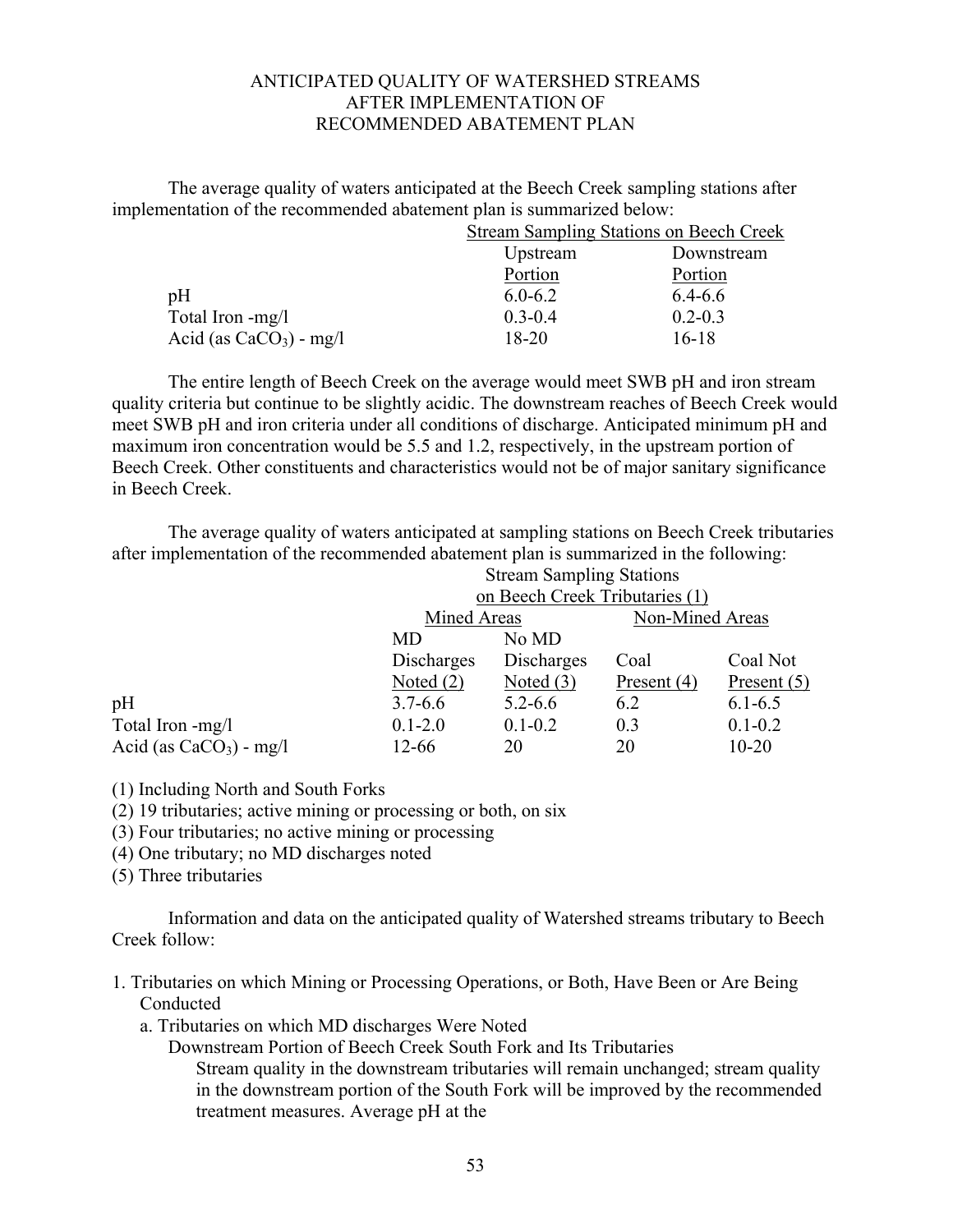# ANTICIPATED QUALITY OF WATERSHED STREAMS AFTER IMPLEMENTATION OF RECOMMENDED ABATEMENT PLAN

The average quality of waters anticipated at the Beech Creek sampling stations after implementation of the recommended abatement plan is summarized below:

| | Stream Sampling Stations on Beech Creek | |
|---|---|---|
| | Upstream Portion | Downstream Portion |
| pH | 6.0-6.2 | 6.4-6.6 |
| Total Iron -mg/l | 0.3-0.4 | 0.2-0.3 |
| Acid (as $CaCO_3$) - mg/l | 18-20 | 16-18 |

The entire length of Beech Creek on the average would meet SWB pH and iron stream quality criteria but continue to be slightly acidic. The downstream reaches of Beech Creek would meet SWB pH and iron criteria under all conditions of discharge. Anticipated minimum pH and maximum iron concentration would be 5.5 and 1.2, respectively, in the upstream portion of Beech Creek. Other constituents and characteristics would not be of major sanitary significance in Beech Creek.

The average quality of waters anticipated at sampling stations on Beech Creek tributaries after implementation of the recommended abatement plan is summarized in the following:

| | Stream Sampling Stations on Beech Creek Tributaries (1) | | | |
|---|---|---|---|---|
| | Mined Areas | | Non-Mined Areas | |
| | MD Discharges Noted (2) | No MD Discharges Noted (3) | Coal Present (4) | Coal Not Present (5) |
| pH | 3.7-6.6 | 5.2-6.6 | 6.2 | 6.1-6.5 |
| Total Iron -mg/l | 0.1-2.0 | 0.1-0.2 | 0.3 | 0.1-0.2 |
| Acid (as $CaCO_3$) - mg/l | 12-66 | 20 | 20 | 10-20 |

(1) Including North and South Forks
(2) 19 tributaries; active mining or processing or both, on six
(3) Four tributaries; no active mining or processing
(4) One tributary; no MD discharges noted
(5) Three tributaries

Information and data on the anticipated quality of Watershed streams tributary to Beech Creek follow:

1. Tributaries on which Mining or Processing Operations, or Both, Have Been or Are Being Conducted
   a. Tributaries on which MD discharges Were Noted
      Downstream Portion of Beech Creek South Fork and Its Tributaries
      Stream quality in the downstream tributaries will remain unchanged; stream quality in the downstream portion of the South Fork will be improved by the recommended treatment measures. Average pH at the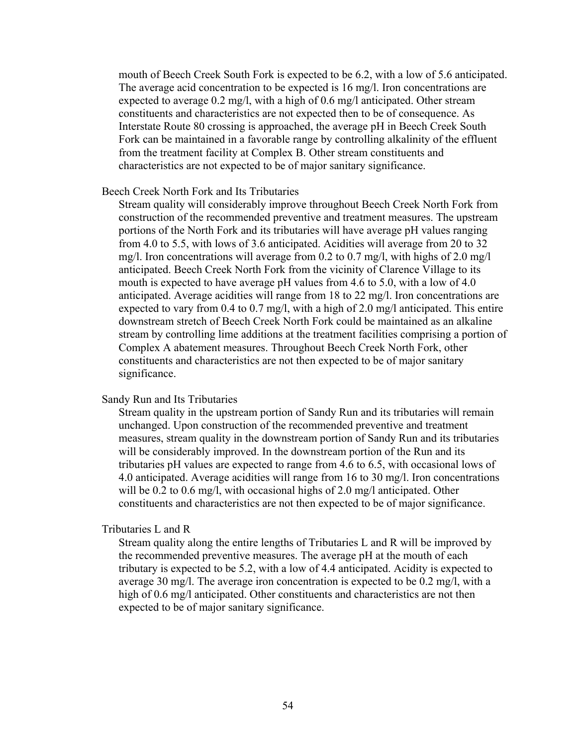mouth of Beech Creek South Fork is expected to be 6.2, with a low of 5.6 anticipated. The average acid concentration to be expected is 16 mg/l. Iron concentrations are expected to average 0.2 mg/l, with a high of 0.6 mg/l anticipated. Other stream constituents and characteristics are not expected then to be of consequence. As Interstate Route 80 crossing is approached, the average pH in Beech Creek South Fork can be maintained in a favorable range by controlling alkalinity of the effluent from the treatment facility at Complex B. Other stream constituents and characteristics are not expected to be of major sanitary significance.

Beech Creek North Fork and Its Tributaries

Stream quality will considerably improve throughout Beech Creek North Fork from construction of the recommended preventive and treatment measures. The upstream portions of the North Fork and its tributaries will have average pH values ranging from 4.0 to 5.5, with lows of 3.6 anticipated. Acidities will average from 20 to 32 mg/l. Iron concentrations will average from 0.2 to 0.7 mg/l, with highs of 2.0 mg/l anticipated. Beech Creek North Fork from the vicinity of Clarence Village to its mouth is expected to have average pH values from 4.6 to 5.0, with a low of 4.0 anticipated. Average acidities will range from 18 to 22 mg/l. Iron concentrations are expected to vary from 0.4 to 0.7 mg/l, with a high of 2.0 mg/l anticipated. This entire downstream stretch of Beech Creek North Fork could be maintained as an alkaline stream by controlling lime additions at the treatment facilities comprising a portion of Complex A abatement measures. Throughout Beech Creek North Fork, other constituents and characteristics are not then expected to be of major sanitary significance.

Sandy Run and Its Tributaries

Stream quality in the upstream portion of Sandy Run and its tributaries will remain unchanged. Upon construction of the recommended preventive and treatment measures, stream quality in the downstream portion of Sandy Run and its tributaries will be considerably improved. In the downstream portion of the Run and its tributaries pH values are expected to range from 4.6 to 6.5, with occasional lows of 4.0 anticipated. Average acidities will range from 16 to 30 mg/l. Iron concentrations will be 0.2 to 0.6 mg/l, with occasional highs of 2.0 mg/l anticipated. Other constituents and characteristics are not then expected to be of major significance.

Tributaries L and R

Stream quality along the entire lengths of Tributaries L and R will be improved by the recommended preventive measures. The average pH at the mouth of each tributary is expected to be 5.2, with a low of 4.4 anticipated. Acidity is expected to average 30 mg/l. The average iron concentration is expected to be 0.2 mg/l, with a high of 0.6 mg/l anticipated. Other constituents and characteristics are not then expected to be of major sanitary significance.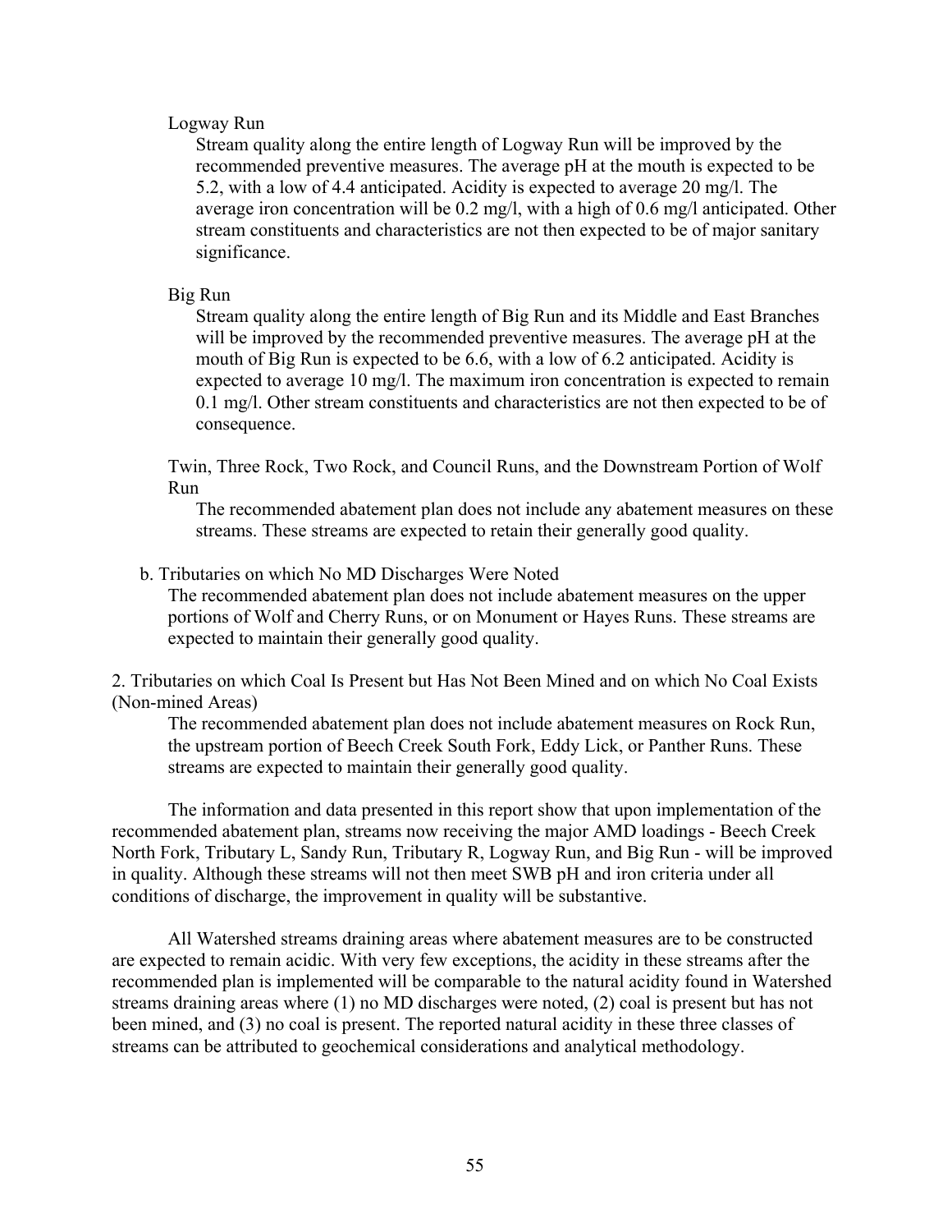Logway Run

Stream quality along the entire length of Logway Run will be improved by the recommended preventive measures. The average pH at the mouth is expected to be 5.2, with a low of 4.4 anticipated. Acidity is expected to average 20 mg/l. The average iron concentration will be 0.2 mg/l, with a high of 0.6 mg/l anticipated. Other stream constituents and characteristics are not then expected to be of major sanitary significance.

Big Run

Stream quality along the entire length of Big Run and its Middle and East Branches will be improved by the recommended preventive measures. The average pH at the mouth of Big Run is expected to be 6.6, with a low of 6.2 anticipated. Acidity is expected to average 10 mg/l. The maximum iron concentration is expected to remain 0.1 mg/l. Other stream constituents and characteristics are not then expected to be of consequence.

Twin, Three Rock, Two Rock, and Council Runs, and the Downstream Portion of Wolf Run

The recommended abatement plan does not include any abatement measures on these streams. These streams are expected to retain their generally good quality.

b. Tributaries on which No MD Discharges Were Noted

The recommended abatement plan does not include abatement measures on the upper portions of Wolf and Cherry Runs, or on Monument or Hayes Runs. These streams are expected to maintain their generally good quality.

2. Tributaries on which Coal Is Present but Has Not Been Mined and on which No Coal Exists (Non-mined Areas)

The recommended abatement plan does not include abatement measures on Rock Run, the upstream portion of Beech Creek South Fork, Eddy Lick, or Panther Runs. These streams are expected to maintain their generally good quality.

The information and data presented in this report show that upon implementation of the recommended abatement plan, streams now receiving the major AMD loadings - Beech Creek North Fork, Tributary L, Sandy Run, Tributary R, Logway Run, and Big Run - will be improved in quality. Although these streams will not then meet SWB pH and iron criteria under all conditions of discharge, the improvement in quality will be substantive.

All Watershed streams draining areas where abatement measures are to be constructed are expected to remain acidic. With very few exceptions, the acidity in these streams after the recommended plan is implemented will be comparable to the natural acidity found in Watershed streams draining areas where (1) no MD discharges were noted, (2) coal is present but has not been mined, and (3) no coal is present. The reported natural acidity in these three classes of streams can be attributed to geochemical considerations and analytical methodology.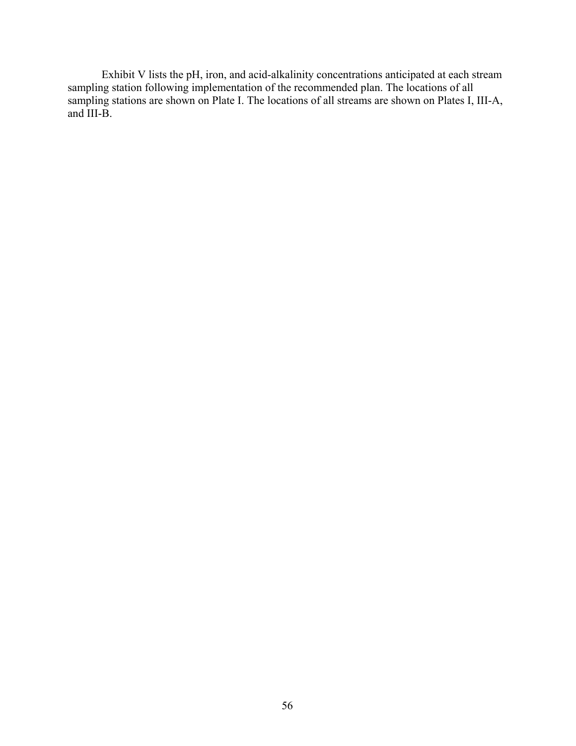Exhibit V lists the pH, iron, and acid-alkalinity concentrations anticipated at each stream sampling station following implementation of the recommended plan. The locations of all sampling stations are shown on Plate I. The locations of all streams are shown on Plates I, III-A, and III-B.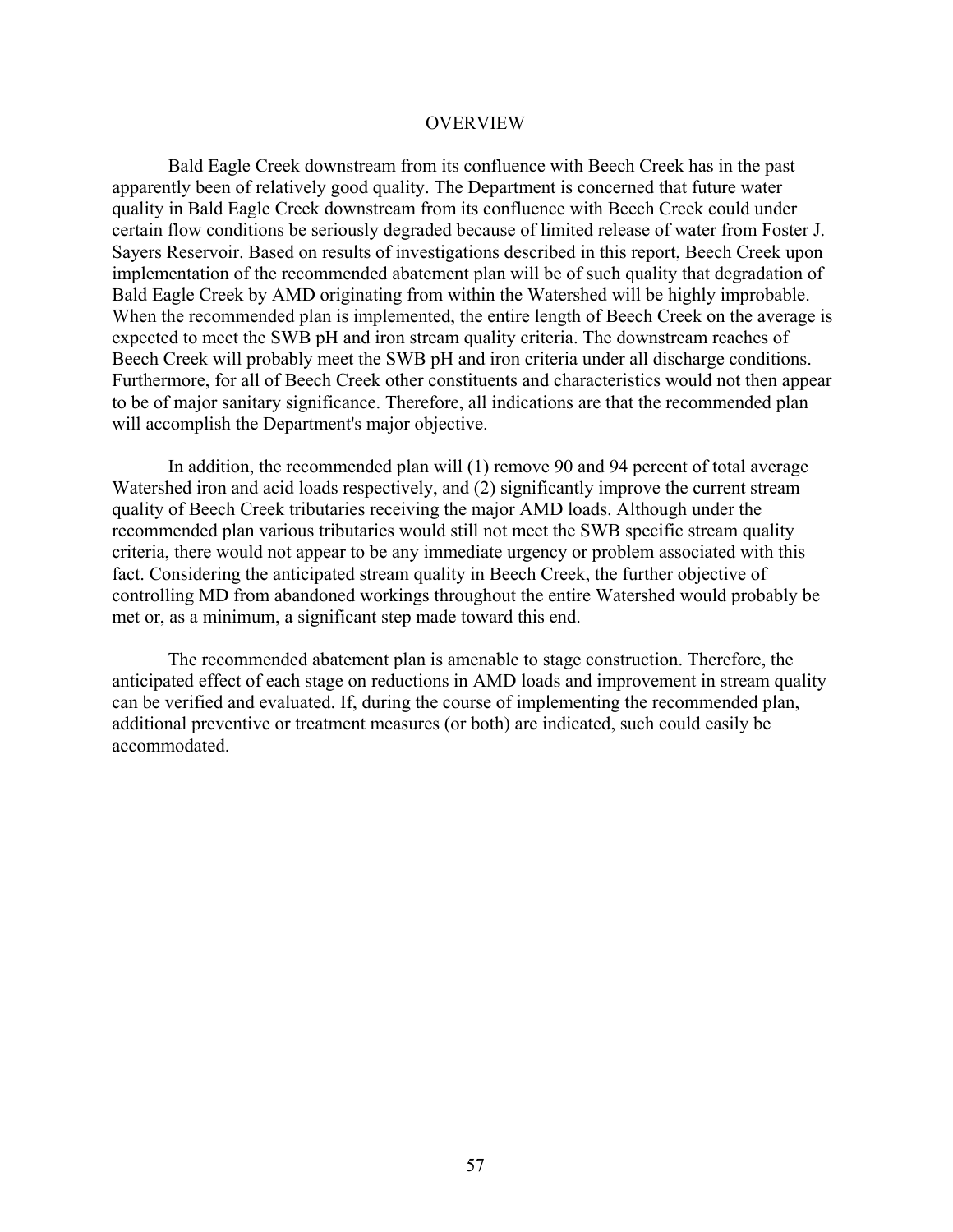## OVERVIEW

Bald Eagle Creek downstream from its confluence with Beech Creek has in the past apparently been of relatively good quality. The Department is concerned that future water quality in Bald Eagle Creek downstream from its confluence with Beech Creek could under certain flow conditions be seriously degraded because of limited release of water from Foster J. Sayers Reservoir. Based on results of investigations described in this report, Beech Creek upon implementation of the recommended abatement plan will be of such quality that degradation of Bald Eagle Creek by AMD originating from within the Watershed will be highly improbable. When the recommended plan is implemented, the entire length of Beech Creek on the average is expected to meet the SWB pH and iron stream quality criteria. The downstream reaches of Beech Creek will probably meet the SWB pH and iron criteria under all discharge conditions. Furthermore, for all of Beech Creek other constituents and characteristics would not then appear to be of major sanitary significance. Therefore, all indications are that the recommended plan will accomplish the Department's major objective.

In addition, the recommended plan will (1) remove 90 and 94 percent of total average Watershed iron and acid loads respectively, and (2) significantly improve the current stream quality of Beech Creek tributaries receiving the major AMD loads. Although under the recommended plan various tributaries would still not meet the SWB specific stream quality criteria, there would not appear to be any immediate urgency or problem associated with this fact. Considering the anticipated stream quality in Beech Creek, the further objective of controlling MD from abandoned workings throughout the entire Watershed would probably be met or, as a minimum, a significant step made toward this end.

The recommended abatement plan is amenable to stage construction. Therefore, the anticipated effect of each stage on reductions in AMD loads and improvement in stream quality can be verified and evaluated. If, during the course of implementing the recommended plan, additional preventive or treatment measures (or both) are indicated, such could easily be accommodated.